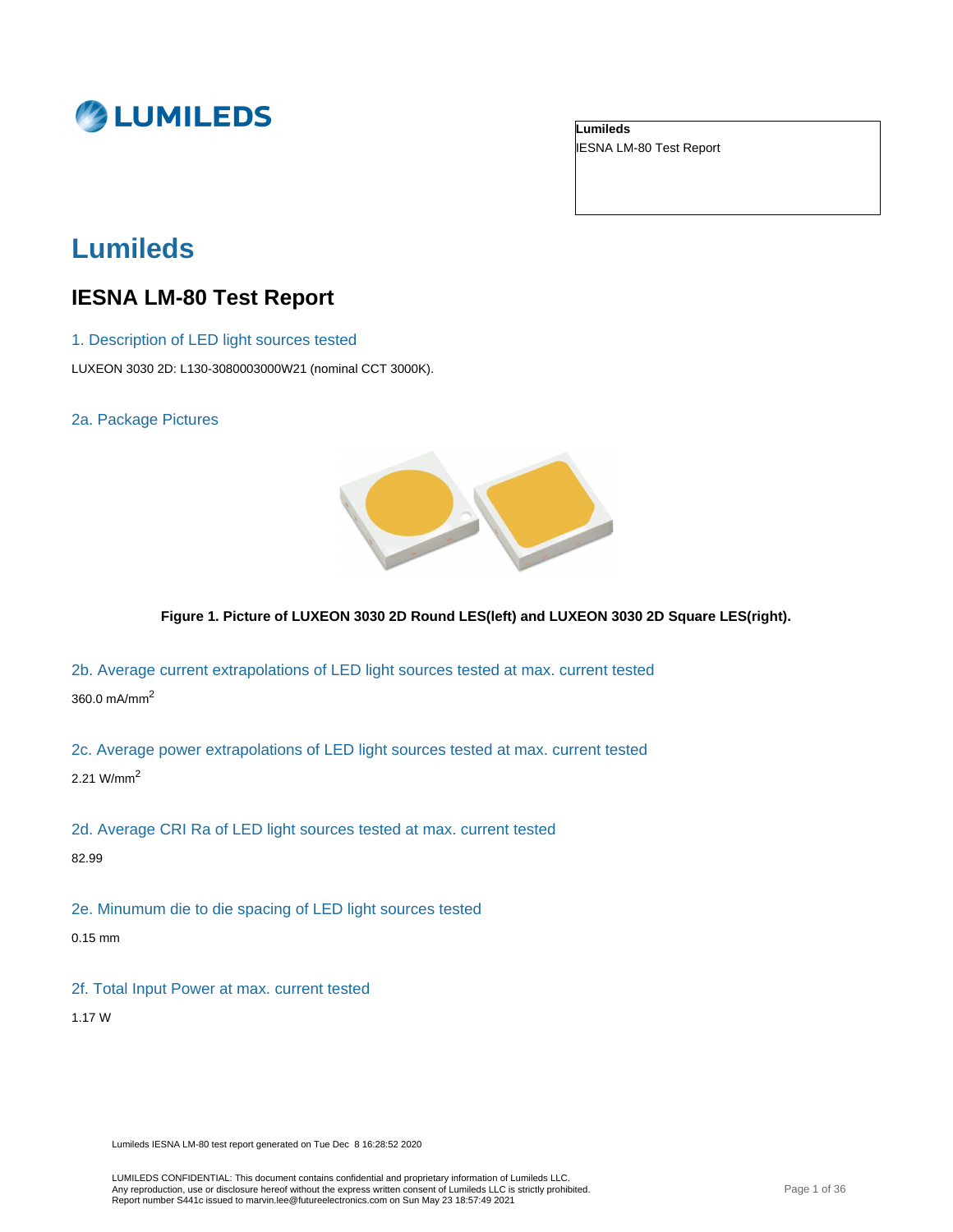Lumileds
IESNA LM-80 Test Report

# Lumileds

## IESNA LM-80 Test Report

### 1. Description of LED light sources tested

LUXEON 3030 2D: L130-3080003000W21 (nominal CCT 3000K).

### 2a. Package Pictures

**Figure 1. Picture of LUXEON 3030 2D Round LES(left) and LUXEON 3030 2D Square LES(right).**

### 2b. Average current extrapolations of LED light sources tested at max. current tested

360.0 $mA/mm^2$

### 2c. Average power extrapolations of LED light sources tested at max. current tested

2.21 $W/mm^2$

### 2d. Average CRI Ra of LED light sources tested at max. current tested

82.99

### 2e. Minumum die to die spacing of LED light sources tested

0.15 mm

### 2f. Total Input Power at max. current tested

1.17 W

Lumileds IESNA LM-80 test report generated on Tue Dec 8 16:28:52 2020

LUMILEDS CONFIDENTIAL: This document contains confidential and proprietary information of Lumileds LLC.
Any reproduction, use or disclosure hereof without the express written consent of Lumileds LLC is strictly prohibited.
Report number S441c issued to marvin.lee@futureelectronics.com on Sun May 23 18:57:49 2021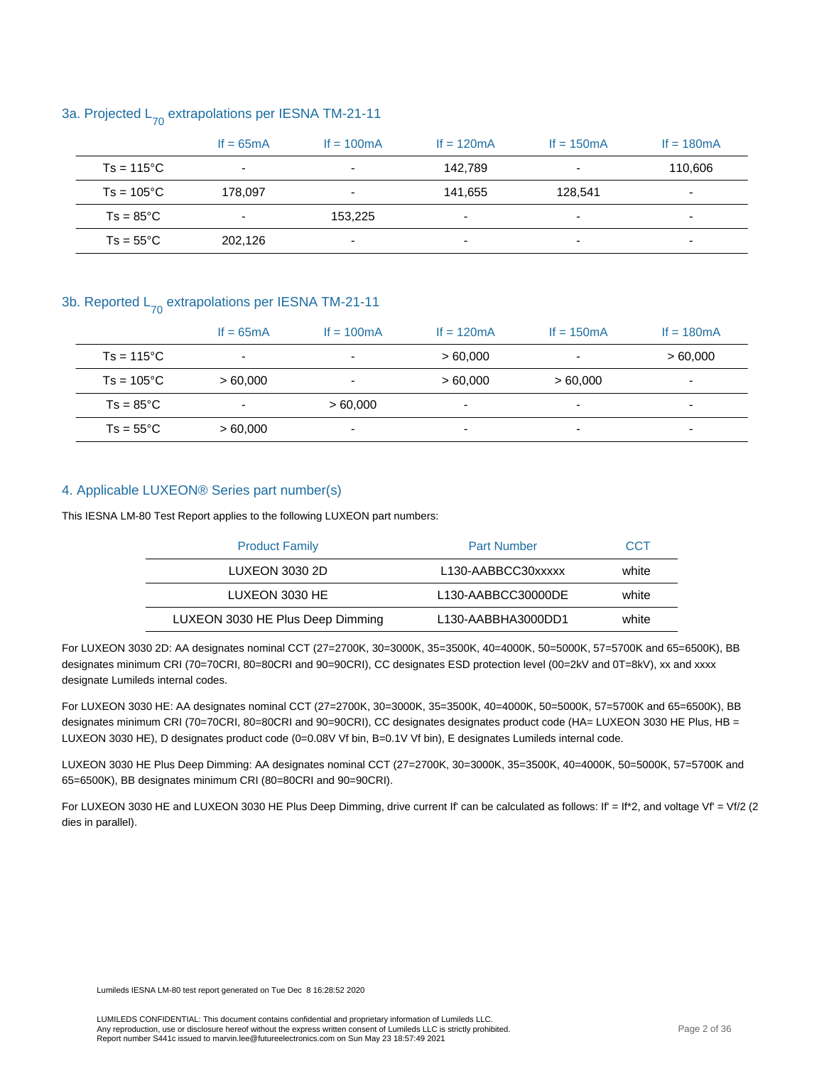### 3a. Projected $L_{70}$ extrapolations per IESNA TM-21-11

| | If = 65mA | If = 100mA | If = 120mA | If = 150mA | If = 180mA |
|---|---|---|---|---|---|
| Ts = 115°C | - | - | 142,789 | - | 110,606 |
| Ts = 105°C | 178,097 | - | 141,655 | 128,541 | - |
| Ts = 85°C | - | 153,225 | - | - | - |
| Ts = 55°C | 202,126 | - | - | - | - |

### 3b. Reported $L_{70}$ extrapolations per IESNA TM-21-11

| | If = 65mA | If = 100mA | If = 120mA | If = 150mA | If = 180mA |
|---|---|---|---|---|---|
| Ts = 115°C | - | - | > 60,000 | - | > 60,000 |
| Ts = 105°C | > 60,000 | - | > 60,000 | > 60,000 | - |
| Ts = 85°C | - | > 60,000 | - | - | - |
| Ts = 55°C | > 60,000 | - | - | - | - |

### 4. Applicable LUXEON® Series part number(s)

This IESNA LM-80 Test Report applies to the following LUXEON part numbers:

| Product Family | Part Number | CCT |
|---|---|---|
| LUXEON 3030 2D | L130-AABBCC30xxxxx | white |
| LUXEON 3030 HE | L130-AABBCC30000DE | white |
| LUXEON 3030 HE Plus Deep Dimming | L130-AABBHA3000DD1 | white |

For LUXEON 3030 2D: AA designates nominal CCT (27=2700K, 30=3000K, 35=3500K, 40=4000K, 50=5000K, 57=5700K and 65=6500K), BB designates minimum CRI (70=70CRI, 80=80CRI and 90=90CRI), CC designates ESD protection level (00=2kV and 0T=8kV), xx and xxxx designate Lumileds internal codes.

For LUXEON 3030 HE: AA designates nominal CCT (27=2700K, 30=3000K, 35=3500K, 40=4000K, 50=5000K, 57=5700K and 65=6500K), BB designates minimum CRI (70=70CRI, 80=80CRI and 90=90CRI), CC designates product code (HA= LUXEON 3030 HE Plus, HB = LUXEON 3030 HE), D designates product code (0=0.08V Vf bin, B=0.1V Vf bin), E designates Lumileds internal code.

LUXEON 3030 HE Plus Deep Dimming: AA designates nominal CCT (27=2700K, 30=3000K, 35=3500K, 40=4000K, 50=5000K, 57=5700K and 65=6500K), BB designates minimum CRI (80=80CRI and 90=90CRI).

For LUXEON 3030 HE and LUXEON 3030 HE Plus Deep Dimming, drive current If' can be calculated as follows: If' = If*2, and voltage Vf' = Vf/2 (2 dies in parallel).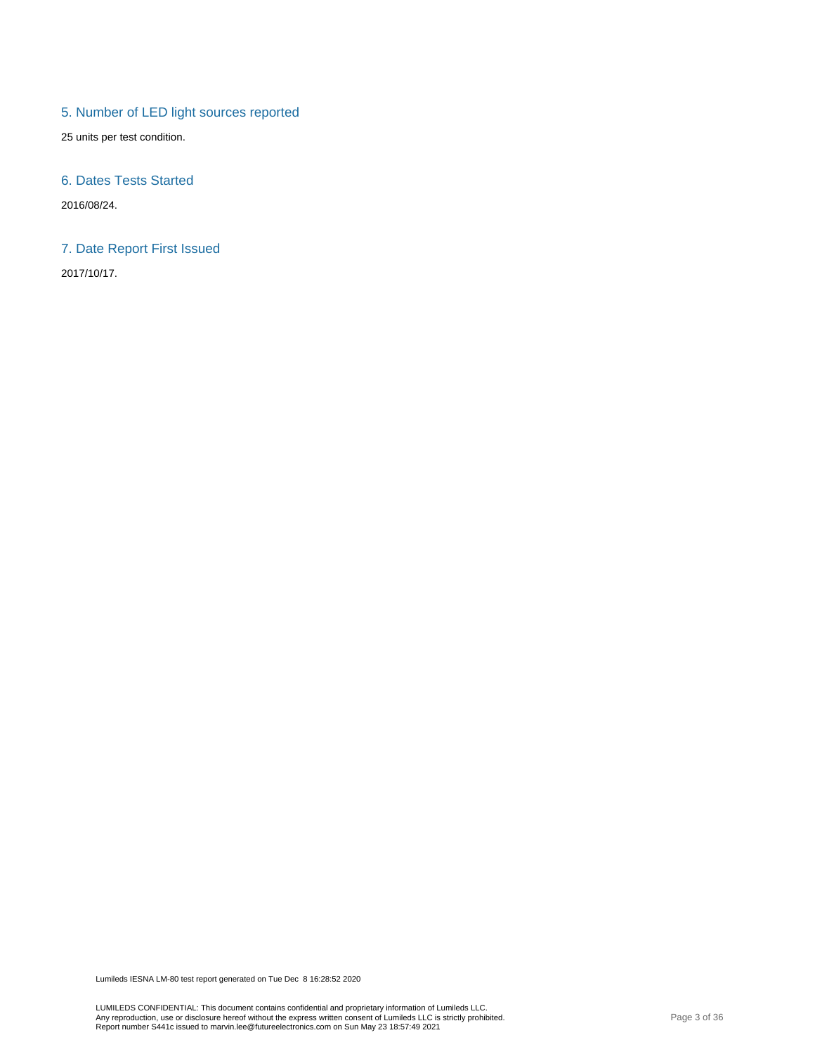## 5. Number of LED light sources reported

25 units per test condition.

## 6. Dates Tests Started

2016/08/24.

## 7. Date Report First Issued

2017/10/17.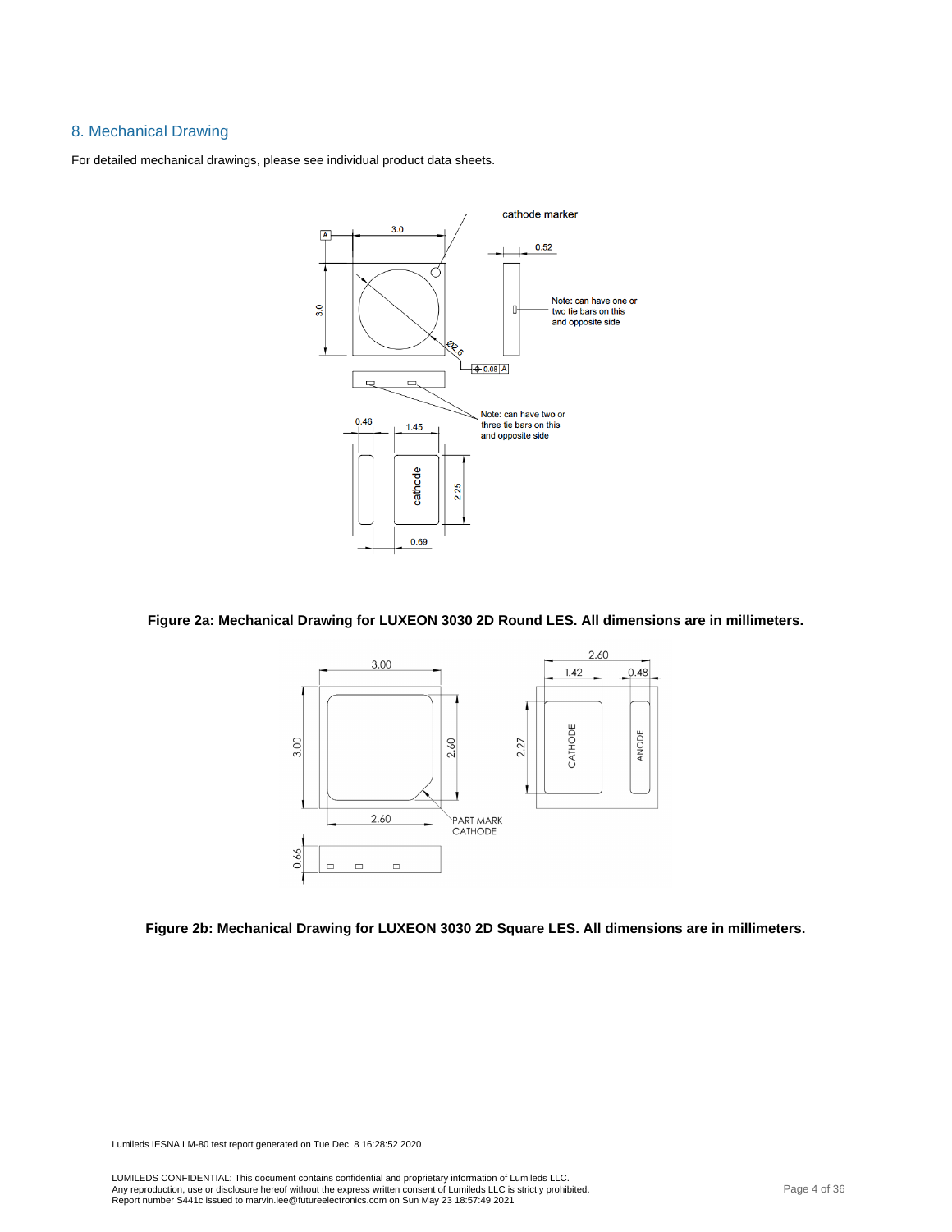## 8. Mechanical Drawing

For detailed mechanical drawings, please see individual product data sheets.

**Figure 2a: Mechanical Drawing for LUXEON 3030 2D Round LES. All dimensions are in millimeters.**

**Figure 2b: Mechanical Drawing for LUXEON 3030 2D Square LES. All dimensions are in millimeters.**

Lumileds IESNA LM-80 test report generated on Tue Dec 8 16:28:52 2020

LUMILEDS CONFIDENTIAL: This document contains confidential and proprietary information of Lumileds LLC.
Any reproduction, use or disclosure hereof without the express written consent of Lumileds LLC is strictly prohibited.
Report number S441c issued to marvin.lee@futureelectronics.com on Sun May 23 18:57:49 2021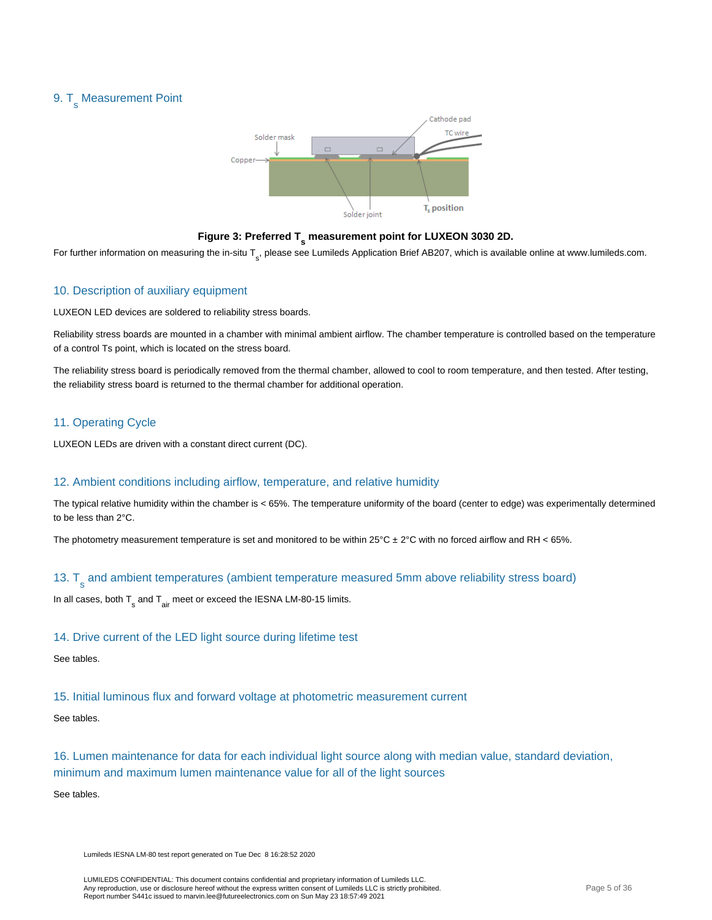## 9. $T_s$ Measurement Point

**Figure 3: Preferred $T_s$ measurement point for LUXEON 3030 2D.**

For further information on measuring the in-situ $T_s$, please see Lumileds Application Brief AB207, which is available online at www.lumileds.com.

## 10. Description of auxiliary equipment

LUXEON LED devices are soldered to reliability stress boards.

Reliability stress boards are mounted in a chamber with minimal ambient airflow. The chamber temperature is controlled based on the temperature of a control Ts point, which is located on the stress board.

The reliability stress board is periodically removed from the thermal chamber, allowed to cool to room temperature, and then tested. After testing, the reliability stress board is returned to the thermal chamber for additional operation.

## 11. Operating Cycle

LUXEON LEDs are driven with a constant direct current (DC).

## 12. Ambient conditions including airflow, temperature, and relative humidity

The typical relative humidity within the chamber is < 65%. The temperature uniformity of the board (center to edge) was experimentally determined to be less than 2°C.

The photometry measurement temperature is set and monitored to be within 25°C ± 2°C with no forced airflow and RH < 65%.

## 13. $T_s$ and ambient temperatures (ambient temperature measured 5mm above reliability stress board)

In all cases, both $T_s$ and $T_{air}$ meet or exceed the IESNA LM-80-15 limits.

## 14. Drive current of the LED light source during lifetime test

See tables.

## 15. Initial luminous flux and forward voltage at photometric measurement current

See tables.

## 16. Lumen maintenance for data for each individual light source along with median value, standard deviation, minimum and maximum lumen maintenance value for all of the light sources

See tables.

Lumileds IESNA LM-80 test report generated on Tue Dec 8 16:28:52 2020

LUMILEDS CONFIDENTIAL: This document contains confidential and proprietary information of Lumileds LLC.
Any reproduction, use or disclosure hereof without the express written consent of Lumileds LLC is strictly prohibited.
Report number S441c issued to marvin.lee@futureelectronics.com on Sun May 23 18:57:49 2021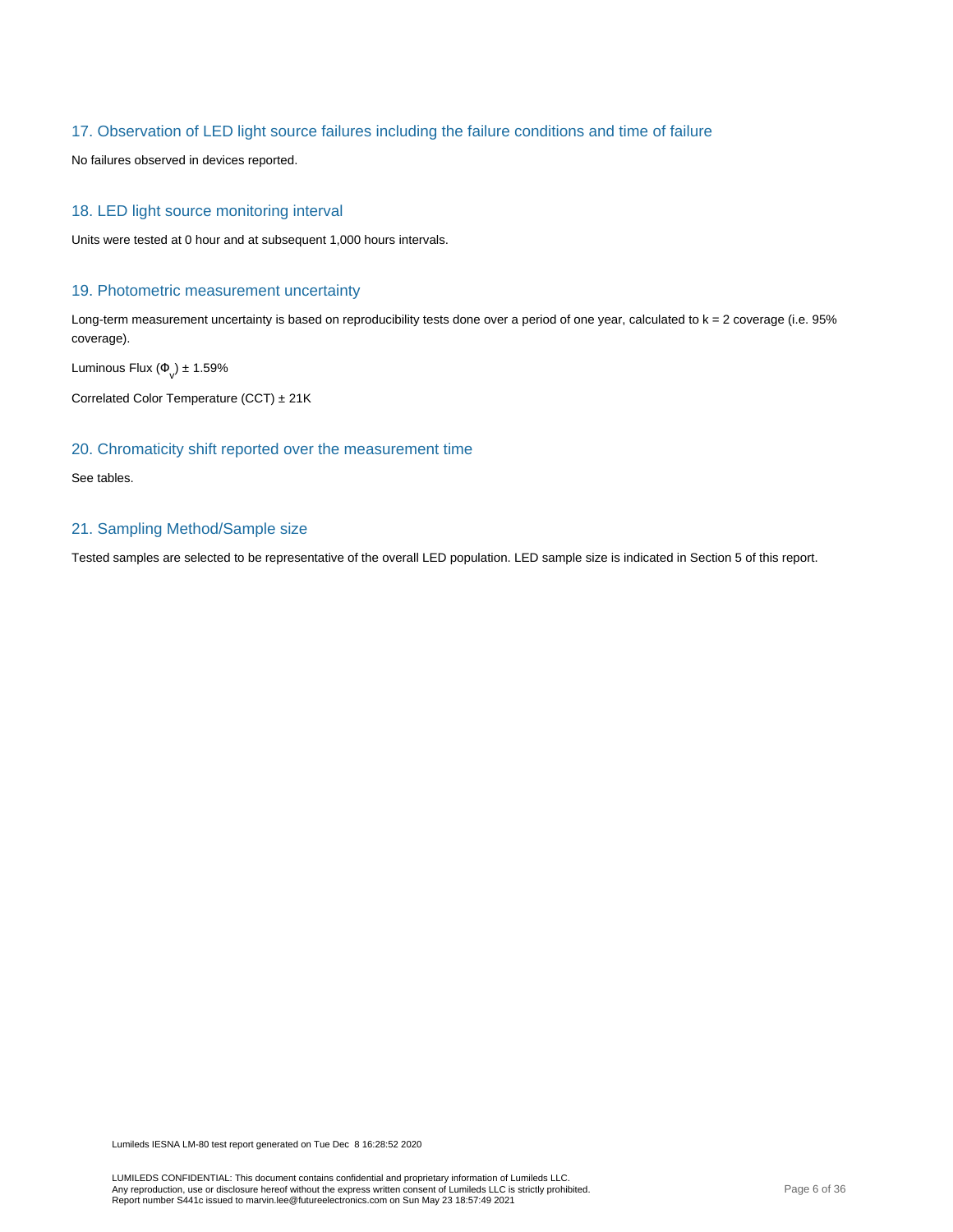## 17. Observation of LED light source failures including the failure conditions and time of failure

No failures observed in devices reported.

## 18. LED light source monitoring interval

Units were tested at 0 hour and at subsequent 1,000 hours intervals.

## 19. Photometric measurement uncertainty

Long-term measurement uncertainty is based on reproducibility tests done over a period of one year, calculated to k = 2 coverage (i.e. 95% coverage).

Luminous Flux ($\Phi_v$) ± 1.59%

Correlated Color Temperature (CCT) ± 21K

## 20. Chromaticity shift reported over the measurement time

See tables.

## 21. Sampling Method/Sample size

Tested samples are selected to be representative of the overall LED population. LED sample size is indicated in Section 5 of this report.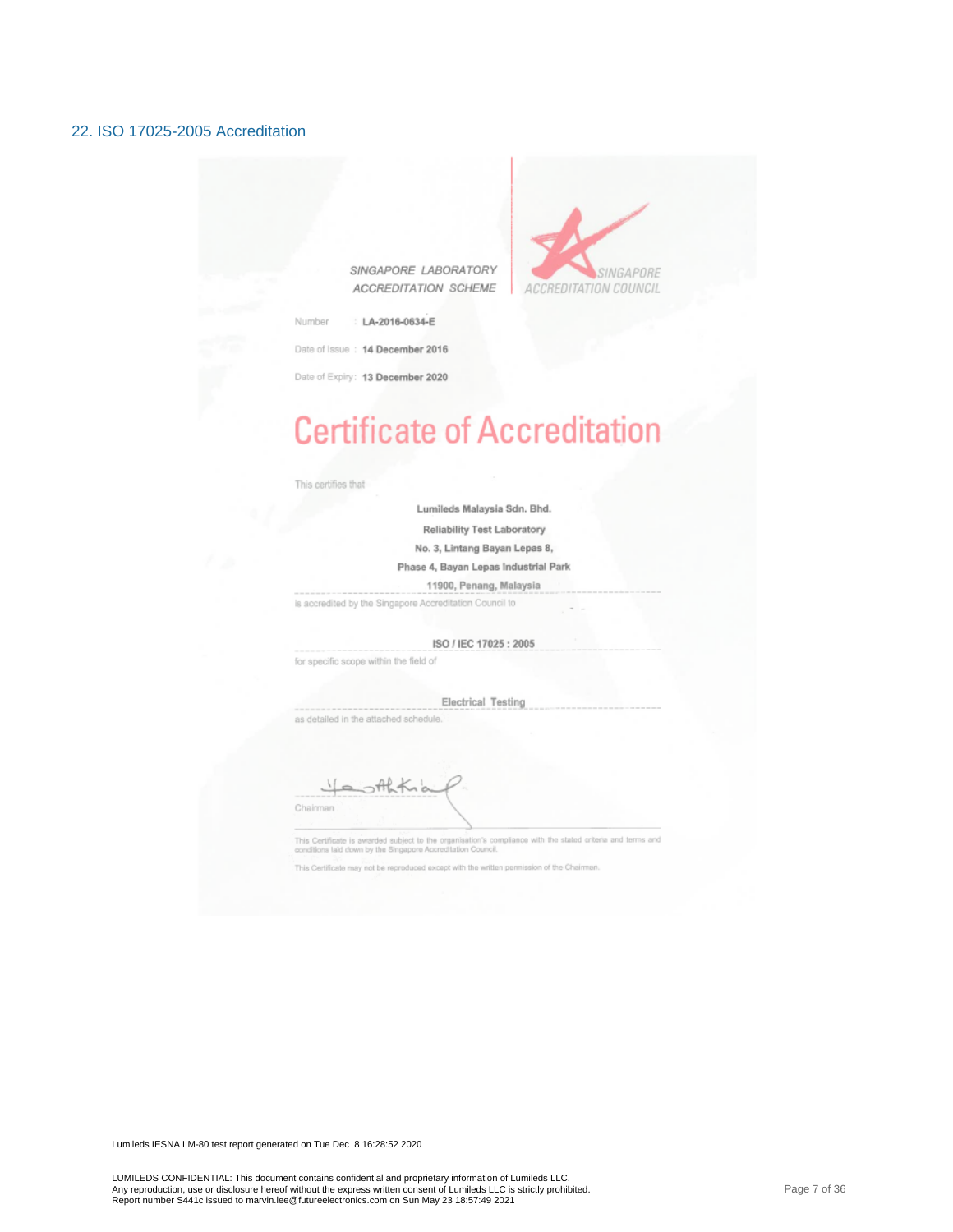## 22. ISO 17025-2005 Accreditation

*SINGAPORE LABORATORY ACCREDITATION SCHEME*

*SINGAPORE ACCREDITATION COUNCIL*

Number : **LA-2016-0634-E**

Date of Issue : **14 December 2016**

Date of Expiry: **13 December 2020**

# Certificate of Accreditation

This certifies that

**Lumileds Malaysia Sdn. Bhd.**
**Reliability Test Laboratory**
**No. 3, Lintang Bayan Lepas 8,**
**Phase 4, Bayan Lepas Industrial Park**
**11900, Penang, Malaysia**

is accredited by the Singapore Accreditation Council to

**ISO / IEC 17025 : 2005**

for specific scope within the field of

**Electrical Testing**

as detailed in the attached schedule.

Chairman

This Certificate is awarded subject to the organisation's compliance with the stated criteria and terms and conditions laid down by the Singapore Accreditation Council.

This Certificate may not be reproduced except with the written permission of the Chairman.

Lumileds IESNA LM-80 test report generated on Tue Dec 8 16:28:52 2020

LUMILEDS CONFIDENTIAL: This document contains confidential and proprietary information of Lumileds LLC.
Any reproduction, use or disclosure hereof without the express written consent of Lumileds LLC is strictly prohibited.
Report number S441c issued to marvin.lee@futureelectronics.com on Sun May 23 18:57:49 2021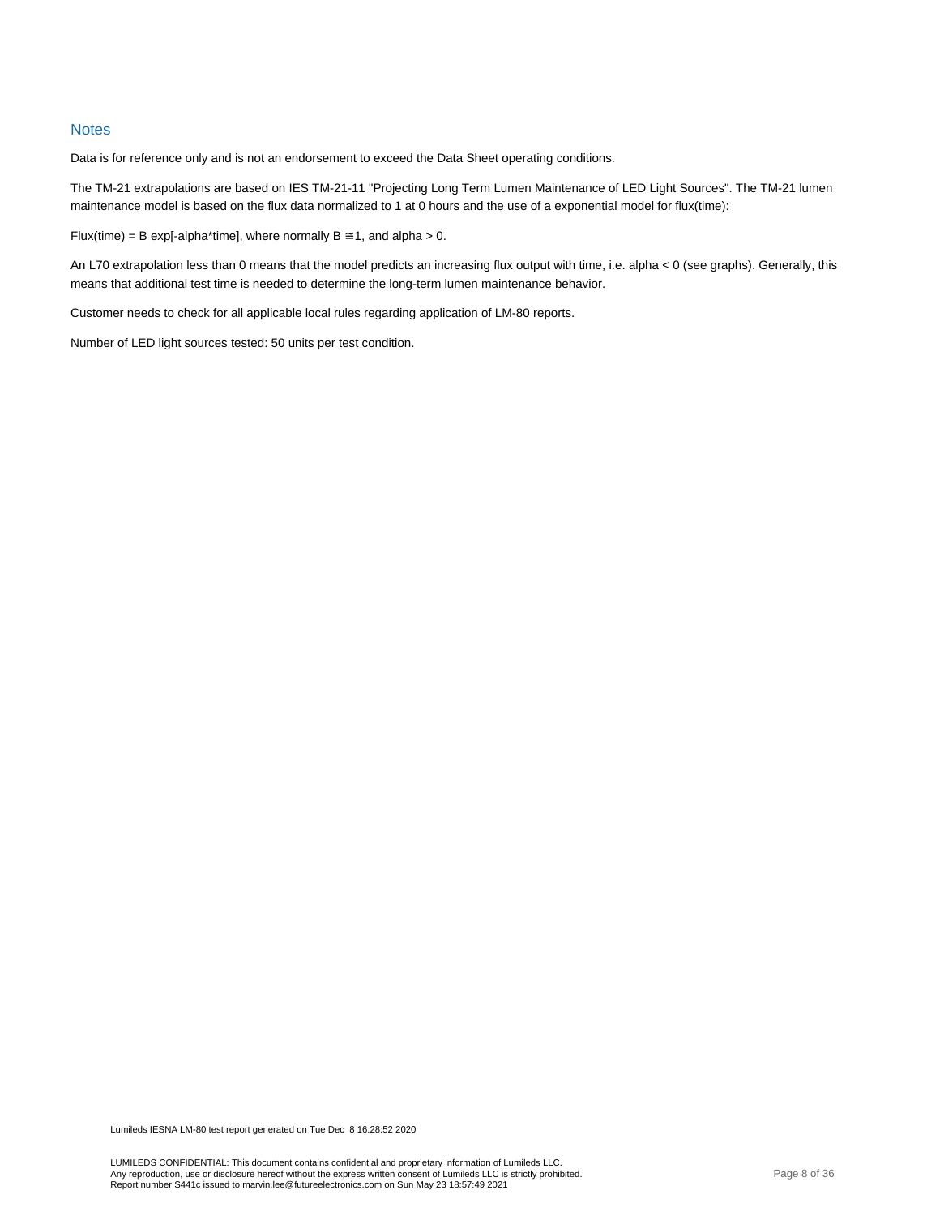## Notes

Data is for reference only and is not an endorsement to exceed the Data Sheet operating conditions.

The TM-21 extrapolations are based on IES TM-21-11 "Projecting Long Term Lumen Maintenance of LED Light Sources". The TM-21 lumen maintenance model is based on the flux data normalized to 1 at 0 hours and the use of a exponential model for flux(time):

Flux(time) = B exp[-alpha*time], where normally B ≅1, and alpha > 0.

An L70 extrapolation less than 0 means that the model predicts an increasing flux output with time, i.e. alpha < 0 (see graphs). Generally, this means that additional test time is needed to determine the long-term lumen maintenance behavior.

Customer needs to check for all applicable local rules regarding application of LM-80 reports.

Number of LED light sources tested: 50 units per test condition.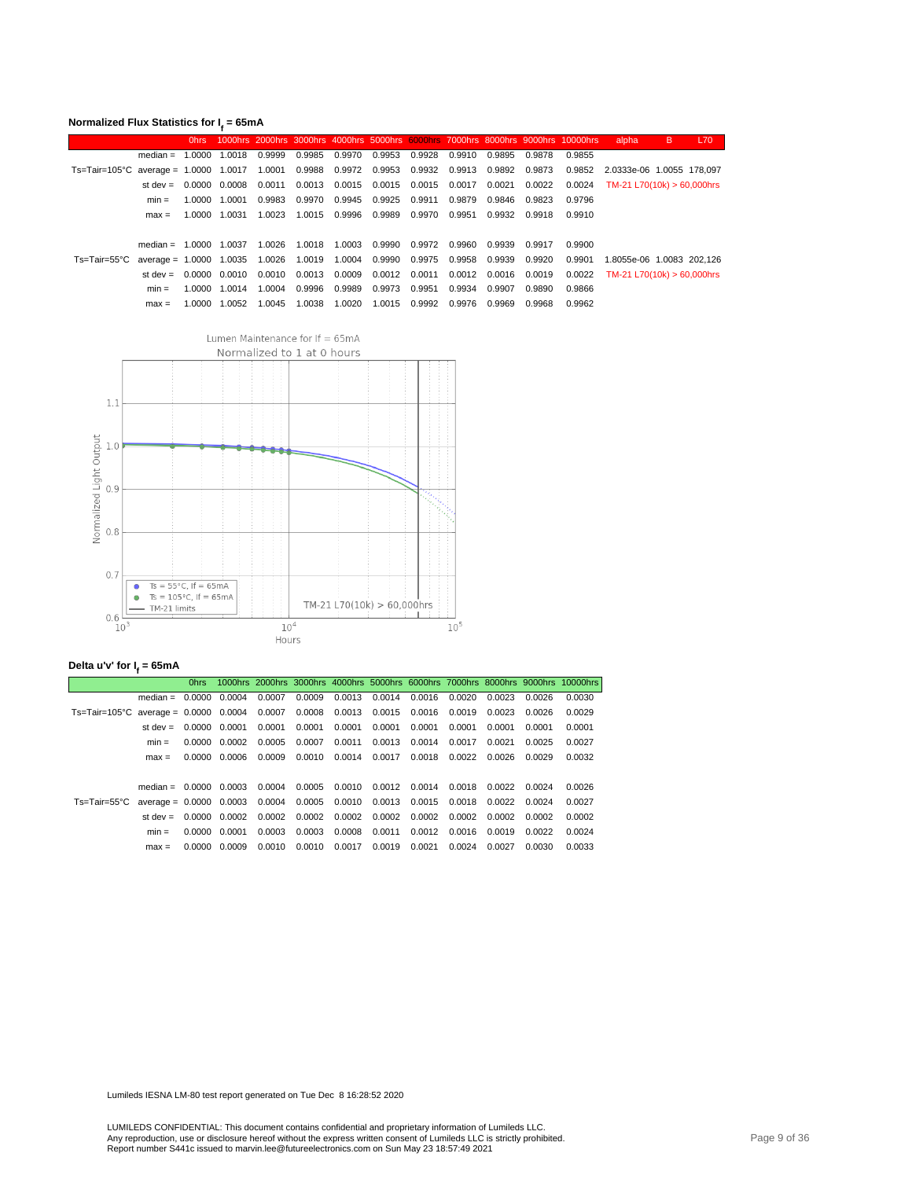**Normalized Flux Statistics for $I_f$ = 65mA**

| | | 0hrs | 1000hrs | 2000hrs | 3000hrs | 4000hrs | 5000hrs | 6000hrs | 7000hrs | 8000hrs | 9000hrs | 10000hrs | alpha | B | L70 |
|---|---|---|---|---|---|---|---|---|---|---|---|---|---|---|---|
| | median = | 1.0000 | 1.0018 | 0.9999 | 0.9985 | 0.9970 | 0.9953 | 0.9928 | 0.9910 | 0.9895 | 0.9878 | 0.9855 | | | |
| Ts=Tair=105°C | average = | 1.0000 | 1.0017 | 1.0001 | 0.9988 | 0.9972 | 0.9953 | 0.9932 | 0.9913 | 0.9892 | 0.9873 | 0.9852 | 2.0333e-06 | 1.0055 | 178,097 |
| | st dev = | 0.0000 | 0.0008 | 0.0011 | 0.0013 | 0.0015 | 0.0015 | 0.0015 | 0.0017 | 0.0021 | 0.0022 | 0.0024 | TM-21 L70(10k) > 60,000hrs | | |
| | min = | 1.0000 | 1.0001 | 0.9983 | 0.9970 | 0.9945 | 0.9925 | 0.9911 | 0.9879 | 0.9846 | 0.9823 | 0.9796 | | | |
| | max = | 1.0000 | 1.0031 | 1.0023 | 1.0015 | 0.9996 | 0.9989 | 0.9970 | 0.9951 | 0.9932 | 0.9918 | 0.9910 | | | |
| | median = | 1.0000 | 1.0037 | 1.0026 | 1.0018 | 1.0003 | 0.9990 | 0.9972 | 0.9960 | 0.9939 | 0.9917 | 0.9900 | | | |
| Ts=Tair=55°C | average = | 1.0000 | 1.0035 | 1.0026 | 1.0019 | 1.0004 | 0.9990 | 0.9975 | 0.9958 | 0.9939 | 0.9920 | 0.9901 | 1.8055e-06 | 1.0083 | 202,126 |
| | st dev = | 0.0000 | 0.0010 | 0.0010 | 0.0013 | 0.0009 | 0.0012 | 0.0011 | 0.0012 | 0.0016 | 0.0019 | 0.0022 | TM-21 L70(10k) > 60,000hrs | | |
| | min = | 1.0000 | 1.0014 | 1.0004 | 0.9996 | 0.9989 | 0.9973 | 0.9951 | 0.9934 | 0.9907 | 0.9890 | 0.9866 | | | |
| | max = | 1.0000 | 1.0052 | 1.0045 | 1.0038 | 1.0020 | 1.0015 | 0.9992 | 0.9976 | 0.9969 | 0.9968 | 0.9962 | | | |

Lumen Maintenance for If = 65mA
Normalized to 1 at 0 hours

Normalized Light Output vs. Hours (1.1, 1.0, 0.9, 0.8, 0.7, 0.6; $10^3$, $10^4$, $10^5$)

- Ts = 55°C, If = 65mA
- Ts = 105°C, If = 65mA
- TM-21 limits

TM-21 L70(10k) > 60,000hrs

**Delta u'v' for $I_f$ = 65mA**

| | | 0hrs | 1000hrs | 2000hrs | 3000hrs | 4000hrs | 5000hrs | 6000hrs | 7000hrs | 8000hrs | 9000hrs | 10000hrs |
|---|---|---|---|---|---|---|---|---|---|---|---|---|
| | median = | 0.0000 | 0.0004 | 0.0007 | 0.0009 | 0.0013 | 0.0014 | 0.0016 | 0.0020 | 0.0023 | 0.0026 | 0.0030 |
| Ts=Tair=105°C | average = | 0.0000 | 0.0004 | 0.0007 | 0.0008 | 0.0013 | 0.0015 | 0.0016 | 0.0019 | 0.0023 | 0.0026 | 0.0029 |
| | st dev = | 0.0000 | 0.0001 | 0.0001 | 0.0001 | 0.0001 | 0.0001 | 0.0001 | 0.0001 | 0.0001 | 0.0001 | 0.0001 |
| | min = | 0.0000 | 0.0002 | 0.0005 | 0.0007 | 0.0011 | 0.0013 | 0.0014 | 0.0017 | 0.0021 | 0.0025 | 0.0027 |
| | max = | 0.0000 | 0.0006 | 0.0009 | 0.0010 | 0.0014 | 0.0017 | 0.0018 | 0.0022 | 0.0026 | 0.0029 | 0.0032 |
| | median = | 0.0000 | 0.0003 | 0.0004 | 0.0005 | 0.0010 | 0.0012 | 0.0014 | 0.0018 | 0.0022 | 0.0024 | 0.0026 |
| Ts=Tair=55°C | average = | 0.0000 | 0.0003 | 0.0004 | 0.0005 | 0.0010 | 0.0013 | 0.0015 | 0.0018 | 0.0022 | 0.0024 | 0.0027 |
| | st dev = | 0.0000 | 0.0002 | 0.0002 | 0.0002 | 0.0002 | 0.0002 | 0.0002 | 0.0002 | 0.0002 | 0.0002 | 0.0002 |
| | min = | 0.0000 | 0.0001 | 0.0003 | 0.0003 | 0.0008 | 0.0011 | 0.0012 | 0.0016 | 0.0019 | 0.0022 | 0.0024 |
| | max = | 0.0000 | 0.0009 | 0.0010 | 0.0010 | 0.0017 | 0.0019 | 0.0021 | 0.0024 | 0.0027 | 0.0030 | 0.0033 |

Lumileds IESNA LM-80 test report generated on Tue Dec 8 16:28:52 2020

LUMILEDS CONFIDENTIAL: This document contains confidential and proprietary information of Lumileds LLC.
Any reproduction, use or disclosure hereof without the express written consent of Lumileds LLC is strictly prohibited.
Report number S441c issued to marvin.lee@futureelectronics.com on Sun May 23 18:57:49 2021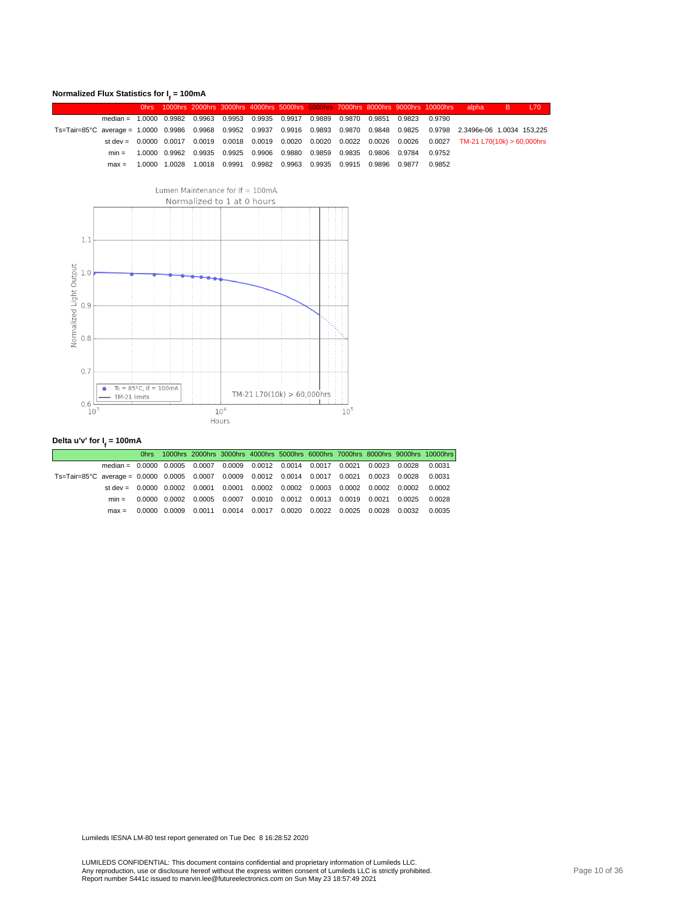**Normalized Flux Statistics for $I_f$ = 100mA**

| | | 0hrs | 1000hrs | 2000hrs | 3000hrs | 4000hrs | 5000hrs | 6000hrs | 7000hrs | 8000hrs | 9000hrs | 10000hrs | alpha | B | L70 |
|---|---|---|---|---|---|---|---|---|---|---|---|---|---|---|---|
| | median = | 1.0000 | 0.9982 | 0.9963 | 0.9953 | 0.9935 | 0.9917 | 0.9889 | 0.9870 | 0.9851 | 0.9823 | 0.9790 | | | |
| Ts=Tair=85°C | average = | 1.0000 | 0.9986 | 0.9968 | 0.9952 | 0.9937 | 0.9916 | 0.9893 | 0.9870 | 0.9848 | 0.9825 | 0.9798 | 2.3496e-06 | 1.0034 | 153,225 |
| | st dev = | 0.0000 | 0.0017 | 0.0019 | 0.0018 | 0.0019 | 0.0020 | 0.0020 | 0.0022 | 0.0026 | 0.0026 | 0.0027 | TM-21 L70(10k) > 60,000hrs | | |
| | min = | 1.0000 | 0.9962 | 0.9935 | 0.9925 | 0.9906 | 0.9880 | 0.9859 | 0.9835 | 0.9806 | 0.9784 | 0.9752 | | | |
| | max = | 1.0000 | 1.0028 | 1.0018 | 0.9991 | 0.9982 | 0.9963 | 0.9935 | 0.9915 | 0.9896 | 0.9877 | 0.9852 | | | |

**Delta u'v' for $I_f$ = 100mA**

| | | 0hrs | 1000hrs | 2000hrs | 3000hrs | 4000hrs | 5000hrs | 6000hrs | 7000hrs | 8000hrs | 9000hrs | 10000hrs |
|---|---|---|---|---|---|---|---|---|---|---|---|---|
| | median = | 0.0000 | 0.0005 | 0.0007 | 0.0009 | 0.0012 | 0.0014 | 0.0017 | 0.0021 | 0.0023 | 0.0028 | 0.0031 |
| Ts=Tair=85°C | average = | 0.0000 | 0.0005 | 0.0007 | 0.0009 | 0.0012 | 0.0014 | 0.0017 | 0.0021 | 0.0023 | 0.0028 | 0.0031 |
| | st dev = | 0.0000 | 0.0002 | 0.0001 | 0.0001 | 0.0002 | 0.0002 | 0.0003 | 0.0002 | 0.0002 | 0.0002 | 0.0002 |
| | min = | 0.0000 | 0.0002 | 0.0005 | 0.0007 | 0.0010 | 0.0012 | 0.0013 | 0.0019 | 0.0021 | 0.0025 | 0.0028 |
| | max = | 0.0000 | 0.0009 | 0.0011 | 0.0014 | 0.0017 | 0.0020 | 0.0022 | 0.0025 | 0.0028 | 0.0032 | 0.0035 |

Lumileds IESNA LM-80 test report generated on Tue Dec 8 16:28:52 2020

LUMILEDS CONFIDENTIAL: This document contains confidential and proprietary information of Lumileds LLC.
Any reproduction, use or disclosure hereof without the express written consent of Lumileds LLC is strictly prohibited.
Report number S441c issued to marvin.lee@futureelectronics.com on Sun May 23 18:57:49 2021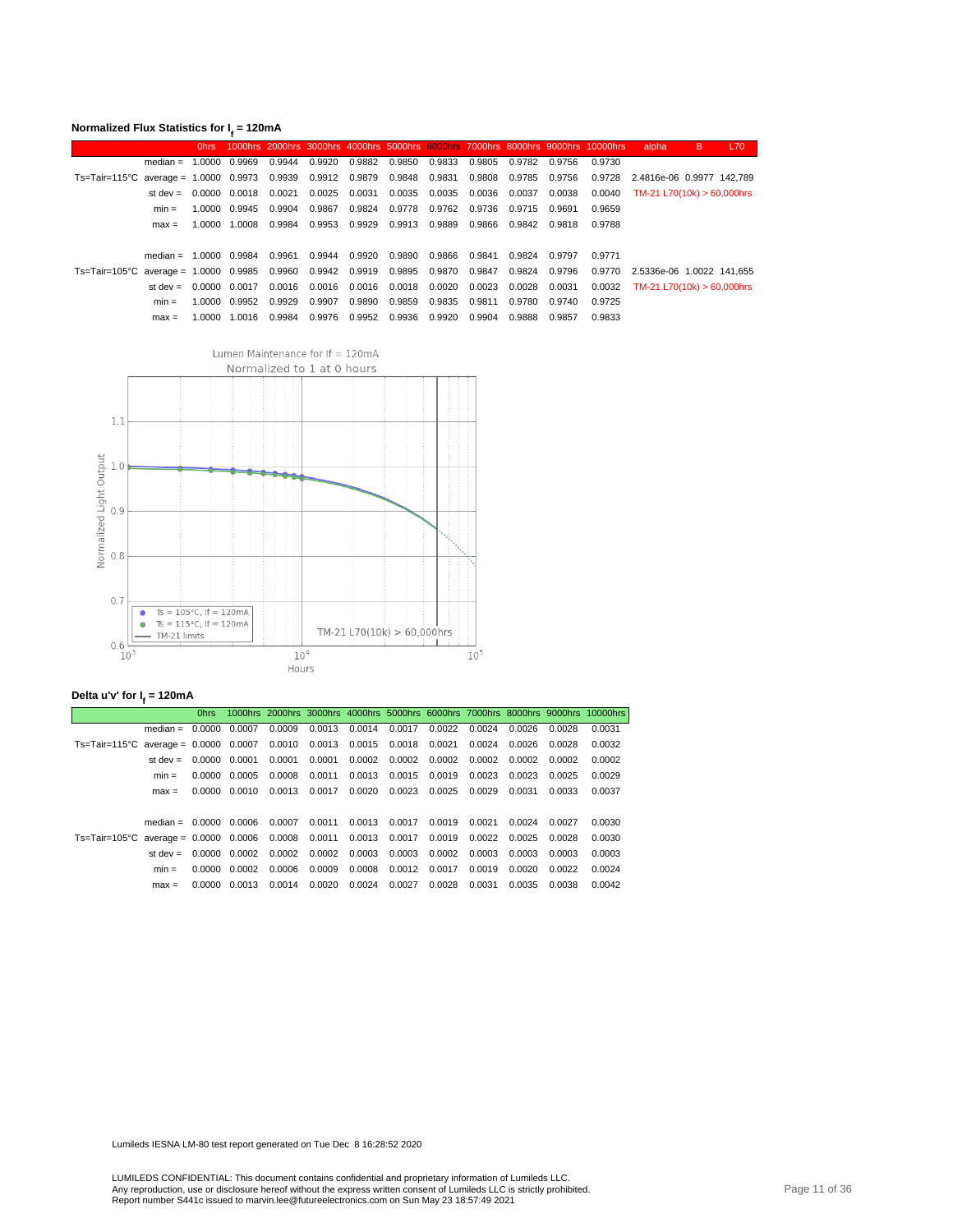**Normalized Flux Statistics for $I_f$ = 120mA**

| | | 0hrs | 1000hrs | 2000hrs | 3000hrs | 4000hrs | 5000hrs | 6000hrs | 7000hrs | 8000hrs | 9000hrs | 10000hrs | alpha | B | L70 |
|---|---|---|---|---|---|---|---|---|---|---|---|---|---|---|---|
| | median = | 1.0000 | 0.9969 | 0.9944 | 0.9920 | 0.9882 | 0.9850 | 0.9833 | 0.9805 | 0.9782 | 0.9756 | 0.9730 | | | |
| Ts=Tair=115°C | average = | 1.0000 | 0.9973 | 0.9939 | 0.9912 | 0.9879 | 0.9848 | 0.9831 | 0.9808 | 0.9785 | 0.9756 | 0.9728 | 2.4816e-06 | 0.9977 | 142,789 |
| | st dev = | 0.0000 | 0.0018 | 0.0021 | 0.0025 | 0.0031 | 0.0035 | 0.0035 | 0.0036 | 0.0037 | 0.0038 | 0.0040 | TM-21 L70(10k) > 60,000hrs | | |
| | min = | 1.0000 | 0.9945 | 0.9904 | 0.9867 | 0.9824 | 0.9778 | 0.9762 | 0.9736 | 0.9715 | 0.9691 | 0.9659 | | | |
| | max = | 1.0000 | 1.0008 | 0.9984 | 0.9953 | 0.9929 | 0.9913 | 0.9889 | 0.9866 | 0.9842 | 0.9818 | 0.9788 | | | |
| | median = | 1.0000 | 0.9984 | 0.9961 | 0.9944 | 0.9920 | 0.9890 | 0.9866 | 0.9841 | 0.9824 | 0.9797 | 0.9771 | | | |
| Ts=Tair=105°C | average = | 1.0000 | 0.9985 | 0.9960 | 0.9942 | 0.9919 | 0.9895 | 0.9870 | 0.9847 | 0.9824 | 0.9796 | 0.9770 | 2.5336e-06 | 1.0022 | 141,655 |
| | st dev = | 0.0000 | 0.0017 | 0.0016 | 0.0016 | 0.0016 | 0.0018 | 0.0020 | 0.0023 | 0.0028 | 0.0031 | 0.0032 | TM-21 L70(10k) > 60,000hrs | | |
| | min = | 1.0000 | 0.9952 | 0.9929 | 0.9907 | 0.9890 | 0.9859 | 0.9835 | 0.9811 | 0.9780 | 0.9740 | 0.9725 | | | |
| | max = | 1.0000 | 1.0016 | 0.9984 | 0.9976 | 0.9952 | 0.9936 | 0.9920 | 0.9904 | 0.9888 | 0.9857 | 0.9833 | | | |

**Delta u'v' for $I_f$ = 120mA**

| | | 0hrs | 1000hrs | 2000hrs | 3000hrs | 4000hrs | 5000hrs | 6000hrs | 7000hrs | 8000hrs | 9000hrs | 10000hrs |
|---|---|---|---|---|---|---|---|---|---|---|---|---|
| | median = | 0.0000 | 0.0007 | 0.0009 | 0.0013 | 0.0014 | 0.0017 | 0.0022 | 0.0024 | 0.0026 | 0.0028 | 0.0031 |
| Ts=Tair=115°C | average = | 0.0000 | 0.0007 | 0.0010 | 0.0013 | 0.0015 | 0.0018 | 0.0021 | 0.0024 | 0.0026 | 0.0028 | 0.0032 |
| | st dev = | 0.0000 | 0.0001 | 0.0001 | 0.0001 | 0.0002 | 0.0002 | 0.0002 | 0.0002 | 0.0002 | 0.0002 | 0.0002 |
| | min = | 0.0000 | 0.0005 | 0.0008 | 0.0011 | 0.0013 | 0.0015 | 0.0019 | 0.0023 | 0.0023 | 0.0025 | 0.0029 |
| | max = | 0.0000 | 0.0010 | 0.0013 | 0.0017 | 0.0020 | 0.0023 | 0.0025 | 0.0029 | 0.0031 | 0.0033 | 0.0037 |
| | median = | 0.0000 | 0.0006 | 0.0007 | 0.0011 | 0.0013 | 0.0017 | 0.0019 | 0.0021 | 0.0024 | 0.0027 | 0.0030 |
| Ts=Tair=105°C | average = | 0.0000 | 0.0006 | 0.0008 | 0.0011 | 0.0013 | 0.0017 | 0.0019 | 0.0022 | 0.0025 | 0.0028 | 0.0030 |
| | st dev = | 0.0000 | 0.0002 | 0.0002 | 0.0002 | 0.0003 | 0.0003 | 0.0002 | 0.0003 | 0.0003 | 0.0003 | 0.0003 |
| | min = | 0.0000 | 0.0002 | 0.0006 | 0.0009 | 0.0008 | 0.0012 | 0.0017 | 0.0019 | 0.0020 | 0.0022 | 0.0024 |
| | max = | 0.0000 | 0.0013 | 0.0014 | 0.0020 | 0.0024 | 0.0027 | 0.0028 | 0.0031 | 0.0035 | 0.0038 | 0.0042 |

Lumileds IESNA LM-80 test report generated on Tue Dec 8 16:28:52 2020

LUMILEDS CONFIDENTIAL: This document contains confidential and proprietary information of Lumileds LLC.
Any reproduction, use or disclosure hereof without the express written consent of Lumileds LLC is strictly prohibited.
Report number S441c issued to marvin.lee@futureelectronics.com on Sun May 23 18:57:49 2021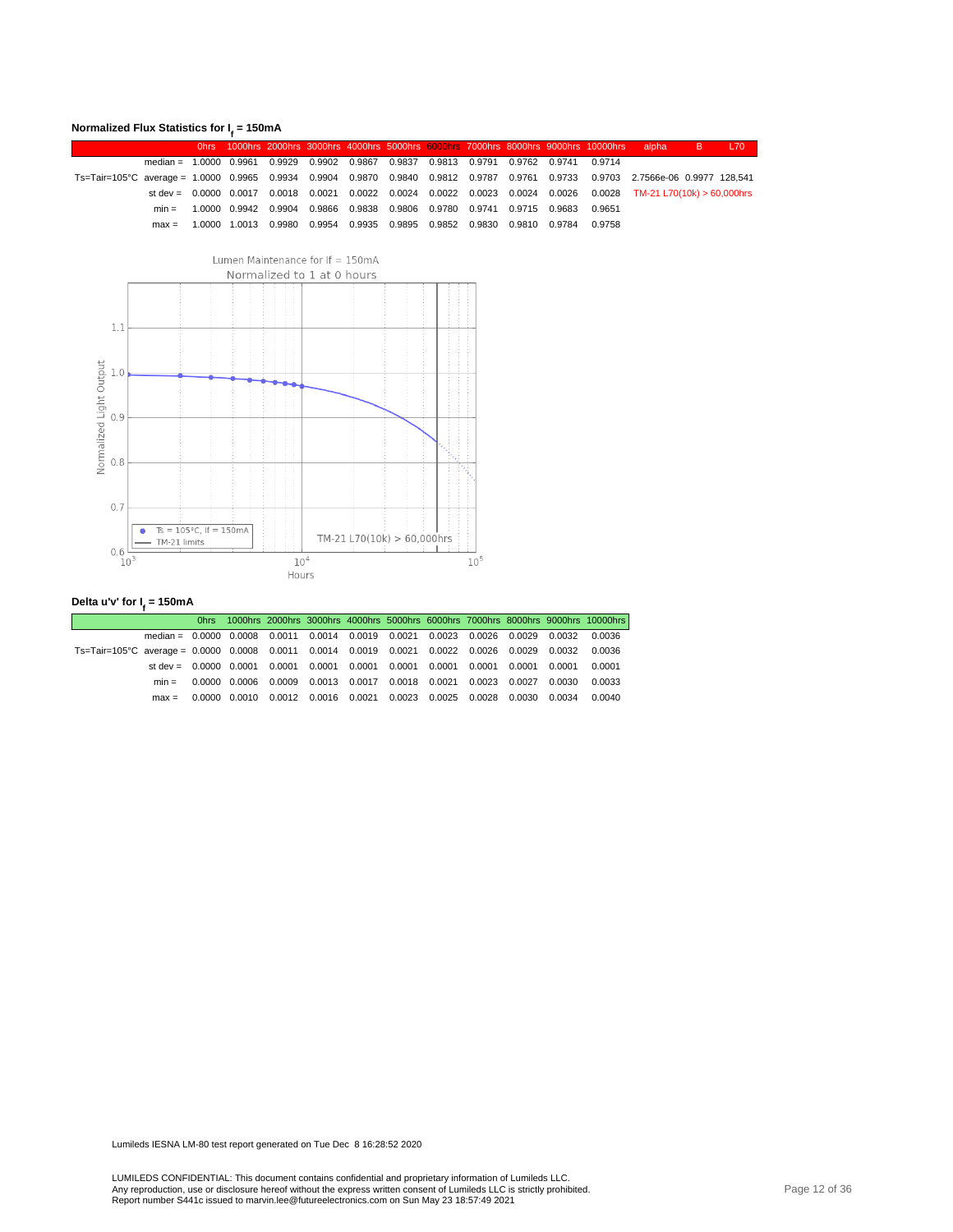**Normalized Flux Statistics for $I_f$ = 150mA**

| | | 0hrs | 1000hrs | 2000hrs | 3000hrs | 4000hrs | 5000hrs | 6000hrs | 7000hrs | 8000hrs | 9000hrs | 10000hrs | alpha | B | L70 |
|---|---|---|---|---|---|---|---|---|---|---|---|---|---|---|---|
| | median = | 1.0000 | 0.9961 | 0.9929 | 0.9902 | 0.9867 | 0.9837 | 0.9813 | 0.9791 | 0.9762 | 0.9741 | 0.9714 | | | |
| Ts=Tair=105°C | average = | 1.0000 | 0.9965 | 0.9934 | 0.9904 | 0.9870 | 0.9840 | 0.9812 | 0.9787 | 0.9761 | 0.9733 | 0.9703 | 2.7566e-06 | 0.9977 | 128,541 |
| | st dev = | 0.0000 | 0.0017 | 0.0018 | 0.0021 | 0.0022 | 0.0024 | 0.0022 | 0.0023 | 0.0024 | 0.0026 | 0.0028 | TM-21 L70(10k) > 60,000hrs | | |
| | min = | 1.0000 | 0.9942 | 0.9904 | 0.9866 | 0.9838 | 0.9806 | 0.9780 | 0.9741 | 0.9715 | 0.9683 | 0.9651 | | | |
| | max = | 1.0000 | 1.0013 | 0.9980 | 0.9954 | 0.9935 | 0.9895 | 0.9852 | 0.9830 | 0.9810 | 0.9784 | 0.9758 | | | |

Lumen Maintenance for If = 150mA
Normalized to 1 at 0 hours

(Chart: Normalized Light Output vs Hours; legend: Ts = 105°C, If = 150mA; TM-21 limits; TM-21 L70(10k) > 60,000hrs)

**Delta u'v' for $I_f$ = 150mA**

| | | 0hrs | 1000hrs | 2000hrs | 3000hrs | 4000hrs | 5000hrs | 6000hrs | 7000hrs | 8000hrs | 9000hrs | 10000hrs |
|---|---|---|---|---|---|---|---|---|---|---|---|---|
| | median = | 0.0000 | 0.0008 | 0.0011 | 0.0014 | 0.0019 | 0.0021 | 0.0023 | 0.0026 | 0.0029 | 0.0032 | 0.0036 |
| Ts=Tair=105°C | average = | 0.0000 | 0.0008 | 0.0011 | 0.0014 | 0.0019 | 0.0021 | 0.0022 | 0.0026 | 0.0029 | 0.0032 | 0.0036 |
| | st dev = | 0.0000 | 0.0001 | 0.0001 | 0.0001 | 0.0001 | 0.0001 | 0.0001 | 0.0001 | 0.0001 | 0.0001 | 0.0001 |
| | min = | 0.0000 | 0.0006 | 0.0009 | 0.0013 | 0.0017 | 0.0018 | 0.0021 | 0.0023 | 0.0027 | 0.0030 | 0.0033 |
| | max = | 0.0000 | 0.0010 | 0.0012 | 0.0016 | 0.0021 | 0.0023 | 0.0025 | 0.0028 | 0.0030 | 0.0034 | 0.0040 |

Lumileds IESNA LM-80 test report generated on Tue Dec 8 16:28:52 2020

LUMILEDS CONFIDENTIAL: This document contains confidential and proprietary information of Lumileds LLC.
Any reproduction, use or disclosure hereof without the express written consent of Lumileds LLC is strictly prohibited.
Report number S441c issued to marvin.lee@futureelectronics.com on Sun May 23 18:57:49 2021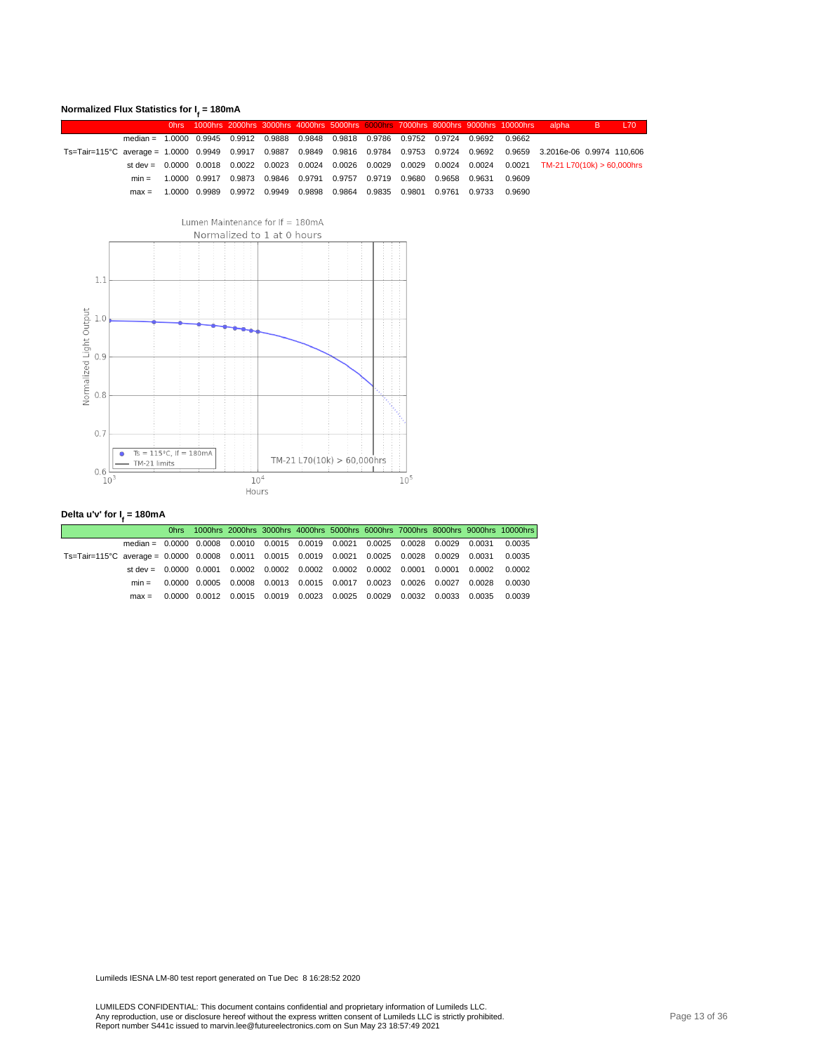**Normalized Flux Statistics for $I_f$ = 180mA**

| | | 0hrs | 1000hrs | 2000hrs | 3000hrs | 4000hrs | 5000hrs | 6000hrs | 7000hrs | 8000hrs | 9000hrs | 10000hrs | alpha | B | L70 |
|---|---|---|---|---|---|---|---|---|---|---|---|---|---|---|---|
| | median = | 1.0000 | 0.9945 | 0.9912 | 0.9888 | 0.9848 | 0.9818 | 0.9786 | 0.9752 | 0.9724 | 0.9692 | 0.9662 | | | |
| Ts=Tair=115°C | average = | 1.0000 | 0.9949 | 0.9917 | 0.9887 | 0.9849 | 0.9816 | 0.9784 | 0.9753 | 0.9724 | 0.9692 | 0.9659 | 3.2016e-06 | 0.9974 | 110,606 |
| | st dev = | 0.0000 | 0.0018 | 0.0022 | 0.0023 | 0.0024 | 0.0026 | 0.0029 | 0.0029 | 0.0024 | 0.0024 | 0.0021 | TM-21 L70(10k) > 60,000hrs | | |
| | min = | 1.0000 | 0.9917 | 0.9873 | 0.9846 | 0.9791 | 0.9757 | 0.9719 | 0.9680 | 0.9658 | 0.9631 | 0.9609 | | | |
| | max = | 1.0000 | 0.9989 | 0.9972 | 0.9949 | 0.9898 | 0.9864 | 0.9835 | 0.9801 | 0.9761 | 0.9733 | 0.9690 | | | |

Lumen Maintenance for If = 180mA
Normalized to 1 at 0 hours

**Delta u'v' for $I_f$ = 180mA**

| | | 0hrs | 1000hrs | 2000hrs | 3000hrs | 4000hrs | 5000hrs | 6000hrs | 7000hrs | 8000hrs | 9000hrs | 10000hrs |
|---|---|---|---|---|---|---|---|---|---|---|---|---|
| | median = | 0.0000 | 0.0008 | 0.0010 | 0.0015 | 0.0019 | 0.0021 | 0.0025 | 0.0028 | 0.0029 | 0.0031 | 0.0035 |
| Ts=Tair=115°C | average = | 0.0000 | 0.0008 | 0.0011 | 0.0015 | 0.0019 | 0.0021 | 0.0025 | 0.0028 | 0.0029 | 0.0031 | 0.0035 |
| | st dev = | 0.0000 | 0.0001 | 0.0002 | 0.0002 | 0.0002 | 0.0002 | 0.0002 | 0.0001 | 0.0001 | 0.0002 | 0.0002 |
| | min = | 0.0000 | 0.0005 | 0.0008 | 0.0013 | 0.0015 | 0.0017 | 0.0023 | 0.0026 | 0.0027 | 0.0028 | 0.0030 |
| | max = | 0.0000 | 0.0012 | 0.0015 | 0.0019 | 0.0023 | 0.0025 | 0.0029 | 0.0032 | 0.0033 | 0.0035 | 0.0039 |

Lumileds IESNA LM-80 test report generated on Tue Dec 8 16:28:52 2020

LUMILEDS CONFIDENTIAL: This document contains confidential and proprietary information of Lumileds LLC.
Any reproduction, use or disclosure hereof without the express written consent of Lumileds LLC is strictly prohibited.
Report number S441c issued to marvin.lee@futureelectronics.com on Sun May 23 18:57:49 2021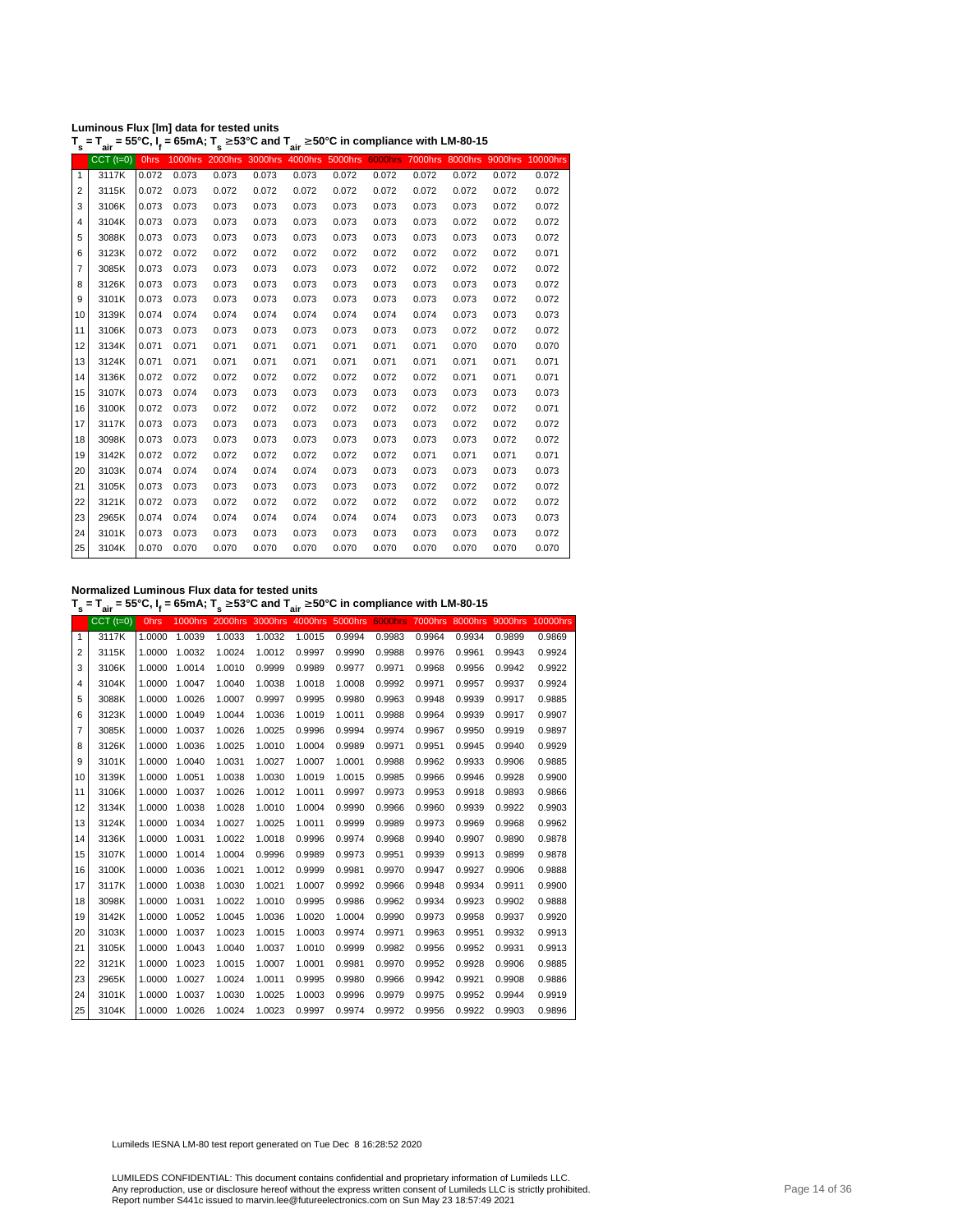**Luminous Flux [lm] data for tested units**

$T_s = T_{air}$ = 55°C, $I_f$ = 65mA; $T_s$ ≥53°C and $T_{air}$ ≥50°C in compliance with LM-80-15

| | CCT (t=0) | 0hrs | 1000hrs | 2000hrs | 3000hrs | 4000hrs | 5000hrs | 6000hrs | 7000hrs | 8000hrs | 9000hrs | 10000hrs |
|---|---|---|---|---|---|---|---|---|---|---|---|---|
| 1 | 3117K | 0.072 | 0.073 | 0.073 | 0.073 | 0.073 | 0.072 | 0.072 | 0.072 | 0.072 | 0.072 | 0.072 |
| 2 | 3115K | 0.072 | 0.073 | 0.072 | 0.072 | 0.072 | 0.072 | 0.072 | 0.072 | 0.072 | 0.072 | 0.072 |
| 3 | 3106K | 0.073 | 0.073 | 0.073 | 0.073 | 0.073 | 0.073 | 0.073 | 0.073 | 0.073 | 0.072 | 0.072 |
| 4 | 3104K | 0.073 | 0.073 | 0.073 | 0.073 | 0.073 | 0.073 | 0.073 | 0.073 | 0.072 | 0.072 | 0.072 |
| 5 | 3088K | 0.073 | 0.073 | 0.073 | 0.073 | 0.073 | 0.073 | 0.073 | 0.073 | 0.073 | 0.073 | 0.072 |
| 6 | 3123K | 0.072 | 0.072 | 0.072 | 0.072 | 0.072 | 0.072 | 0.072 | 0.072 | 0.072 | 0.072 | 0.071 |
| 7 | 3085K | 0.073 | 0.073 | 0.073 | 0.073 | 0.073 | 0.073 | 0.072 | 0.072 | 0.072 | 0.072 | 0.072 |
| 8 | 3126K | 0.073 | 0.073 | 0.073 | 0.073 | 0.073 | 0.073 | 0.073 | 0.073 | 0.073 | 0.073 | 0.072 |
| 9 | 3101K | 0.073 | 0.073 | 0.073 | 0.073 | 0.073 | 0.073 | 0.073 | 0.073 | 0.073 | 0.072 | 0.072 |
| 10 | 3139K | 0.074 | 0.074 | 0.074 | 0.074 | 0.074 | 0.074 | 0.074 | 0.074 | 0.073 | 0.073 | 0.073 |
| 11 | 3106K | 0.073 | 0.073 | 0.073 | 0.073 | 0.073 | 0.073 | 0.073 | 0.073 | 0.072 | 0.072 | 0.072 |
| 12 | 3134K | 0.071 | 0.071 | 0.071 | 0.071 | 0.071 | 0.071 | 0.071 | 0.071 | 0.070 | 0.070 | 0.070 |
| 13 | 3124K | 0.071 | 0.071 | 0.071 | 0.071 | 0.071 | 0.071 | 0.071 | 0.071 | 0.071 | 0.071 | 0.071 |
| 14 | 3136K | 0.072 | 0.072 | 0.072 | 0.072 | 0.072 | 0.072 | 0.072 | 0.072 | 0.071 | 0.071 | 0.071 |
| 15 | 3107K | 0.073 | 0.074 | 0.073 | 0.073 | 0.073 | 0.073 | 0.073 | 0.073 | 0.073 | 0.073 | 0.073 |
| 16 | 3100K | 0.072 | 0.073 | 0.072 | 0.072 | 0.072 | 0.072 | 0.072 | 0.072 | 0.072 | 0.072 | 0.071 |
| 17 | 3117K | 0.073 | 0.073 | 0.073 | 0.073 | 0.073 | 0.073 | 0.073 | 0.073 | 0.072 | 0.072 | 0.072 |
| 18 | 3098K | 0.073 | 0.073 | 0.073 | 0.073 | 0.073 | 0.073 | 0.073 | 0.073 | 0.073 | 0.072 | 0.072 |
| 19 | 3142K | 0.072 | 0.072 | 0.072 | 0.072 | 0.072 | 0.072 | 0.072 | 0.071 | 0.071 | 0.071 | 0.071 |
| 20 | 3103K | 0.074 | 0.074 | 0.074 | 0.074 | 0.074 | 0.073 | 0.073 | 0.073 | 0.073 | 0.073 | 0.073 |
| 21 | 3105K | 0.073 | 0.073 | 0.073 | 0.073 | 0.073 | 0.073 | 0.073 | 0.072 | 0.072 | 0.072 | 0.072 |
| 22 | 3121K | 0.072 | 0.073 | 0.072 | 0.072 | 0.072 | 0.072 | 0.072 | 0.072 | 0.072 | 0.072 | 0.072 |
| 23 | 2965K | 0.074 | 0.074 | 0.074 | 0.074 | 0.074 | 0.074 | 0.074 | 0.073 | 0.073 | 0.073 | 0.073 |
| 24 | 3101K | 0.073 | 0.073 | 0.073 | 0.073 | 0.073 | 0.073 | 0.073 | 0.073 | 0.073 | 0.073 | 0.072 |
| 25 | 3104K | 0.070 | 0.070 | 0.070 | 0.070 | 0.070 | 0.070 | 0.070 | 0.070 | 0.070 | 0.070 | 0.070 |

**Normalized Luminous Flux data for tested units**

$T_s = T_{air}$ = 55°C, $I_f$ = 65mA; $T_s$ ≥53°C and $T_{air}$ ≥50°C in compliance with LM-80-15

| | CCT (t=0) | 0hrs | 1000hrs | 2000hrs | 3000hrs | 4000hrs | 5000hrs | 6000hrs | 7000hrs | 8000hrs | 9000hrs | 10000hrs |
|---|---|---|---|---|---|---|---|---|---|---|---|---|
| 1 | 3117K | 1.0000 | 1.0039 | 1.0033 | 1.0032 | 1.0015 | 0.9994 | 0.9983 | 0.9964 | 0.9934 | 0.9899 | 0.9869 |
| 2 | 3115K | 1.0000 | 1.0032 | 1.0024 | 1.0012 | 0.9997 | 0.9990 | 0.9988 | 0.9976 | 0.9961 | 0.9943 | 0.9924 |
| 3 | 3106K | 1.0000 | 1.0014 | 1.0010 | 0.9999 | 0.9989 | 0.9977 | 0.9971 | 0.9968 | 0.9956 | 0.9942 | 0.9922 |
| 4 | 3104K | 1.0000 | 1.0047 | 1.0040 | 1.0038 | 1.0018 | 1.0008 | 0.9992 | 0.9971 | 0.9957 | 0.9937 | 0.9924 |
| 5 | 3088K | 1.0000 | 1.0026 | 1.0007 | 0.9997 | 0.9995 | 0.9980 | 0.9963 | 0.9948 | 0.9939 | 0.9917 | 0.9885 |
| 6 | 3123K | 1.0000 | 1.0049 | 1.0044 | 1.0036 | 1.0019 | 1.0011 | 0.9988 | 0.9964 | 0.9939 | 0.9917 | 0.9907 |
| 7 | 3085K | 1.0000 | 1.0037 | 1.0026 | 1.0025 | 0.9996 | 0.9994 | 0.9974 | 0.9967 | 0.9950 | 0.9919 | 0.9897 |
| 8 | 3126K | 1.0000 | 1.0036 | 1.0025 | 1.0010 | 1.0004 | 0.9989 | 0.9971 | 0.9951 | 0.9945 | 0.9940 | 0.9929 |
| 9 | 3101K | 1.0000 | 1.0040 | 1.0031 | 1.0027 | 1.0007 | 1.0001 | 0.9988 | 0.9962 | 0.9933 | 0.9906 | 0.9885 |
| 10 | 3139K | 1.0000 | 1.0051 | 1.0038 | 1.0030 | 1.0019 | 1.0015 | 0.9985 | 0.9966 | 0.9946 | 0.9928 | 0.9900 |
| 11 | 3106K | 1.0000 | 1.0037 | 1.0026 | 1.0012 | 1.0011 | 0.9997 | 0.9973 | 0.9953 | 0.9918 | 0.9893 | 0.9866 |
| 12 | 3134K | 1.0000 | 1.0038 | 1.0028 | 1.0010 | 1.0004 | 0.9990 | 0.9966 | 0.9960 | 0.9939 | 0.9922 | 0.9903 |
| 13 | 3124K | 1.0000 | 1.0034 | 1.0027 | 1.0025 | 1.0011 | 0.9999 | 0.9989 | 0.9973 | 0.9969 | 0.9968 | 0.9962 |
| 14 | 3136K | 1.0000 | 1.0031 | 1.0022 | 1.0018 | 0.9996 | 0.9974 | 0.9968 | 0.9940 | 0.9907 | 0.9890 | 0.9878 |
| 15 | 3107K | 1.0000 | 1.0014 | 1.0004 | 0.9996 | 0.9989 | 0.9973 | 0.9951 | 0.9939 | 0.9913 | 0.9899 | 0.9878 |
| 16 | 3100K | 1.0000 | 1.0036 | 1.0021 | 1.0012 | 0.9999 | 0.9981 | 0.9970 | 0.9947 | 0.9927 | 0.9906 | 0.9888 |
| 17 | 3117K | 1.0000 | 1.0038 | 1.0030 | 1.0021 | 1.0007 | 0.9992 | 0.9966 | 0.9948 | 0.9934 | 0.9911 | 0.9900 |
| 18 | 3098K | 1.0000 | 1.0031 | 1.0022 | 1.0010 | 0.9995 | 0.9986 | 0.9962 | 0.9934 | 0.9923 | 0.9902 | 0.9888 |
| 19 | 3142K | 1.0000 | 1.0052 | 1.0045 | 1.0036 | 1.0020 | 1.0004 | 0.9990 | 0.9973 | 0.9958 | 0.9937 | 0.9920 |
| 20 | 3103K | 1.0000 | 1.0037 | 1.0023 | 1.0015 | 1.0003 | 0.9974 | 0.9971 | 0.9963 | 0.9951 | 0.9932 | 0.9913 |
| 21 | 3105K | 1.0000 | 1.0043 | 1.0040 | 1.0037 | 1.0010 | 0.9999 | 0.9982 | 0.9956 | 0.9952 | 0.9931 | 0.9913 |
| 22 | 3121K | 1.0000 | 1.0023 | 1.0015 | 1.0007 | 1.0001 | 0.9981 | 0.9970 | 0.9952 | 0.9928 | 0.9906 | 0.9885 |
| 23 | 2965K | 1.0000 | 1.0027 | 1.0024 | 1.0011 | 0.9995 | 0.9980 | 0.9966 | 0.9942 | 0.9921 | 0.9908 | 0.9886 |
| 24 | 3101K | 1.0000 | 1.0037 | 1.0030 | 1.0025 | 1.0003 | 0.9996 | 0.9979 | 0.9975 | 0.9952 | 0.9944 | 0.9919 |
| 25 | 3104K | 1.0000 | 1.0026 | 1.0024 | 1.0023 | 0.9997 | 0.9974 | 0.9972 | 0.9956 | 0.9922 | 0.9903 | 0.9896 |

Lumileds IESNA LM-80 test report generated on Tue Dec 8 16:28:52 2020

LUMILEDS CONFIDENTIAL: This document contains confidential and proprietary information of Lumileds LLC.
Any reproduction, use or disclosure hereof without the express written consent of Lumileds LLC is strictly prohibited.
Report number S441c issued to marvin.lee@futureelectronics.com on Sun May 23 18:57:49 2021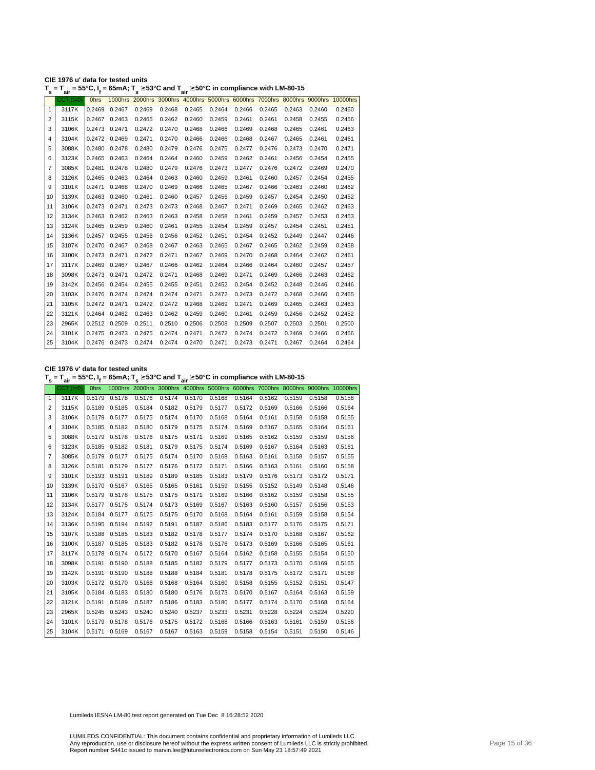**CIE 1976 u' data for tested units**

**$T_s = T_{air}$ = 55°C, $I_f$ = 65mA; $T_s$ ≥53°C and $T_{air}$ ≥50°C in compliance with LM-80-15**

| | CCT (t=0) | 0hrs | 1000hrs | 2000hrs | 3000hrs | 4000hrs | 5000hrs | 6000hrs | 7000hrs | 8000hrs | 9000hrs | 10000hrs |
|---|---|---|---|---|---|---|---|---|---|---|---|---|
| 1 | 3117K | 0.2469 | 0.2467 | 0.2469 | 0.2468 | 0.2465 | 0.2464 | 0.2466 | 0.2465 | 0.2463 | 0.2460 | 0.2460 |
| 2 | 3115K | 0.2467 | 0.2463 | 0.2465 | 0.2462 | 0.2460 | 0.2459 | 0.2461 | 0.2461 | 0.2458 | 0.2455 | 0.2456 |
| 3 | 3106K | 0.2473 | 0.2471 | 0.2472 | 0.2470 | 0.2468 | 0.2466 | 0.2469 | 0.2468 | 0.2465 | 0.2461 | 0.2463 |
| 4 | 3104K | 0.2472 | 0.2469 | 0.2471 | 0.2470 | 0.2466 | 0.2466 | 0.2468 | 0.2467 | 0.2465 | 0.2461 | 0.2461 |
| 5 | 3088K | 0.2480 | 0.2478 | 0.2480 | 0.2479 | 0.2476 | 0.2475 | 0.2477 | 0.2476 | 0.2473 | 0.2470 | 0.2471 |
| 6 | 3123K | 0.2465 | 0.2463 | 0.2464 | 0.2464 | 0.2460 | 0.2459 | 0.2462 | 0.2461 | 0.2456 | 0.2454 | 0.2455 |
| 7 | 3085K | 0.2481 | 0.2478 | 0.2480 | 0.2479 | 0.2476 | 0.2473 | 0.2477 | 0.2476 | 0.2472 | 0.2469 | 0.2470 |
| 8 | 3126K | 0.2465 | 0.2463 | 0.2464 | 0.2463 | 0.2460 | 0.2459 | 0.2461 | 0.2460 | 0.2457 | 0.2454 | 0.2455 |
| 9 | 3101K | 0.2471 | 0.2468 | 0.2470 | 0.2469 | 0.2466 | 0.2465 | 0.2467 | 0.2466 | 0.2463 | 0.2460 | 0.2462 |
| 10 | 3139K | 0.2463 | 0.2460 | 0.2461 | 0.2460 | 0.2457 | 0.2456 | 0.2459 | 0.2457 | 0.2454 | 0.2450 | 0.2452 |
| 11 | 3106K | 0.2473 | 0.2471 | 0.2473 | 0.2473 | 0.2468 | 0.2467 | 0.2471 | 0.2469 | 0.2465 | 0.2462 | 0.2463 |
| 12 | 3134K | 0.2463 | 0.2462 | 0.2463 | 0.2463 | 0.2458 | 0.2458 | 0.2461 | 0.2459 | 0.2457 | 0.2453 | 0.2453 |
| 13 | 3124K | 0.2465 | 0.2459 | 0.2460 | 0.2461 | 0.2455 | 0.2454 | 0.2459 | 0.2457 | 0.2454 | 0.2451 | 0.2451 |
| 14 | 3136K | 0.2457 | 0.2455 | 0.2456 | 0.2456 | 0.2452 | 0.2451 | 0.2454 | 0.2452 | 0.2449 | 0.2447 | 0.2446 |
| 15 | 3107K | 0.2470 | 0.2467 | 0.2468 | 0.2467 | 0.2463 | 0.2465 | 0.2467 | 0.2465 | 0.2462 | 0.2459 | 0.2458 |
| 16 | 3100K | 0.2473 | 0.2471 | 0.2472 | 0.2471 | 0.2467 | 0.2469 | 0.2470 | 0.2468 | 0.2464 | 0.2462 | 0.2461 |
| 17 | 3117K | 0.2469 | 0.2467 | 0.2467 | 0.2466 | 0.2462 | 0.2464 | 0.2466 | 0.2464 | 0.2460 | 0.2457 | 0.2457 |
| 18 | 3098K | 0.2473 | 0.2471 | 0.2472 | 0.2471 | 0.2468 | 0.2469 | 0.2471 | 0.2469 | 0.2466 | 0.2463 | 0.2462 |
| 19 | 3142K | 0.2456 | 0.2454 | 0.2455 | 0.2455 | 0.2451 | 0.2452 | 0.2454 | 0.2452 | 0.2448 | 0.2446 | 0.2446 |
| 20 | 3103K | 0.2476 | 0.2474 | 0.2474 | 0.2474 | 0.2471 | 0.2472 | 0.2473 | 0.2472 | 0.2468 | 0.2466 | 0.2465 |
| 21 | 3105K | 0.2472 | 0.2471 | 0.2472 | 0.2472 | 0.2468 | 0.2469 | 0.2471 | 0.2469 | 0.2465 | 0.2463 | 0.2463 |
| 22 | 3121K | 0.2464 | 0.2462 | 0.2463 | 0.2462 | 0.2459 | 0.2460 | 0.2461 | 0.2459 | 0.2456 | 0.2452 | 0.2452 |
| 23 | 2965K | 0.2512 | 0.2509 | 0.2511 | 0.2510 | 0.2506 | 0.2508 | 0.2509 | 0.2507 | 0.2503 | 0.2501 | 0.2500 |
| 24 | 3101K | 0.2475 | 0.2473 | 0.2475 | 0.2474 | 0.2471 | 0.2472 | 0.2474 | 0.2472 | 0.2469 | 0.2466 | 0.2466 |
| 25 | 3104K | 0.2476 | 0.2473 | 0.2474 | 0.2474 | 0.2470 | 0.2471 | 0.2473 | 0.2471 | 0.2467 | 0.2464 | 0.2464 |

**CIE 1976 v' data for tested units**

**$T_s = T_{air}$ = 55°C, $I_f$ = 65mA; $T_s$ ≥53°C and $T_{air}$ ≥50°C in compliance with LM-80-15**

| | CCT (t=0) | 0hrs | 1000hrs | 2000hrs | 3000hrs | 4000hrs | 5000hrs | 6000hrs | 7000hrs | 8000hrs | 9000hrs | 10000hrs |
|---|---|---|---|---|---|---|---|---|---|---|---|---|
| 1 | 3117K | 0.5179 | 0.5178 | 0.5176 | 0.5174 | 0.5170 | 0.5168 | 0.5164 | 0.5162 | 0.5159 | 0.5158 | 0.5156 |
| 2 | 3115K | 0.5189 | 0.5185 | 0.5184 | 0.5182 | 0.5179 | 0.5177 | 0.5172 | 0.5169 | 0.5166 | 0.5166 | 0.5164 |
| 3 | 3106K | 0.5179 | 0.5177 | 0.5175 | 0.5174 | 0.5170 | 0.5168 | 0.5164 | 0.5161 | 0.5158 | 0.5158 | 0.5155 |
| 4 | 3104K | 0.5185 | 0.5182 | 0.5180 | 0.5179 | 0.5175 | 0.5174 | 0.5169 | 0.5167 | 0.5165 | 0.5164 | 0.5161 |
| 5 | 3088K | 0.5179 | 0.5178 | 0.5176 | 0.5175 | 0.5171 | 0.5169 | 0.5165 | 0.5162 | 0.5159 | 0.5159 | 0.5156 |
| 6 | 3123K | 0.5185 | 0.5182 | 0.5181 | 0.5179 | 0.5175 | 0.5174 | 0.5169 | 0.5167 | 0.5164 | 0.5163 | 0.5161 |
| 7 | 3085K | 0.5179 | 0.5177 | 0.5175 | 0.5174 | 0.5170 | 0.5168 | 0.5163 | 0.5161 | 0.5158 | 0.5157 | 0.5155 |
| 8 | 3126K | 0.5181 | 0.5179 | 0.5177 | 0.5176 | 0.5172 | 0.5171 | 0.5166 | 0.5163 | 0.5161 | 0.5160 | 0.5158 |
| 9 | 3101K | 0.5193 | 0.5191 | 0.5189 | 0.5189 | 0.5185 | 0.5183 | 0.5179 | 0.5176 | 0.5173 | 0.5172 | 0.5171 |
| 10 | 3139K | 0.5170 | 0.5167 | 0.5165 | 0.5165 | 0.5161 | 0.5159 | 0.5155 | 0.5152 | 0.5149 | 0.5148 | 0.5146 |
| 11 | 3106K | 0.5179 | 0.5178 | 0.5175 | 0.5175 | 0.5171 | 0.5169 | 0.5166 | 0.5162 | 0.5159 | 0.5158 | 0.5155 |
| 12 | 3134K | 0.5177 | 0.5175 | 0.5174 | 0.5173 | 0.5169 | 0.5167 | 0.5163 | 0.5160 | 0.5157 | 0.5156 | 0.5153 |
| 13 | 3124K | 0.5184 | 0.5177 | 0.5175 | 0.5175 | 0.5170 | 0.5168 | 0.5164 | 0.5161 | 0.5159 | 0.5158 | 0.5154 |
| 14 | 3136K | 0.5195 | 0.5194 | 0.5192 | 0.5191 | 0.5187 | 0.5186 | 0.5183 | 0.5177 | 0.5176 | 0.5175 | 0.5171 |
| 15 | 3107K | 0.5188 | 0.5185 | 0.5183 | 0.5182 | 0.5178 | 0.5177 | 0.5174 | 0.5170 | 0.5168 | 0.5167 | 0.5162 |
| 16 | 3100K | 0.5187 | 0.5185 | 0.5183 | 0.5182 | 0.5178 | 0.5176 | 0.5173 | 0.5169 | 0.5166 | 0.5165 | 0.5161 |
| 17 | 3117K | 0.5178 | 0.5174 | 0.5172 | 0.5170 | 0.5167 | 0.5164 | 0.5162 | 0.5158 | 0.5155 | 0.5154 | 0.5150 |
| 18 | 3098K | 0.5191 | 0.5190 | 0.5188 | 0.5185 | 0.5182 | 0.5179 | 0.5177 | 0.5173 | 0.5170 | 0.5169 | 0.5165 |
| 19 | 3142K | 0.5191 | 0.5190 | 0.5188 | 0.5188 | 0.5184 | 0.5181 | 0.5178 | 0.5175 | 0.5172 | 0.5171 | 0.5168 |
| 20 | 3103K | 0.5172 | 0.5170 | 0.5168 | 0.5168 | 0.5164 | 0.5160 | 0.5158 | 0.5155 | 0.5152 | 0.5151 | 0.5147 |
| 21 | 3105K | 0.5184 | 0.5183 | 0.5180 | 0.5180 | 0.5176 | 0.5173 | 0.5170 | 0.5167 | 0.5164 | 0.5163 | 0.5159 |
| 22 | 3121K | 0.5191 | 0.5189 | 0.5187 | 0.5186 | 0.5183 | 0.5180 | 0.5177 | 0.5174 | 0.5170 | 0.5168 | 0.5164 |
| 23 | 2965K | 0.5245 | 0.5243 | 0.5240 | 0.5240 | 0.5237 | 0.5233 | 0.5231 | 0.5228 | 0.5224 | 0.5224 | 0.5220 |
| 24 | 3101K | 0.5179 | 0.5178 | 0.5176 | 0.5175 | 0.5172 | 0.5168 | 0.5166 | 0.5163 | 0.5161 | 0.5159 | 0.5156 |
| 25 | 3104K | 0.5171 | 0.5169 | 0.5167 | 0.5167 | 0.5163 | 0.5159 | 0.5158 | 0.5154 | 0.5151 | 0.5150 | 0.5146 |

Lumileds IESNA LM-80 test report generated on Tue Dec 8 16:28:52 2020

LUMILEDS CONFIDENTIAL: This document contains confidential and proprietary information of Lumileds LLC.
Any reproduction, use or disclosure hereof without the express written consent of Lumileds LLC is strictly prohibited.
Report number S441c issued to marvin.lee@futureelectronics.com on Sun May 23 18:57:49 2021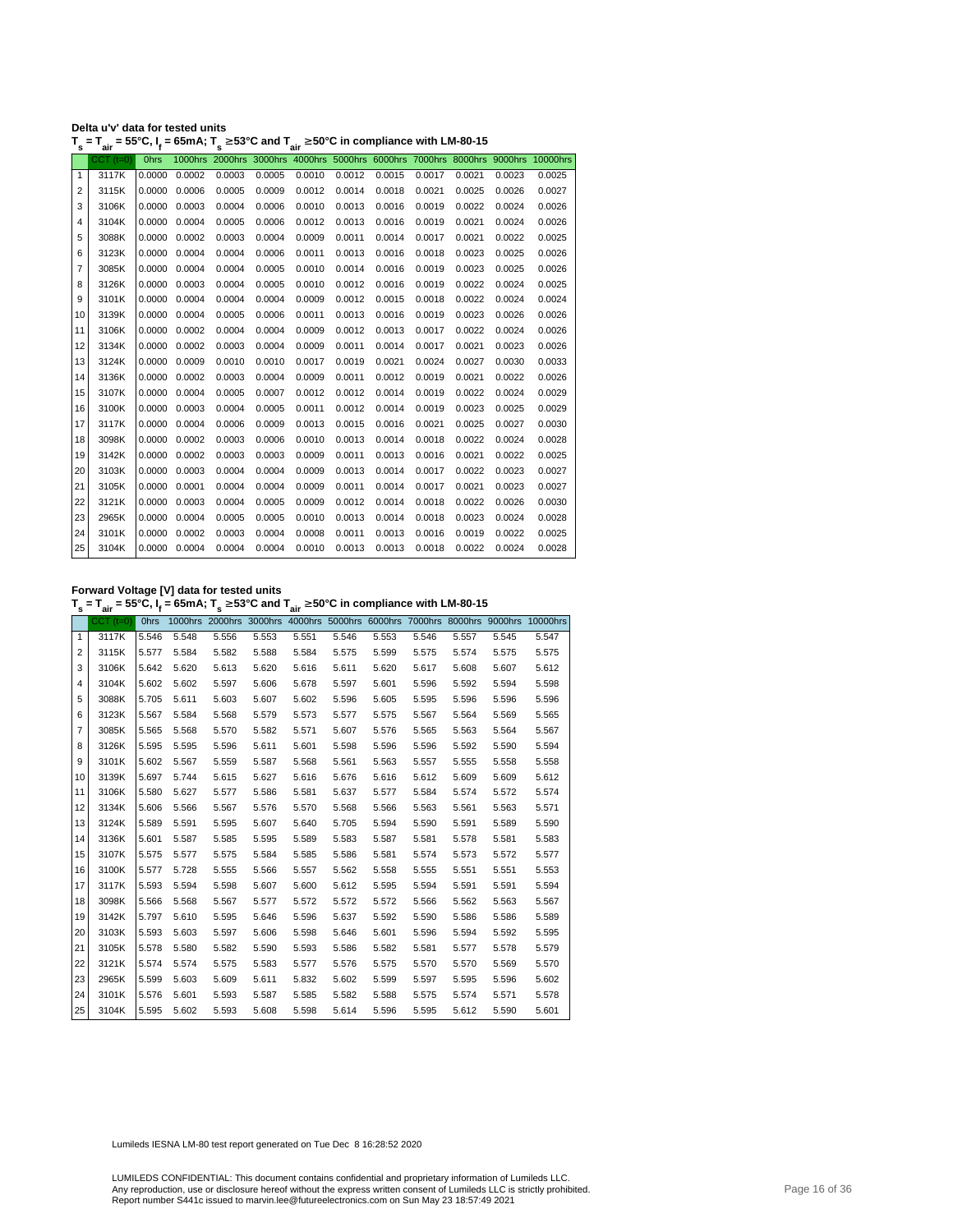**Delta u'v' data for tested units**

**$T_s = T_{air} = 55°C$, $I_f = 65mA$; $T_s \geq 53°C$ and $T_{air} \geq 50°C$ in compliance with LM-80-15**

| | CCT (t=0) | 0hrs | 1000hrs | 2000hrs | 3000hrs | 4000hrs | 5000hrs | 6000hrs | 7000hrs | 8000hrs | 9000hrs | 10000hrs |
|---|---|---|---|---|---|---|---|---|---|---|---|---|
| 1 | 3117K | 0.0000 | 0.0002 | 0.0003 | 0.0005 | 0.0010 | 0.0012 | 0.0015 | 0.0017 | 0.0021 | 0.0023 | 0.0025 |
| 2 | 3115K | 0.0000 | 0.0006 | 0.0005 | 0.0009 | 0.0012 | 0.0014 | 0.0018 | 0.0021 | 0.0025 | 0.0026 | 0.0027 |
| 3 | 3106K | 0.0000 | 0.0003 | 0.0004 | 0.0006 | 0.0010 | 0.0013 | 0.0016 | 0.0019 | 0.0022 | 0.0024 | 0.0026 |
| 4 | 3104K | 0.0000 | 0.0004 | 0.0005 | 0.0006 | 0.0012 | 0.0013 | 0.0016 | 0.0019 | 0.0021 | 0.0024 | 0.0026 |
| 5 | 3088K | 0.0000 | 0.0002 | 0.0003 | 0.0004 | 0.0009 | 0.0011 | 0.0014 | 0.0017 | 0.0021 | 0.0022 | 0.0025 |
| 6 | 3123K | 0.0000 | 0.0004 | 0.0004 | 0.0006 | 0.0011 | 0.0013 | 0.0016 | 0.0018 | 0.0023 | 0.0025 | 0.0026 |
| 7 | 3085K | 0.0000 | 0.0004 | 0.0004 | 0.0005 | 0.0010 | 0.0014 | 0.0016 | 0.0019 | 0.0023 | 0.0025 | 0.0026 |
| 8 | 3126K | 0.0000 | 0.0003 | 0.0004 | 0.0005 | 0.0010 | 0.0012 | 0.0016 | 0.0019 | 0.0022 | 0.0024 | 0.0025 |
| 9 | 3101K | 0.0000 | 0.0004 | 0.0004 | 0.0004 | 0.0009 | 0.0012 | 0.0015 | 0.0018 | 0.0022 | 0.0024 | 0.0024 |
| 10 | 3139K | 0.0000 | 0.0004 | 0.0005 | 0.0006 | 0.0011 | 0.0013 | 0.0016 | 0.0019 | 0.0023 | 0.0026 | 0.0026 |
| 11 | 3106K | 0.0000 | 0.0002 | 0.0004 | 0.0004 | 0.0009 | 0.0012 | 0.0013 | 0.0017 | 0.0022 | 0.0024 | 0.0026 |
| 12 | 3134K | 0.0000 | 0.0002 | 0.0003 | 0.0004 | 0.0009 | 0.0011 | 0.0014 | 0.0017 | 0.0021 | 0.0023 | 0.0026 |
| 13 | 3124K | 0.0000 | 0.0009 | 0.0010 | 0.0010 | 0.0017 | 0.0019 | 0.0021 | 0.0024 | 0.0027 | 0.0030 | 0.0033 |
| 14 | 3136K | 0.0000 | 0.0002 | 0.0003 | 0.0004 | 0.0009 | 0.0011 | 0.0012 | 0.0019 | 0.0021 | 0.0022 | 0.0026 |
| 15 | 3107K | 0.0000 | 0.0004 | 0.0005 | 0.0007 | 0.0012 | 0.0012 | 0.0014 | 0.0019 | 0.0022 | 0.0024 | 0.0029 |
| 16 | 3100K | 0.0000 | 0.0003 | 0.0004 | 0.0005 | 0.0011 | 0.0012 | 0.0014 | 0.0019 | 0.0023 | 0.0025 | 0.0029 |
| 17 | 3117K | 0.0000 | 0.0004 | 0.0006 | 0.0009 | 0.0013 | 0.0015 | 0.0016 | 0.0021 | 0.0025 | 0.0027 | 0.0030 |
| 18 | 3098K | 0.0000 | 0.0002 | 0.0003 | 0.0006 | 0.0010 | 0.0013 | 0.0014 | 0.0018 | 0.0022 | 0.0024 | 0.0028 |
| 19 | 3142K | 0.0000 | 0.0002 | 0.0003 | 0.0003 | 0.0009 | 0.0011 | 0.0013 | 0.0016 | 0.0021 | 0.0022 | 0.0025 |
| 20 | 3103K | 0.0000 | 0.0003 | 0.0004 | 0.0004 | 0.0009 | 0.0013 | 0.0014 | 0.0017 | 0.0022 | 0.0023 | 0.0027 |
| 21 | 3105K | 0.0000 | 0.0001 | 0.0004 | 0.0004 | 0.0009 | 0.0011 | 0.0014 | 0.0017 | 0.0021 | 0.0023 | 0.0027 |
| 22 | 3121K | 0.0000 | 0.0003 | 0.0004 | 0.0005 | 0.0009 | 0.0012 | 0.0014 | 0.0018 | 0.0022 | 0.0026 | 0.0030 |
| 23 | 2965K | 0.0000 | 0.0004 | 0.0005 | 0.0005 | 0.0010 | 0.0013 | 0.0014 | 0.0018 | 0.0023 | 0.0024 | 0.0028 |
| 24 | 3101K | 0.0000 | 0.0002 | 0.0003 | 0.0004 | 0.0008 | 0.0011 | 0.0013 | 0.0016 | 0.0019 | 0.0022 | 0.0025 |
| 25 | 3104K | 0.0000 | 0.0004 | 0.0004 | 0.0004 | 0.0010 | 0.0013 | 0.0013 | 0.0018 | 0.0022 | 0.0024 | 0.0028 |

**Forward Voltage [V] data for tested units**

**$T_s = T_{air} = 55°C$, $I_f = 65mA$; $T_s \geq 53°C$ and $T_{air} \geq 50°C$ in compliance with LM-80-15**

| | CCT (t=0) | 0hrs | 1000hrs | 2000hrs | 3000hrs | 4000hrs | 5000hrs | 6000hrs | 7000hrs | 8000hrs | 9000hrs | 10000hrs |
|---|---|---|---|---|---|---|---|---|---|---|---|---|
| 1 | 3117K | 5.546 | 5.548 | 5.556 | 5.553 | 5.551 | 5.546 | 5.553 | 5.546 | 5.557 | 5.545 | 5.547 |
| 2 | 3115K | 5.577 | 5.584 | 5.582 | 5.588 | 5.584 | 5.575 | 5.599 | 5.575 | 5.574 | 5.575 | 5.575 |
| 3 | 3106K | 5.642 | 5.620 | 5.613 | 5.620 | 5.616 | 5.611 | 5.620 | 5.617 | 5.608 | 5.607 | 5.612 |
| 4 | 3104K | 5.602 | 5.602 | 5.597 | 5.606 | 5.678 | 5.597 | 5.601 | 5.596 | 5.592 | 5.594 | 5.598 |
| 5 | 3088K | 5.705 | 5.611 | 5.603 | 5.607 | 5.602 | 5.596 | 5.605 | 5.595 | 5.596 | 5.596 | 5.596 |
| 6 | 3123K | 5.567 | 5.584 | 5.568 | 5.579 | 5.573 | 5.577 | 5.575 | 5.567 | 5.564 | 5.569 | 5.565 |
| 7 | 3085K | 5.565 | 5.568 | 5.570 | 5.582 | 5.571 | 5.607 | 5.576 | 5.565 | 5.563 | 5.564 | 5.567 |
| 8 | 3126K | 5.595 | 5.595 | 5.596 | 5.611 | 5.601 | 5.598 | 5.596 | 5.596 | 5.592 | 5.590 | 5.594 |
| 9 | 3101K | 5.602 | 5.567 | 5.559 | 5.587 | 5.568 | 5.561 | 5.563 | 5.557 | 5.555 | 5.558 | 5.558 |
| 10 | 3139K | 5.697 | 5.744 | 5.615 | 5.627 | 5.616 | 5.676 | 5.616 | 5.612 | 5.609 | 5.609 | 5.612 |
| 11 | 3106K | 5.580 | 5.627 | 5.577 | 5.586 | 5.581 | 5.637 | 5.577 | 5.584 | 5.574 | 5.572 | 5.574 |
| 12 | 3134K | 5.606 | 5.566 | 5.567 | 5.576 | 5.570 | 5.568 | 5.566 | 5.563 | 5.561 | 5.563 | 5.571 |
| 13 | 3124K | 5.589 | 5.591 | 5.595 | 5.607 | 5.640 | 5.705 | 5.594 | 5.590 | 5.591 | 5.589 | 5.590 |
| 14 | 3136K | 5.601 | 5.587 | 5.585 | 5.595 | 5.589 | 5.583 | 5.587 | 5.581 | 5.578 | 5.581 | 5.583 |
| 15 | 3107K | 5.575 | 5.577 | 5.575 | 5.584 | 5.585 | 5.586 | 5.581 | 5.574 | 5.573 | 5.572 | 5.577 |
| 16 | 3100K | 5.577 | 5.728 | 5.555 | 5.566 | 5.557 | 5.562 | 5.558 | 5.555 | 5.551 | 5.551 | 5.553 |
| 17 | 3117K | 5.593 | 5.594 | 5.598 | 5.607 | 5.600 | 5.612 | 5.595 | 5.594 | 5.591 | 5.591 | 5.594 |
| 18 | 3098K | 5.566 | 5.568 | 5.567 | 5.577 | 5.572 | 5.572 | 5.572 | 5.566 | 5.562 | 5.563 | 5.567 |
| 19 | 3142K | 5.797 | 5.610 | 5.595 | 5.646 | 5.596 | 5.637 | 5.592 | 5.590 | 5.586 | 5.586 | 5.589 |
| 20 | 3103K | 5.593 | 5.603 | 5.597 | 5.606 | 5.598 | 5.646 | 5.601 | 5.596 | 5.594 | 5.592 | 5.595 |
| 21 | 3105K | 5.578 | 5.580 | 5.582 | 5.590 | 5.593 | 5.586 | 5.582 | 5.581 | 5.577 | 5.578 | 5.579 |
| 22 | 3121K | 5.574 | 5.574 | 5.575 | 5.583 | 5.577 | 5.576 | 5.575 | 5.570 | 5.570 | 5.569 | 5.570 |
| 23 | 2965K | 5.599 | 5.603 | 5.609 | 5.611 | 5.832 | 5.602 | 5.599 | 5.597 | 5.595 | 5.596 | 5.602 |
| 24 | 3101K | 5.576 | 5.601 | 5.593 | 5.587 | 5.585 | 5.582 | 5.588 | 5.575 | 5.574 | 5.571 | 5.578 |
| 25 | 3104K | 5.595 | 5.602 | 5.593 | 5.608 | 5.598 | 5.614 | 5.596 | 5.595 | 5.612 | 5.590 | 5.601 |

Lumileds IESNA LM-80 test report generated on Tue Dec 8 16:28:52 2020

LUMILEDS CONFIDENTIAL: This document contains confidential and proprietary information of Lumileds LLC.
Any reproduction, use or disclosure hereof without the express written consent of Lumileds LLC is strictly prohibited.
Report number S441c issued to marvin.lee@futureelectronics.com on Sun May 23 18:57:49 2021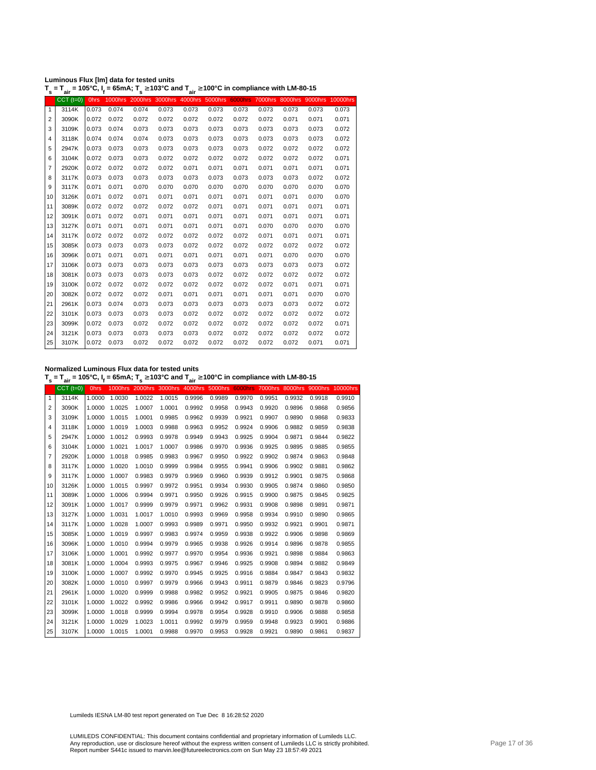**Luminous Flux [lm] data for tested units**

**$T_s = T_{air}$ = 105°C, $I_f$ = 65mA; $T_s$ ≥103°C and $T_{air}$ ≥100°C in compliance with LM-80-15**

| | CCT (t=0) | 0hrs | 1000hrs | 2000hrs | 3000hrs | 4000hrs | 5000hrs | 6000hrs | 7000hrs | 8000hrs | 9000hrs | 10000hrs |
|---|---|---|---|---|---|---|---|---|---|---|---|---|
| 1 | 3114K | 0.073 | 0.074 | 0.074 | 0.073 | 0.073 | 0.073 | 0.073 | 0.073 | 0.073 | 0.073 | 0.073 |
| 2 | 3090K | 0.072 | 0.072 | 0.072 | 0.072 | 0.072 | 0.072 | 0.072 | 0.072 | 0.071 | 0.071 | 0.071 |
| 3 | 3109K | 0.073 | 0.074 | 0.073 | 0.073 | 0.073 | 0.073 | 0.073 | 0.073 | 0.073 | 0.073 | 0.072 |
| 4 | 3118K | 0.074 | 0.074 | 0.074 | 0.073 | 0.073 | 0.073 | 0.073 | 0.073 | 0.073 | 0.073 | 0.072 |
| 5 | 2947K | 0.073 | 0.073 | 0.073 | 0.073 | 0.073 | 0.073 | 0.073 | 0.072 | 0.072 | 0.072 | 0.072 |
| 6 | 3104K | 0.072 | 0.073 | 0.073 | 0.072 | 0.072 | 0.072 | 0.072 | 0.072 | 0.072 | 0.072 | 0.071 |
| 7 | 2920K | 0.072 | 0.072 | 0.072 | 0.072 | 0.071 | 0.071 | 0.071 | 0.071 | 0.071 | 0.071 | 0.071 |
| 8 | 3117K | 0.073 | 0.073 | 0.073 | 0.073 | 0.073 | 0.073 | 0.073 | 0.073 | 0.073 | 0.072 | 0.072 |
| 9 | 3117K | 0.071 | 0.071 | 0.070 | 0.070 | 0.070 | 0.070 | 0.070 | 0.070 | 0.070 | 0.070 | 0.070 |
| 10 | 3126K | 0.071 | 0.072 | 0.071 | 0.071 | 0.071 | 0.071 | 0.071 | 0.071 | 0.071 | 0.070 | 0.070 |
| 11 | 3089K | 0.072 | 0.072 | 0.072 | 0.072 | 0.072 | 0.071 | 0.071 | 0.071 | 0.071 | 0.071 | 0.071 |
| 12 | 3091K | 0.071 | 0.072 | 0.071 | 0.071 | 0.071 | 0.071 | 0.071 | 0.071 | 0.071 | 0.071 | 0.071 |
| 13 | 3127K | 0.071 | 0.071 | 0.071 | 0.071 | 0.071 | 0.071 | 0.071 | 0.070 | 0.070 | 0.070 | 0.070 |
| 14 | 3117K | 0.072 | 0.072 | 0.072 | 0.072 | 0.072 | 0.072 | 0.072 | 0.071 | 0.071 | 0.071 | 0.071 |
| 15 | 3085K | 0.073 | 0.073 | 0.073 | 0.073 | 0.072 | 0.072 | 0.072 | 0.072 | 0.072 | 0.072 | 0.072 |
| 16 | 3096K | 0.071 | 0.071 | 0.071 | 0.071 | 0.071 | 0.071 | 0.071 | 0.071 | 0.070 | 0.070 | 0.070 |
| 17 | 3106K | 0.073 | 0.073 | 0.073 | 0.073 | 0.073 | 0.073 | 0.073 | 0.073 | 0.073 | 0.073 | 0.072 |
| 18 | 3081K | 0.073 | 0.073 | 0.073 | 0.073 | 0.073 | 0.072 | 0.072 | 0.072 | 0.072 | 0.072 | 0.072 |
| 19 | 3100K | 0.072 | 0.072 | 0.072 | 0.072 | 0.072 | 0.072 | 0.072 | 0.072 | 0.071 | 0.071 | 0.071 |
| 20 | 3082K | 0.072 | 0.072 | 0.072 | 0.071 | 0.071 | 0.071 | 0.071 | 0.071 | 0.071 | 0.070 | 0.070 |
| 21 | 2961K | 0.073 | 0.074 | 0.073 | 0.073 | 0.073 | 0.073 | 0.073 | 0.073 | 0.073 | 0.072 | 0.072 |
| 22 | 3101K | 0.073 | 0.073 | 0.073 | 0.073 | 0.072 | 0.072 | 0.072 | 0.072 | 0.072 | 0.072 | 0.072 |
| 23 | 3099K | 0.072 | 0.073 | 0.072 | 0.072 | 0.072 | 0.072 | 0.072 | 0.072 | 0.072 | 0.072 | 0.071 |
| 24 | 3121K | 0.073 | 0.073 | 0.073 | 0.073 | 0.073 | 0.072 | 0.072 | 0.072 | 0.072 | 0.072 | 0.072 |
| 25 | 3107K | 0.072 | 0.073 | 0.072 | 0.072 | 0.072 | 0.072 | 0.072 | 0.072 | 0.072 | 0.071 | 0.071 |

**Normalized Luminous Flux data for tested units**

**$T_s = T_{air}$ = 105°C, $I_f$ = 65mA; $T_s$ ≥103°C and $T_{air}$ ≥100°C in compliance with LM-80-15**

| | CCT (t=0) | 0hrs | 1000hrs | 2000hrs | 3000hrs | 4000hrs | 5000hrs | 6000hrs | 7000hrs | 8000hrs | 9000hrs | 10000hrs |
|---|---|---|---|---|---|---|---|---|---|---|---|---|
| 1 | 3114K | 1.0000 | 1.0030 | 1.0022 | 1.0015 | 0.9996 | 0.9989 | 0.9970 | 0.9951 | 0.9932 | 0.9918 | 0.9910 |
| 2 | 3090K | 1.0000 | 1.0025 | 1.0007 | 1.0001 | 0.9992 | 0.9958 | 0.9943 | 0.9920 | 0.9896 | 0.9868 | 0.9856 |
| 3 | 3109K | 1.0000 | 1.0015 | 1.0001 | 0.9985 | 0.9962 | 0.9939 | 0.9921 | 0.9907 | 0.9890 | 0.9868 | 0.9833 |
| 4 | 3118K | 1.0000 | 1.0019 | 1.0003 | 0.9988 | 0.9963 | 0.9952 | 0.9924 | 0.9906 | 0.9882 | 0.9859 | 0.9838 |
| 5 | 2947K | 1.0000 | 1.0012 | 0.9993 | 0.9978 | 0.9949 | 0.9943 | 0.9925 | 0.9904 | 0.9871 | 0.9844 | 0.9822 |
| 6 | 3104K | 1.0000 | 1.0021 | 1.0017 | 1.0007 | 0.9986 | 0.9970 | 0.9936 | 0.9925 | 0.9895 | 0.9885 | 0.9855 |
| 7 | 2920K | 1.0000 | 1.0018 | 0.9985 | 0.9983 | 0.9967 | 0.9950 | 0.9922 | 0.9902 | 0.9874 | 0.9863 | 0.9848 |
| 8 | 3117K | 1.0000 | 1.0020 | 1.0010 | 0.9999 | 0.9984 | 0.9955 | 0.9941 | 0.9906 | 0.9902 | 0.9881 | 0.9862 |
| 9 | 3117K | 1.0000 | 1.0007 | 0.9983 | 0.9979 | 0.9969 | 0.9960 | 0.9939 | 0.9912 | 0.9901 | 0.9875 | 0.9868 |
| 10 | 3126K | 1.0000 | 1.0015 | 0.9997 | 0.9972 | 0.9951 | 0.9934 | 0.9930 | 0.9905 | 0.9874 | 0.9860 | 0.9850 |
| 11 | 3089K | 1.0000 | 1.0006 | 0.9994 | 0.9971 | 0.9950 | 0.9926 | 0.9915 | 0.9900 | 0.9875 | 0.9845 | 0.9825 |
| 12 | 3091K | 1.0000 | 1.0017 | 0.9999 | 0.9979 | 0.9971 | 0.9962 | 0.9931 | 0.9908 | 0.9898 | 0.9891 | 0.9871 |
| 13 | 3127K | 1.0000 | 1.0031 | 1.0017 | 1.0010 | 0.9993 | 0.9969 | 0.9958 | 0.9934 | 0.9910 | 0.9890 | 0.9865 |
| 14 | 3117K | 1.0000 | 1.0028 | 1.0007 | 0.9993 | 0.9989 | 0.9971 | 0.9950 | 0.9932 | 0.9921 | 0.9901 | 0.9871 |
| 15 | 3085K | 1.0000 | 1.0019 | 0.9997 | 0.9983 | 0.9974 | 0.9959 | 0.9938 | 0.9922 | 0.9906 | 0.9898 | 0.9869 |
| 16 | 3096K | 1.0000 | 1.0010 | 0.9994 | 0.9979 | 0.9965 | 0.9938 | 0.9926 | 0.9914 | 0.9896 | 0.9878 | 0.9855 |
| 17 | 3106K | 1.0000 | 1.0001 | 0.9992 | 0.9977 | 0.9970 | 0.9954 | 0.9936 | 0.9921 | 0.9898 | 0.9884 | 0.9863 |
| 18 | 3081K | 1.0000 | 1.0004 | 0.9993 | 0.9975 | 0.9967 | 0.9946 | 0.9925 | 0.9908 | 0.9894 | 0.9882 | 0.9849 |
| 19 | 3100K | 1.0000 | 1.0007 | 0.9992 | 0.9970 | 0.9945 | 0.9925 | 0.9916 | 0.9884 | 0.9847 | 0.9843 | 0.9832 |
| 20 | 3082K | 1.0000 | 1.0010 | 0.9997 | 0.9979 | 0.9966 | 0.9943 | 0.9911 | 0.9879 | 0.9846 | 0.9823 | 0.9796 |
| 21 | 2961K | 1.0000 | 1.0020 | 0.9999 | 0.9988 | 0.9982 | 0.9952 | 0.9921 | 0.9905 | 0.9875 | 0.9846 | 0.9820 |
| 22 | 3101K | 1.0000 | 1.0022 | 0.9992 | 0.9986 | 0.9966 | 0.9942 | 0.9917 | 0.9911 | 0.9890 | 0.9878 | 0.9860 |
| 23 | 3099K | 1.0000 | 1.0018 | 0.9999 | 0.9994 | 0.9978 | 0.9954 | 0.9928 | 0.9910 | 0.9906 | 0.9888 | 0.9858 |
| 24 | 3121K | 1.0000 | 1.0029 | 1.0023 | 1.0011 | 0.9992 | 0.9979 | 0.9959 | 0.9948 | 0.9923 | 0.9901 | 0.9886 |
| 25 | 3107K | 1.0000 | 1.0015 | 1.0001 | 0.9988 | 0.9970 | 0.9953 | 0.9928 | 0.9921 | 0.9890 | 0.9861 | 0.9837 |

Lumileds IESNA LM-80 test report generated on Tue Dec 8 16:28:52 2020

LUMILEDS CONFIDENTIAL: This document contains confidential and proprietary information of Lumileds LLC.
Any reproduction, use or disclosure hereof without the express written consent of Lumileds LLC is strictly prohibited.
Report number S441c issued to marvin.lee@futureelectronics.com on Sun May 23 18:57:49 2021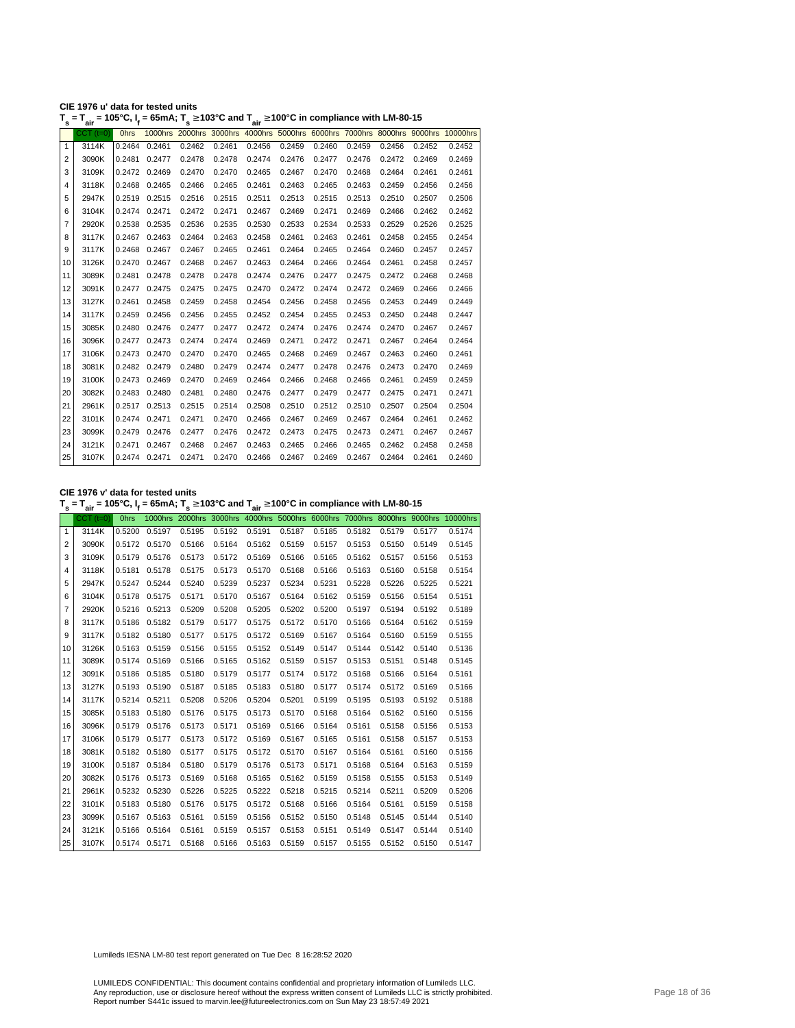**CIE 1976 u' data for tested units**

**$T_s = T_{air}$ = 105°C, $I_f$ = 65mA; $T_s$ ≥103°C and $T_{air}$ ≥100°C in compliance with LM-80-15**

| | CCT (t=0) | 0hrs | 1000hrs | 2000hrs | 3000hrs | 4000hrs | 5000hrs | 6000hrs | 7000hrs | 8000hrs | 9000hrs | 10000hrs |
|---|---|---|---|---|---|---|---|---|---|---|---|---|
| 1 | 3114K | 0.2464 | 0.2461 | 0.2462 | 0.2461 | 0.2456 | 0.2459 | 0.2460 | 0.2459 | 0.2456 | 0.2452 | 0.2452 |
| 2 | 3090K | 0.2481 | 0.2477 | 0.2478 | 0.2478 | 0.2474 | 0.2476 | 0.2477 | 0.2476 | 0.2472 | 0.2469 | 0.2469 |
| 3 | 3109K | 0.2472 | 0.2469 | 0.2470 | 0.2470 | 0.2465 | 0.2467 | 0.2470 | 0.2468 | 0.2464 | 0.2461 | 0.2461 |
| 4 | 3118K | 0.2468 | 0.2465 | 0.2466 | 0.2465 | 0.2461 | 0.2463 | 0.2465 | 0.2463 | 0.2459 | 0.2456 | 0.2456 |
| 5 | 2947K | 0.2519 | 0.2515 | 0.2516 | 0.2515 | 0.2511 | 0.2513 | 0.2515 | 0.2513 | 0.2510 | 0.2507 | 0.2506 |
| 6 | 3104K | 0.2474 | 0.2471 | 0.2472 | 0.2471 | 0.2467 | 0.2469 | 0.2471 | 0.2469 | 0.2466 | 0.2462 | 0.2462 |
| 7 | 2920K | 0.2538 | 0.2535 | 0.2536 | 0.2535 | 0.2530 | 0.2533 | 0.2534 | 0.2533 | 0.2529 | 0.2526 | 0.2525 |
| 8 | 3117K | 0.2467 | 0.2463 | 0.2464 | 0.2463 | 0.2458 | 0.2461 | 0.2463 | 0.2461 | 0.2458 | 0.2455 | 0.2454 |
| 9 | 3117K | 0.2468 | 0.2467 | 0.2467 | 0.2465 | 0.2461 | 0.2464 | 0.2465 | 0.2464 | 0.2460 | 0.2457 | 0.2457 |
| 10 | 3126K | 0.2470 | 0.2467 | 0.2468 | 0.2467 | 0.2463 | 0.2464 | 0.2466 | 0.2464 | 0.2461 | 0.2458 | 0.2457 |
| 11 | 3089K | 0.2481 | 0.2478 | 0.2478 | 0.2478 | 0.2474 | 0.2476 | 0.2477 | 0.2475 | 0.2472 | 0.2468 | 0.2468 |
| 12 | 3091K | 0.2477 | 0.2475 | 0.2475 | 0.2475 | 0.2470 | 0.2472 | 0.2474 | 0.2472 | 0.2469 | 0.2466 | 0.2466 |
| 13 | 3127K | 0.2461 | 0.2458 | 0.2459 | 0.2458 | 0.2454 | 0.2456 | 0.2458 | 0.2456 | 0.2453 | 0.2449 | 0.2449 |
| 14 | 3117K | 0.2459 | 0.2456 | 0.2456 | 0.2455 | 0.2452 | 0.2454 | 0.2455 | 0.2453 | 0.2450 | 0.2448 | 0.2447 |
| 15 | 3085K | 0.2480 | 0.2476 | 0.2477 | 0.2477 | 0.2472 | 0.2474 | 0.2476 | 0.2474 | 0.2470 | 0.2467 | 0.2467 |
| 16 | 3096K | 0.2477 | 0.2473 | 0.2474 | 0.2474 | 0.2469 | 0.2471 | 0.2472 | 0.2471 | 0.2467 | 0.2464 | 0.2464 |
| 17 | 3106K | 0.2473 | 0.2470 | 0.2470 | 0.2470 | 0.2465 | 0.2468 | 0.2469 | 0.2467 | 0.2463 | 0.2460 | 0.2461 |
| 18 | 3081K | 0.2482 | 0.2479 | 0.2480 | 0.2479 | 0.2474 | 0.2477 | 0.2478 | 0.2476 | 0.2473 | 0.2470 | 0.2469 |
| 19 | 3100K | 0.2473 | 0.2469 | 0.2470 | 0.2469 | 0.2464 | 0.2466 | 0.2468 | 0.2466 | 0.2461 | 0.2459 | 0.2459 |
| 20 | 3082K | 0.2483 | 0.2480 | 0.2481 | 0.2480 | 0.2476 | 0.2477 | 0.2479 | 0.2477 | 0.2475 | 0.2471 | 0.2471 |
| 21 | 2961K | 0.2517 | 0.2513 | 0.2515 | 0.2514 | 0.2508 | 0.2510 | 0.2512 | 0.2510 | 0.2507 | 0.2504 | 0.2504 |
| 22 | 3101K | 0.2474 | 0.2471 | 0.2471 | 0.2470 | 0.2466 | 0.2467 | 0.2469 | 0.2467 | 0.2464 | 0.2461 | 0.2462 |
| 23 | 3099K | 0.2479 | 0.2476 | 0.2477 | 0.2476 | 0.2472 | 0.2473 | 0.2475 | 0.2473 | 0.2471 | 0.2467 | 0.2467 |
| 24 | 3121K | 0.2471 | 0.2467 | 0.2468 | 0.2467 | 0.2463 | 0.2465 | 0.2466 | 0.2465 | 0.2462 | 0.2458 | 0.2458 |
| 25 | 3107K | 0.2474 | 0.2471 | 0.2471 | 0.2470 | 0.2466 | 0.2467 | 0.2469 | 0.2467 | 0.2464 | 0.2461 | 0.2460 |

**CIE 1976 v' data for tested units**

**$T_s = T_{air}$ = 105°C, $I_f$ = 65mA; $T_s$ ≥103°C and $T_{air}$ ≥100°C in compliance with LM-80-15**

| | CCT (t=0) | 0hrs | 1000hrs | 2000hrs | 3000hrs | 4000hrs | 5000hrs | 6000hrs | 7000hrs | 8000hrs | 9000hrs | 10000hrs |
|---|---|---|---|---|---|---|---|---|---|---|---|---|
| 1 | 3114K | 0.5200 | 0.5197 | 0.5195 | 0.5192 | 0.5191 | 0.5187 | 0.5185 | 0.5182 | 0.5179 | 0.5177 | 0.5174 |
| 2 | 3090K | 0.5172 | 0.5170 | 0.5166 | 0.5164 | 0.5162 | 0.5159 | 0.5157 | 0.5153 | 0.5150 | 0.5149 | 0.5145 |
| 3 | 3109K | 0.5179 | 0.5176 | 0.5173 | 0.5172 | 0.5169 | 0.5166 | 0.5165 | 0.5162 | 0.5157 | 0.5156 | 0.5153 |
| 4 | 3118K | 0.5181 | 0.5178 | 0.5175 | 0.5173 | 0.5170 | 0.5168 | 0.5166 | 0.5163 | 0.5160 | 0.5158 | 0.5154 |
| 5 | 2947K | 0.5247 | 0.5244 | 0.5240 | 0.5239 | 0.5237 | 0.5234 | 0.5231 | 0.5228 | 0.5226 | 0.5225 | 0.5221 |
| 6 | 3104K | 0.5178 | 0.5175 | 0.5171 | 0.5170 | 0.5167 | 0.5164 | 0.5162 | 0.5159 | 0.5156 | 0.5154 | 0.5151 |
| 7 | 2920K | 0.5216 | 0.5213 | 0.5209 | 0.5208 | 0.5205 | 0.5202 | 0.5200 | 0.5197 | 0.5194 | 0.5192 | 0.5189 |
| 8 | 3117K | 0.5186 | 0.5182 | 0.5179 | 0.5177 | 0.5175 | 0.5172 | 0.5170 | 0.5166 | 0.5164 | 0.5162 | 0.5159 |
| 9 | 3117K | 0.5182 | 0.5180 | 0.5177 | 0.5175 | 0.5172 | 0.5169 | 0.5167 | 0.5164 | 0.5160 | 0.5159 | 0.5155 |
| 10 | 3126K | 0.5163 | 0.5159 | 0.5156 | 0.5155 | 0.5152 | 0.5149 | 0.5147 | 0.5144 | 0.5142 | 0.5140 | 0.5136 |
| 11 | 3089K | 0.5174 | 0.5169 | 0.5166 | 0.5165 | 0.5162 | 0.5159 | 0.5157 | 0.5153 | 0.5151 | 0.5148 | 0.5145 |
| 12 | 3091K | 0.5186 | 0.5185 | 0.5180 | 0.5179 | 0.5177 | 0.5174 | 0.5172 | 0.5168 | 0.5166 | 0.5164 | 0.5161 |
| 13 | 3127K | 0.5193 | 0.5190 | 0.5187 | 0.5185 | 0.5183 | 0.5180 | 0.5177 | 0.5174 | 0.5172 | 0.5169 | 0.5166 |
| 14 | 3117K | 0.5214 | 0.5211 | 0.5208 | 0.5206 | 0.5204 | 0.5201 | 0.5199 | 0.5195 | 0.5193 | 0.5192 | 0.5188 |
| 15 | 3085K | 0.5183 | 0.5180 | 0.5176 | 0.5175 | 0.5173 | 0.5170 | 0.5168 | 0.5164 | 0.5162 | 0.5160 | 0.5156 |
| 16 | 3096K | 0.5179 | 0.5176 | 0.5173 | 0.5171 | 0.5169 | 0.5166 | 0.5164 | 0.5161 | 0.5158 | 0.5156 | 0.5153 |
| 17 | 3106K | 0.5179 | 0.5177 | 0.5173 | 0.5172 | 0.5169 | 0.5167 | 0.5165 | 0.5161 | 0.5158 | 0.5157 | 0.5153 |
| 18 | 3081K | 0.5182 | 0.5180 | 0.5177 | 0.5175 | 0.5172 | 0.5170 | 0.5167 | 0.5164 | 0.5161 | 0.5160 | 0.5156 |
| 19 | 3100K | 0.5187 | 0.5184 | 0.5180 | 0.5179 | 0.5176 | 0.5173 | 0.5171 | 0.5168 | 0.5164 | 0.5163 | 0.5159 |
| 20 | 3082K | 0.5176 | 0.5173 | 0.5169 | 0.5168 | 0.5165 | 0.5162 | 0.5159 | 0.5158 | 0.5155 | 0.5153 | 0.5149 |
| 21 | 2961K | 0.5232 | 0.5230 | 0.5226 | 0.5225 | 0.5222 | 0.5218 | 0.5215 | 0.5214 | 0.5211 | 0.5209 | 0.5206 |
| 22 | 3101K | 0.5183 | 0.5180 | 0.5176 | 0.5175 | 0.5172 | 0.5168 | 0.5166 | 0.5164 | 0.5161 | 0.5159 | 0.5158 |
| 23 | 3099K | 0.5167 | 0.5163 | 0.5161 | 0.5159 | 0.5156 | 0.5152 | 0.5150 | 0.5148 | 0.5145 | 0.5144 | 0.5140 |
| 24 | 3121K | 0.5166 | 0.5164 | 0.5161 | 0.5159 | 0.5157 | 0.5153 | 0.5151 | 0.5149 | 0.5147 | 0.5144 | 0.5140 |
| 25 | 3107K | 0.5174 | 0.5171 | 0.5168 | 0.5166 | 0.5163 | 0.5159 | 0.5157 | 0.5155 | 0.5152 | 0.5150 | 0.5147 |

Lumileds IESNA LM-80 test report generated on Tue Dec 8 16:28:52 2020

LUMILEDS CONFIDENTIAL: This document contains confidential and proprietary information of Lumileds LLC.
Any reproduction, use or disclosure hereof without the express written consent of Lumileds LLC is strictly prohibited.
Report number S441c issued to marvin.lee@futureelectronics.com on Sun May 23 18:57:49 2021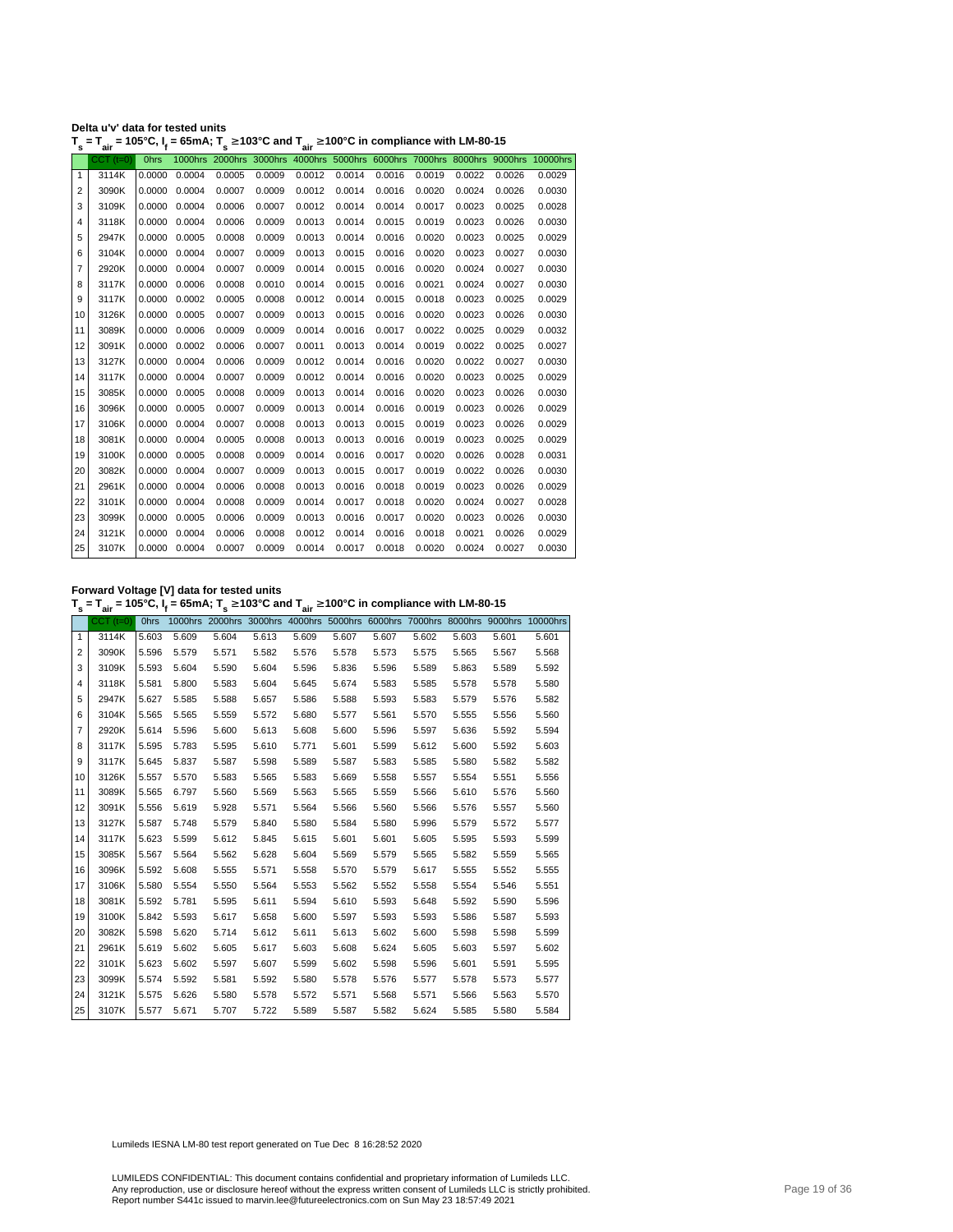**Delta u'v' data for tested units**

**$T_s = T_{air}$ = 105°C, $I_f$ = 65mA; $T_s$ ≥103°C and $T_{air}$ ≥100°C in compliance with LM-80-15**

| | CCT (t=0) | 0hrs | 1000hrs | 2000hrs | 3000hrs | 4000hrs | 5000hrs | 6000hrs | 7000hrs | 8000hrs | 9000hrs | 10000hrs |
|---|---|---|---|---|---|---|---|---|---|---|---|---|
| 1 | 3114K | 0.0000 | 0.0004 | 0.0005 | 0.0009 | 0.0012 | 0.0014 | 0.0016 | 0.0019 | 0.0022 | 0.0026 | 0.0029 |
| 2 | 3090K | 0.0000 | 0.0004 | 0.0007 | 0.0009 | 0.0012 | 0.0014 | 0.0016 | 0.0020 | 0.0024 | 0.0026 | 0.0030 |
| 3 | 3109K | 0.0000 | 0.0004 | 0.0006 | 0.0007 | 0.0012 | 0.0014 | 0.0014 | 0.0017 | 0.0023 | 0.0025 | 0.0028 |
| 4 | 3118K | 0.0000 | 0.0004 | 0.0006 | 0.0009 | 0.0013 | 0.0014 | 0.0015 | 0.0019 | 0.0023 | 0.0026 | 0.0030 |
| 5 | 2947K | 0.0000 | 0.0005 | 0.0008 | 0.0009 | 0.0013 | 0.0014 | 0.0016 | 0.0020 | 0.0023 | 0.0025 | 0.0029 |
| 6 | 3104K | 0.0000 | 0.0004 | 0.0007 | 0.0009 | 0.0013 | 0.0015 | 0.0016 | 0.0020 | 0.0023 | 0.0027 | 0.0030 |
| 7 | 2920K | 0.0000 | 0.0004 | 0.0007 | 0.0009 | 0.0014 | 0.0015 | 0.0016 | 0.0020 | 0.0024 | 0.0027 | 0.0030 |
| 8 | 3117K | 0.0000 | 0.0006 | 0.0008 | 0.0010 | 0.0014 | 0.0015 | 0.0016 | 0.0021 | 0.0024 | 0.0027 | 0.0030 |
| 9 | 3117K | 0.0000 | 0.0002 | 0.0005 | 0.0008 | 0.0012 | 0.0014 | 0.0015 | 0.0018 | 0.0023 | 0.0025 | 0.0029 |
| 10 | 3126K | 0.0000 | 0.0005 | 0.0007 | 0.0009 | 0.0013 | 0.0015 | 0.0016 | 0.0020 | 0.0023 | 0.0026 | 0.0030 |
| 11 | 3089K | 0.0000 | 0.0006 | 0.0009 | 0.0009 | 0.0014 | 0.0016 | 0.0017 | 0.0022 | 0.0025 | 0.0029 | 0.0032 |
| 12 | 3091K | 0.0000 | 0.0002 | 0.0006 | 0.0007 | 0.0011 | 0.0013 | 0.0014 | 0.0019 | 0.0022 | 0.0025 | 0.0027 |
| 13 | 3127K | 0.0000 | 0.0004 | 0.0006 | 0.0009 | 0.0012 | 0.0014 | 0.0016 | 0.0020 | 0.0022 | 0.0027 | 0.0030 |
| 14 | 3117K | 0.0000 | 0.0004 | 0.0007 | 0.0009 | 0.0012 | 0.0014 | 0.0016 | 0.0020 | 0.0023 | 0.0025 | 0.0029 |
| 15 | 3085K | 0.0000 | 0.0005 | 0.0008 | 0.0009 | 0.0013 | 0.0014 | 0.0016 | 0.0020 | 0.0023 | 0.0026 | 0.0030 |
| 16 | 3096K | 0.0000 | 0.0005 | 0.0007 | 0.0009 | 0.0013 | 0.0014 | 0.0016 | 0.0019 | 0.0023 | 0.0026 | 0.0029 |
| 17 | 3106K | 0.0000 | 0.0004 | 0.0007 | 0.0008 | 0.0013 | 0.0013 | 0.0015 | 0.0019 | 0.0023 | 0.0026 | 0.0029 |
| 18 | 3081K | 0.0000 | 0.0004 | 0.0005 | 0.0008 | 0.0013 | 0.0013 | 0.0016 | 0.0019 | 0.0023 | 0.0025 | 0.0029 |
| 19 | 3100K | 0.0000 | 0.0005 | 0.0008 | 0.0009 | 0.0014 | 0.0016 | 0.0017 | 0.0020 | 0.0026 | 0.0028 | 0.0031 |
| 20 | 3082K | 0.0000 | 0.0004 | 0.0007 | 0.0009 | 0.0013 | 0.0015 | 0.0017 | 0.0019 | 0.0022 | 0.0026 | 0.0030 |
| 21 | 2961K | 0.0000 | 0.0004 | 0.0006 | 0.0008 | 0.0013 | 0.0016 | 0.0018 | 0.0019 | 0.0023 | 0.0026 | 0.0029 |
| 22 | 3101K | 0.0000 | 0.0004 | 0.0008 | 0.0009 | 0.0014 | 0.0017 | 0.0018 | 0.0020 | 0.0024 | 0.0027 | 0.0028 |
| 23 | 3099K | 0.0000 | 0.0005 | 0.0006 | 0.0009 | 0.0013 | 0.0016 | 0.0017 | 0.0020 | 0.0023 | 0.0026 | 0.0030 |
| 24 | 3121K | 0.0000 | 0.0004 | 0.0006 | 0.0008 | 0.0012 | 0.0014 | 0.0016 | 0.0018 | 0.0021 | 0.0026 | 0.0029 |
| 25 | 3107K | 0.0000 | 0.0004 | 0.0007 | 0.0009 | 0.0014 | 0.0017 | 0.0018 | 0.0020 | 0.0024 | 0.0027 | 0.0030 |

**Forward Voltage [V] data for tested units**

**$T_s = T_{air}$ = 105°C, $I_f$ = 65mA; $T_s$ ≥103°C and $T_{air}$ ≥100°C in compliance with LM-80-15**

| | CCT (t=0) | 0hrs | 1000hrs | 2000hrs | 3000hrs | 4000hrs | 5000hrs | 6000hrs | 7000hrs | 8000hrs | 9000hrs | 10000hrs |
|---|---|---|---|---|---|---|---|---|---|---|---|---|
| 1 | 3114K | 5.603 | 5.609 | 5.604 | 5.613 | 5.609 | 5.607 | 5.607 | 5.602 | 5.603 | 5.601 | 5.601 |
| 2 | 3090K | 5.596 | 5.579 | 5.571 | 5.582 | 5.576 | 5.578 | 5.573 | 5.575 | 5.565 | 5.567 | 5.568 |
| 3 | 3109K | 5.593 | 5.604 | 5.590 | 5.604 | 5.596 | 5.836 | 5.596 | 5.589 | 5.863 | 5.589 | 5.592 |
| 4 | 3118K | 5.581 | 5.800 | 5.583 | 5.604 | 5.645 | 5.674 | 5.583 | 5.585 | 5.578 | 5.578 | 5.580 |
| 5 | 2947K | 5.627 | 5.585 | 5.588 | 5.657 | 5.586 | 5.588 | 5.593 | 5.583 | 5.579 | 5.576 | 5.582 |
| 6 | 3104K | 5.565 | 5.565 | 5.559 | 5.572 | 5.680 | 5.577 | 5.561 | 5.570 | 5.555 | 5.556 | 5.560 |
| 7 | 2920K | 5.614 | 5.596 | 5.600 | 5.613 | 5.608 | 5.600 | 5.596 | 5.597 | 5.636 | 5.592 | 5.594 |
| 8 | 3117K | 5.595 | 5.783 | 5.595 | 5.610 | 5.771 | 5.601 | 5.599 | 5.612 | 5.600 | 5.592 | 5.603 |
| 9 | 3117K | 5.645 | 5.837 | 5.587 | 5.598 | 5.589 | 5.587 | 5.583 | 5.585 | 5.580 | 5.582 | 5.582 |
| 10 | 3126K | 5.557 | 5.570 | 5.583 | 5.565 | 5.583 | 5.669 | 5.558 | 5.557 | 5.554 | 5.551 | 5.556 |
| 11 | 3089K | 5.565 | 6.797 | 5.560 | 5.569 | 5.563 | 5.565 | 5.559 | 5.566 | 5.610 | 5.576 | 5.560 |
| 12 | 3091K | 5.556 | 5.619 | 5.928 | 5.571 | 5.564 | 5.566 | 5.560 | 5.566 | 5.576 | 5.557 | 5.560 |
| 13 | 3127K | 5.587 | 5.748 | 5.579 | 5.840 | 5.580 | 5.584 | 5.580 | 5.996 | 5.579 | 5.572 | 5.577 |
| 14 | 3117K | 5.623 | 5.599 | 5.612 | 5.845 | 5.615 | 5.601 | 5.601 | 5.605 | 5.595 | 5.593 | 5.599 |
| 15 | 3085K | 5.567 | 5.564 | 5.562 | 5.628 | 5.604 | 5.569 | 5.579 | 5.565 | 5.582 | 5.559 | 5.565 |
| 16 | 3096K | 5.592 | 5.608 | 5.555 | 5.571 | 5.558 | 5.570 | 5.579 | 5.617 | 5.555 | 5.552 | 5.555 |
| 17 | 3106K | 5.580 | 5.554 | 5.550 | 5.564 | 5.553 | 5.562 | 5.552 | 5.558 | 5.554 | 5.546 | 5.551 |
| 18 | 3081K | 5.592 | 5.781 | 5.595 | 5.611 | 5.594 | 5.610 | 5.593 | 5.648 | 5.592 | 5.590 | 5.596 |
| 19 | 3100K | 5.842 | 5.593 | 5.617 | 5.658 | 5.600 | 5.597 | 5.593 | 5.593 | 5.586 | 5.587 | 5.593 |
| 20 | 3082K | 5.598 | 5.620 | 5.714 | 5.612 | 5.611 | 5.613 | 5.602 | 5.600 | 5.598 | 5.598 | 5.599 |
| 21 | 2961K | 5.619 | 5.602 | 5.605 | 5.617 | 5.603 | 5.608 | 5.624 | 5.605 | 5.603 | 5.597 | 5.602 |
| 22 | 3101K | 5.623 | 5.602 | 5.597 | 5.607 | 5.599 | 5.602 | 5.598 | 5.596 | 5.601 | 5.591 | 5.595 |
| 23 | 3099K | 5.574 | 5.592 | 5.581 | 5.592 | 5.580 | 5.578 | 5.576 | 5.577 | 5.578 | 5.573 | 5.577 |
| 24 | 3121K | 5.575 | 5.626 | 5.580 | 5.578 | 5.572 | 5.571 | 5.568 | 5.571 | 5.566 | 5.563 | 5.570 |
| 25 | 3107K | 5.577 | 5.671 | 5.707 | 5.722 | 5.589 | 5.587 | 5.582 | 5.624 | 5.585 | 5.580 | 5.584 |

Lumileds IESNA LM-80 test report generated on Tue Dec 8 16:28:52 2020

LUMILEDS CONFIDENTIAL: This document contains confidential and proprietary information of Lumileds LLC.
Any reproduction, use or disclosure hereof without the express written consent of Lumileds LLC is strictly prohibited.
Report number S441c issued to marvin.lee@futureelectronics.com on Sun May 23 18:57:49 2021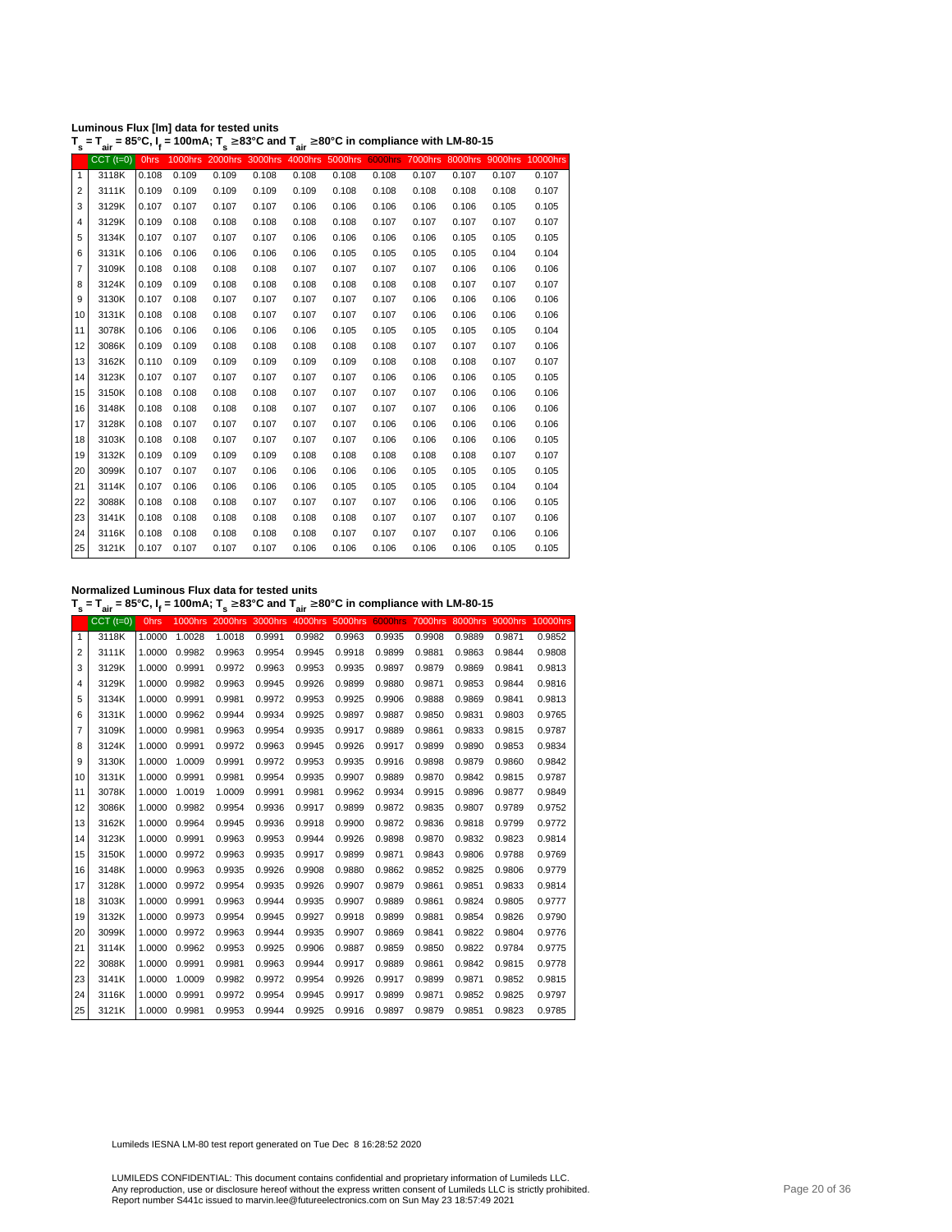**Luminous Flux [lm] data for tested units**

**$T_s = T_{air}$ = 85°C, $I_f$ = 100mA; $T_s$ ≥83°C and $T_{air}$ ≥80°C in compliance with LM-80-15**

| | CCT (t=0) | 0hrs | 1000hrs | 2000hrs | 3000hrs | 4000hrs | 5000hrs | 6000hrs | 7000hrs | 8000hrs | 9000hrs | 10000hrs |
|---|---|---|---|---|---|---|---|---|---|---|---|---|
| 1 | 3118K | 0.108 | 0.109 | 0.109 | 0.108 | 0.108 | 0.108 | 0.108 | 0.107 | 0.107 | 0.107 | 0.107 |
| 2 | 3111K | 0.109 | 0.109 | 0.109 | 0.109 | 0.109 | 0.108 | 0.108 | 0.108 | 0.108 | 0.108 | 0.107 |
| 3 | 3129K | 0.107 | 0.107 | 0.107 | 0.107 | 0.106 | 0.106 | 0.106 | 0.106 | 0.106 | 0.105 | 0.105 |
| 4 | 3129K | 0.109 | 0.108 | 0.108 | 0.108 | 0.108 | 0.108 | 0.107 | 0.107 | 0.107 | 0.107 | 0.107 |
| 5 | 3134K | 0.107 | 0.107 | 0.107 | 0.107 | 0.106 | 0.106 | 0.106 | 0.106 | 0.105 | 0.105 | 0.105 |
| 6 | 3131K | 0.106 | 0.106 | 0.106 | 0.106 | 0.106 | 0.105 | 0.105 | 0.105 | 0.105 | 0.104 | 0.104 |
| 7 | 3109K | 0.108 | 0.108 | 0.108 | 0.108 | 0.107 | 0.107 | 0.107 | 0.107 | 0.106 | 0.106 | 0.106 |
| 8 | 3124K | 0.109 | 0.109 | 0.108 | 0.108 | 0.108 | 0.108 | 0.108 | 0.108 | 0.107 | 0.107 | 0.107 |
| 9 | 3130K | 0.107 | 0.108 | 0.107 | 0.107 | 0.107 | 0.107 | 0.107 | 0.106 | 0.106 | 0.106 | 0.106 |
| 10 | 3131K | 0.108 | 0.108 | 0.108 | 0.107 | 0.107 | 0.107 | 0.107 | 0.106 | 0.106 | 0.106 | 0.106 |
| 11 | 3078K | 0.106 | 0.106 | 0.106 | 0.106 | 0.106 | 0.105 | 0.105 | 0.105 | 0.105 | 0.105 | 0.104 |
| 12 | 3086K | 0.109 | 0.109 | 0.108 | 0.108 | 0.108 | 0.108 | 0.108 | 0.107 | 0.107 | 0.107 | 0.106 |
| 13 | 3162K | 0.110 | 0.109 | 0.109 | 0.109 | 0.109 | 0.109 | 0.108 | 0.108 | 0.108 | 0.107 | 0.107 |
| 14 | 3123K | 0.107 | 0.107 | 0.107 | 0.107 | 0.107 | 0.107 | 0.106 | 0.106 | 0.106 | 0.105 | 0.105 |
| 15 | 3150K | 0.108 | 0.108 | 0.108 | 0.108 | 0.107 | 0.107 | 0.107 | 0.107 | 0.106 | 0.106 | 0.106 |
| 16 | 3148K | 0.108 | 0.108 | 0.108 | 0.108 | 0.107 | 0.107 | 0.107 | 0.107 | 0.106 | 0.106 | 0.106 |
| 17 | 3128K | 0.108 | 0.107 | 0.107 | 0.107 | 0.107 | 0.107 | 0.106 | 0.106 | 0.106 | 0.106 | 0.106 |
| 18 | 3103K | 0.108 | 0.108 | 0.107 | 0.107 | 0.107 | 0.107 | 0.106 | 0.106 | 0.106 | 0.106 | 0.105 |
| 19 | 3132K | 0.109 | 0.109 | 0.109 | 0.109 | 0.108 | 0.108 | 0.108 | 0.108 | 0.108 | 0.107 | 0.107 |
| 20 | 3099K | 0.107 | 0.107 | 0.107 | 0.106 | 0.106 | 0.106 | 0.106 | 0.105 | 0.105 | 0.105 | 0.105 |
| 21 | 3114K | 0.107 | 0.106 | 0.106 | 0.106 | 0.106 | 0.105 | 0.105 | 0.105 | 0.105 | 0.104 | 0.104 |
| 22 | 3088K | 0.108 | 0.108 | 0.108 | 0.107 | 0.107 | 0.107 | 0.107 | 0.106 | 0.106 | 0.106 | 0.105 |
| 23 | 3141K | 0.108 | 0.108 | 0.108 | 0.108 | 0.108 | 0.108 | 0.107 | 0.107 | 0.107 | 0.107 | 0.106 |
| 24 | 3116K | 0.108 | 0.108 | 0.108 | 0.108 | 0.108 | 0.107 | 0.107 | 0.107 | 0.107 | 0.106 | 0.106 |
| 25 | 3121K | 0.107 | 0.107 | 0.107 | 0.107 | 0.106 | 0.106 | 0.106 | 0.106 | 0.106 | 0.105 | 0.105 |

**Normalized Luminous Flux data for tested units**

**$T_s = T_{air}$ = 85°C, $I_f$ = 100mA; $T_s$ ≥83°C and $T_{air}$ ≥80°C in compliance with LM-80-15**

| | CCT (t=0) | 0hrs | 1000hrs | 2000hrs | 3000hrs | 4000hrs | 5000hrs | 6000hrs | 7000hrs | 8000hrs | 9000hrs | 10000hrs |
|---|---|---|---|---|---|---|---|---|---|---|---|---|
| 1 | 3118K | 1.0000 | 1.0028 | 1.0018 | 0.9991 | 0.9982 | 0.9963 | 0.9935 | 0.9908 | 0.9889 | 0.9871 | 0.9852 |
| 2 | 3111K | 1.0000 | 0.9982 | 0.9963 | 0.9954 | 0.9945 | 0.9918 | 0.9899 | 0.9881 | 0.9863 | 0.9844 | 0.9808 |
| 3 | 3129K | 1.0000 | 0.9991 | 0.9972 | 0.9963 | 0.9953 | 0.9935 | 0.9897 | 0.9879 | 0.9869 | 0.9841 | 0.9813 |
| 4 | 3129K | 1.0000 | 0.9982 | 0.9963 | 0.9945 | 0.9926 | 0.9899 | 0.9880 | 0.9871 | 0.9853 | 0.9844 | 0.9816 |
| 5 | 3134K | 1.0000 | 0.9991 | 0.9981 | 0.9972 | 0.9953 | 0.9925 | 0.9906 | 0.9888 | 0.9869 | 0.9841 | 0.9813 |
| 6 | 3131K | 1.0000 | 0.9962 | 0.9944 | 0.9934 | 0.9925 | 0.9897 | 0.9887 | 0.9850 | 0.9831 | 0.9803 | 0.9765 |
| 7 | 3109K | 1.0000 | 0.9981 | 0.9963 | 0.9954 | 0.9935 | 0.9917 | 0.9889 | 0.9861 | 0.9833 | 0.9815 | 0.9787 |
| 8 | 3124K | 1.0000 | 0.9991 | 0.9972 | 0.9963 | 0.9945 | 0.9926 | 0.9917 | 0.9899 | 0.9890 | 0.9853 | 0.9834 |
| 9 | 3130K | 1.0000 | 1.0009 | 0.9991 | 0.9972 | 0.9953 | 0.9935 | 0.9916 | 0.9898 | 0.9879 | 0.9860 | 0.9842 |
| 10 | 3131K | 1.0000 | 0.9991 | 0.9981 | 0.9954 | 0.9935 | 0.9907 | 0.9889 | 0.9870 | 0.9842 | 0.9815 | 0.9787 |
| 11 | 3078K | 1.0000 | 1.0019 | 1.0009 | 0.9991 | 0.9981 | 0.9962 | 0.9934 | 0.9915 | 0.9896 | 0.9877 | 0.9849 |
| 12 | 3086K | 1.0000 | 0.9982 | 0.9954 | 0.9936 | 0.9917 | 0.9899 | 0.9872 | 0.9835 | 0.9807 | 0.9789 | 0.9752 |
| 13 | 3162K | 1.0000 | 0.9964 | 0.9945 | 0.9936 | 0.9918 | 0.9900 | 0.9872 | 0.9836 | 0.9818 | 0.9799 | 0.9772 |
| 14 | 3123K | 1.0000 | 0.9991 | 0.9963 | 0.9953 | 0.9944 | 0.9926 | 0.9898 | 0.9870 | 0.9832 | 0.9823 | 0.9814 |
| 15 | 3150K | 1.0000 | 0.9972 | 0.9963 | 0.9935 | 0.9917 | 0.9899 | 0.9871 | 0.9843 | 0.9806 | 0.9788 | 0.9769 |
| 16 | 3148K | 1.0000 | 0.9963 | 0.9935 | 0.9926 | 0.9908 | 0.9880 | 0.9862 | 0.9852 | 0.9825 | 0.9806 | 0.9779 |
| 17 | 3128K | 1.0000 | 0.9972 | 0.9954 | 0.9935 | 0.9926 | 0.9907 | 0.9879 | 0.9861 | 0.9851 | 0.9833 | 0.9814 |
| 18 | 3103K | 1.0000 | 0.9991 | 0.9963 | 0.9944 | 0.9935 | 0.9907 | 0.9889 | 0.9861 | 0.9824 | 0.9805 | 0.9777 |
| 19 | 3132K | 1.0000 | 0.9973 | 0.9954 | 0.9945 | 0.9927 | 0.9918 | 0.9899 | 0.9881 | 0.9854 | 0.9826 | 0.9790 |
| 20 | 3099K | 1.0000 | 0.9972 | 0.9963 | 0.9944 | 0.9935 | 0.9907 | 0.9869 | 0.9841 | 0.9822 | 0.9804 | 0.9776 |
| 21 | 3114K | 1.0000 | 0.9962 | 0.9953 | 0.9925 | 0.9906 | 0.9887 | 0.9859 | 0.9850 | 0.9822 | 0.9784 | 0.9775 |
| 22 | 3088K | 1.0000 | 0.9991 | 0.9981 | 0.9963 | 0.9944 | 0.9917 | 0.9889 | 0.9861 | 0.9842 | 0.9815 | 0.9778 |
| 23 | 3141K | 1.0000 | 1.0009 | 0.9982 | 0.9972 | 0.9954 | 0.9926 | 0.9917 | 0.9899 | 0.9871 | 0.9852 | 0.9815 |
| 24 | 3116K | 1.0000 | 0.9991 | 0.9972 | 0.9954 | 0.9945 | 0.9917 | 0.9899 | 0.9871 | 0.9852 | 0.9825 | 0.9797 |
| 25 | 3121K | 1.0000 | 0.9981 | 0.9953 | 0.9944 | 0.9925 | 0.9916 | 0.9897 | 0.9879 | 0.9851 | 0.9823 | 0.9785 |

Lumileds IESNA LM-80 test report generated on Tue Dec 8 16:28:52 2020

LUMILEDS CONFIDENTIAL: This document contains confidential and proprietary information of Lumileds LLC.
Any reproduction, use or disclosure hereof without the express written consent of Lumileds LLC is strictly prohibited.
Report number S441c issued to marvin.lee@futureelectronics.com on Sun May 23 18:57:49 2021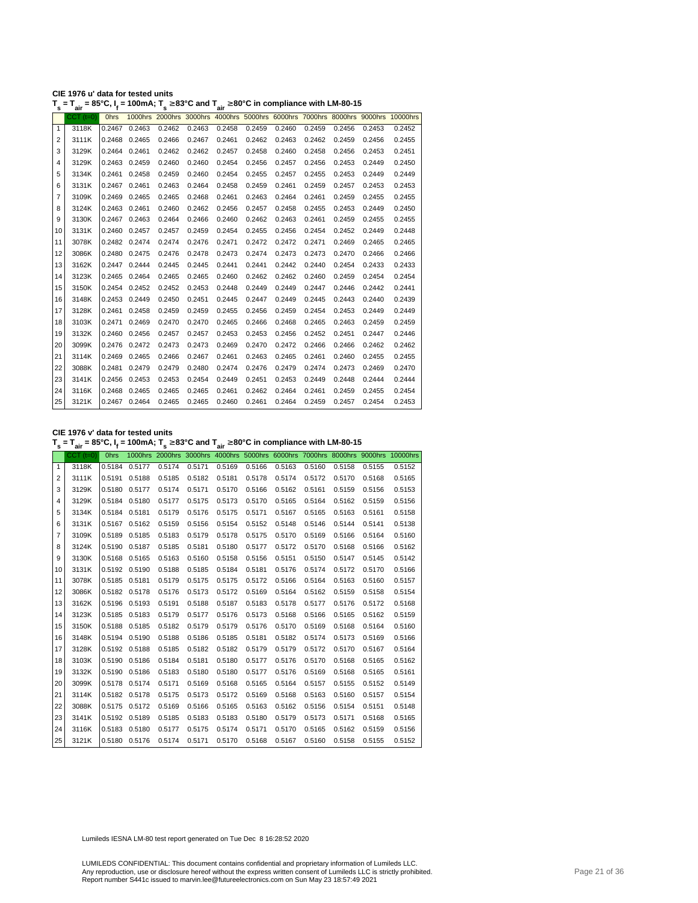**CIE 1976 u' data for tested units**

**$T_s = T_{air}$ = 85°C, $I_f$ = 100mA; $T_s$ ≥83°C and $T_{air}$ ≥80°C in compliance with LM-80-15**

| | CCT (t=0) | 0hrs | 1000hrs | 2000hrs | 3000hrs | 4000hrs | 5000hrs | 6000hrs | 7000hrs | 8000hrs | 9000hrs | 10000hrs |
|---|---|---|---|---|---|---|---|---|---|---|---|---|
| 1 | 3118K | 0.2467 | 0.2463 | 0.2462 | 0.2463 | 0.2458 | 0.2459 | 0.2460 | 0.2459 | 0.2456 | 0.2453 | 0.2452 |
| 2 | 3111K | 0.2468 | 0.2465 | 0.2466 | 0.2467 | 0.2461 | 0.2462 | 0.2463 | 0.2462 | 0.2459 | 0.2456 | 0.2455 |
| 3 | 3129K | 0.2464 | 0.2461 | 0.2462 | 0.2462 | 0.2457 | 0.2458 | 0.2460 | 0.2458 | 0.2456 | 0.2453 | 0.2451 |
| 4 | 3129K | 0.2463 | 0.2459 | 0.2460 | 0.2460 | 0.2454 | 0.2456 | 0.2457 | 0.2456 | 0.2453 | 0.2449 | 0.2450 |
| 5 | 3134K | 0.2461 | 0.2458 | 0.2459 | 0.2460 | 0.2454 | 0.2455 | 0.2457 | 0.2455 | 0.2453 | 0.2449 | 0.2449 |
| 6 | 3131K | 0.2467 | 0.2461 | 0.2463 | 0.2464 | 0.2458 | 0.2459 | 0.2461 | 0.2459 | 0.2457 | 0.2453 | 0.2453 |
| 7 | 3109K | 0.2469 | 0.2465 | 0.2465 | 0.2468 | 0.2461 | 0.2463 | 0.2464 | 0.2461 | 0.2459 | 0.2455 | 0.2455 |
| 8 | 3124K | 0.2463 | 0.2461 | 0.2460 | 0.2462 | 0.2456 | 0.2457 | 0.2458 | 0.2455 | 0.2453 | 0.2449 | 0.2450 |
| 9 | 3130K | 0.2467 | 0.2463 | 0.2464 | 0.2466 | 0.2460 | 0.2462 | 0.2463 | 0.2461 | 0.2459 | 0.2455 | 0.2455 |
| 10 | 3131K | 0.2460 | 0.2457 | 0.2457 | 0.2459 | 0.2454 | 0.2455 | 0.2456 | 0.2454 | 0.2452 | 0.2449 | 0.2448 |
| 11 | 3078K | 0.2482 | 0.2474 | 0.2474 | 0.2476 | 0.2471 | 0.2472 | 0.2472 | 0.2471 | 0.2469 | 0.2465 | 0.2465 |
| 12 | 3086K | 0.2480 | 0.2475 | 0.2476 | 0.2478 | 0.2473 | 0.2474 | 0.2473 | 0.2473 | 0.2470 | 0.2466 | 0.2466 |
| 13 | 3162K | 0.2447 | 0.2444 | 0.2445 | 0.2445 | 0.2441 | 0.2441 | 0.2442 | 0.2440 | 0.2454 | 0.2433 | 0.2433 |
| 14 | 3123K | 0.2465 | 0.2464 | 0.2465 | 0.2465 | 0.2460 | 0.2462 | 0.2462 | 0.2460 | 0.2459 | 0.2454 | 0.2454 |
| 15 | 3150K | 0.2454 | 0.2452 | 0.2452 | 0.2453 | 0.2448 | 0.2449 | 0.2449 | 0.2447 | 0.2446 | 0.2442 | 0.2441 |
| 16 | 3148K | 0.2453 | 0.2449 | 0.2450 | 0.2451 | 0.2445 | 0.2447 | 0.2449 | 0.2445 | 0.2443 | 0.2440 | 0.2439 |
| 17 | 3128K | 0.2461 | 0.2458 | 0.2459 | 0.2459 | 0.2455 | 0.2456 | 0.2459 | 0.2454 | 0.2453 | 0.2449 | 0.2449 |
| 18 | 3103K | 0.2471 | 0.2469 | 0.2470 | 0.2470 | 0.2465 | 0.2466 | 0.2468 | 0.2465 | 0.2463 | 0.2459 | 0.2459 |
| 19 | 3132K | 0.2460 | 0.2456 | 0.2457 | 0.2457 | 0.2453 | 0.2453 | 0.2456 | 0.2452 | 0.2451 | 0.2447 | 0.2446 |
| 20 | 3099K | 0.2476 | 0.2472 | 0.2473 | 0.2473 | 0.2469 | 0.2470 | 0.2472 | 0.2466 | 0.2466 | 0.2462 | 0.2462 |
| 21 | 3114K | 0.2469 | 0.2465 | 0.2466 | 0.2467 | 0.2461 | 0.2463 | 0.2465 | 0.2461 | 0.2460 | 0.2455 | 0.2455 |
| 22 | 3088K | 0.2481 | 0.2479 | 0.2479 | 0.2480 | 0.2474 | 0.2476 | 0.2479 | 0.2474 | 0.2473 | 0.2469 | 0.2470 |
| 23 | 3141K | 0.2456 | 0.2453 | 0.2453 | 0.2454 | 0.2449 | 0.2451 | 0.2453 | 0.2449 | 0.2448 | 0.2444 | 0.2444 |
| 24 | 3116K | 0.2468 | 0.2465 | 0.2465 | 0.2465 | 0.2461 | 0.2462 | 0.2464 | 0.2461 | 0.2459 | 0.2455 | 0.2454 |
| 25 | 3121K | 0.2467 | 0.2464 | 0.2465 | 0.2465 | 0.2460 | 0.2461 | 0.2464 | 0.2459 | 0.2457 | 0.2454 | 0.2453 |

**CIE 1976 v' data for tested units**

**$T_s = T_{air}$ = 85°C, $I_f$ = 100mA; $T_s$ ≥83°C and $T_{air}$ ≥80°C in compliance with LM-80-15**

| | CCT (t=0) | 0hrs | 1000hrs | 2000hrs | 3000hrs | 4000hrs | 5000hrs | 6000hrs | 7000hrs | 8000hrs | 9000hrs | 10000hrs |
|---|---|---|---|---|---|---|---|---|---|---|---|---|
| 1 | 3118K | 0.5184 | 0.5177 | 0.5174 | 0.5171 | 0.5169 | 0.5166 | 0.5163 | 0.5160 | 0.5158 | 0.5155 | 0.5152 |
| 2 | 3111K | 0.5191 | 0.5188 | 0.5185 | 0.5182 | 0.5181 | 0.5178 | 0.5174 | 0.5172 | 0.5170 | 0.5168 | 0.5165 |
| 3 | 3129K | 0.5180 | 0.5177 | 0.5174 | 0.5171 | 0.5170 | 0.5166 | 0.5162 | 0.5161 | 0.5159 | 0.5156 | 0.5153 |
| 4 | 3129K | 0.5184 | 0.5180 | 0.5177 | 0.5175 | 0.5173 | 0.5170 | 0.5165 | 0.5164 | 0.5162 | 0.5159 | 0.5156 |
| 5 | 3134K | 0.5184 | 0.5181 | 0.5179 | 0.5176 | 0.5175 | 0.5171 | 0.5167 | 0.5165 | 0.5163 | 0.5161 | 0.5158 |
| 6 | 3131K | 0.5167 | 0.5162 | 0.5159 | 0.5156 | 0.5154 | 0.5152 | 0.5148 | 0.5146 | 0.5144 | 0.5141 | 0.5138 |
| 7 | 3109K | 0.5189 | 0.5185 | 0.5183 | 0.5179 | 0.5178 | 0.5175 | 0.5170 | 0.5169 | 0.5166 | 0.5164 | 0.5160 |
| 8 | 3124K | 0.5190 | 0.5187 | 0.5185 | 0.5181 | 0.5180 | 0.5177 | 0.5172 | 0.5170 | 0.5168 | 0.5166 | 0.5162 |
| 9 | 3130K | 0.5168 | 0.5165 | 0.5163 | 0.5160 | 0.5158 | 0.5156 | 0.5151 | 0.5150 | 0.5147 | 0.5145 | 0.5142 |
| 10 | 3131K | 0.5192 | 0.5190 | 0.5188 | 0.5185 | 0.5184 | 0.5181 | 0.5176 | 0.5174 | 0.5172 | 0.5170 | 0.5166 |
| 11 | 3078K | 0.5185 | 0.5181 | 0.5179 | 0.5175 | 0.5175 | 0.5172 | 0.5166 | 0.5164 | 0.5163 | 0.5160 | 0.5157 |
| 12 | 3086K | 0.5182 | 0.5178 | 0.5176 | 0.5173 | 0.5172 | 0.5169 | 0.5164 | 0.5162 | 0.5159 | 0.5158 | 0.5154 |
| 13 | 3162K | 0.5196 | 0.5193 | 0.5191 | 0.5188 | 0.5187 | 0.5183 | 0.5178 | 0.5177 | 0.5176 | 0.5172 | 0.5168 |
| 14 | 3123K | 0.5185 | 0.5183 | 0.5179 | 0.5177 | 0.5176 | 0.5173 | 0.5168 | 0.5166 | 0.5165 | 0.5162 | 0.5159 |
| 15 | 3150K | 0.5188 | 0.5185 | 0.5182 | 0.5179 | 0.5179 | 0.5176 | 0.5170 | 0.5169 | 0.5168 | 0.5164 | 0.5160 |
| 16 | 3148K | 0.5194 | 0.5190 | 0.5188 | 0.5186 | 0.5185 | 0.5181 | 0.5182 | 0.5174 | 0.5173 | 0.5169 | 0.5166 |
| 17 | 3128K | 0.5192 | 0.5188 | 0.5185 | 0.5182 | 0.5182 | 0.5179 | 0.5179 | 0.5172 | 0.5170 | 0.5167 | 0.5164 |
| 18 | 3103K | 0.5190 | 0.5186 | 0.5184 | 0.5181 | 0.5180 | 0.5177 | 0.5176 | 0.5170 | 0.5168 | 0.5165 | 0.5162 |
| 19 | 3132K | 0.5190 | 0.5186 | 0.5183 | 0.5180 | 0.5180 | 0.5177 | 0.5176 | 0.5169 | 0.5168 | 0.5165 | 0.5161 |
| 20 | 3099K | 0.5178 | 0.5174 | 0.5171 | 0.5169 | 0.5168 | 0.5165 | 0.5164 | 0.5157 | 0.5155 | 0.5152 | 0.5149 |
| 21 | 3114K | 0.5182 | 0.5178 | 0.5175 | 0.5173 | 0.5172 | 0.5169 | 0.5168 | 0.5163 | 0.5160 | 0.5157 | 0.5154 |
| 22 | 3088K | 0.5175 | 0.5172 | 0.5169 | 0.5166 | 0.5165 | 0.5163 | 0.5162 | 0.5156 | 0.5154 | 0.5151 | 0.5148 |
| 23 | 3141K | 0.5192 | 0.5189 | 0.5185 | 0.5183 | 0.5183 | 0.5180 | 0.5179 | 0.5173 | 0.5171 | 0.5168 | 0.5165 |
| 24 | 3116K | 0.5183 | 0.5180 | 0.5177 | 0.5175 | 0.5174 | 0.5171 | 0.5170 | 0.5165 | 0.5162 | 0.5159 | 0.5156 |
| 25 | 3121K | 0.5180 | 0.5176 | 0.5174 | 0.5171 | 0.5170 | 0.5168 | 0.5167 | 0.5160 | 0.5158 | 0.5155 | 0.5152 |

Lumileds IESNA LM-80 test report generated on Tue Dec 8 16:28:52 2020

LUMILEDS CONFIDENTIAL: This document contains confidential and proprietary information of Lumileds LLC.
Any reproduction, use or disclosure hereof without the express written consent of Lumileds LLC is strictly prohibited.
Report number S441c issued to marvin.lee@futureelectronics.com on Sun May 23 18:57:49 2021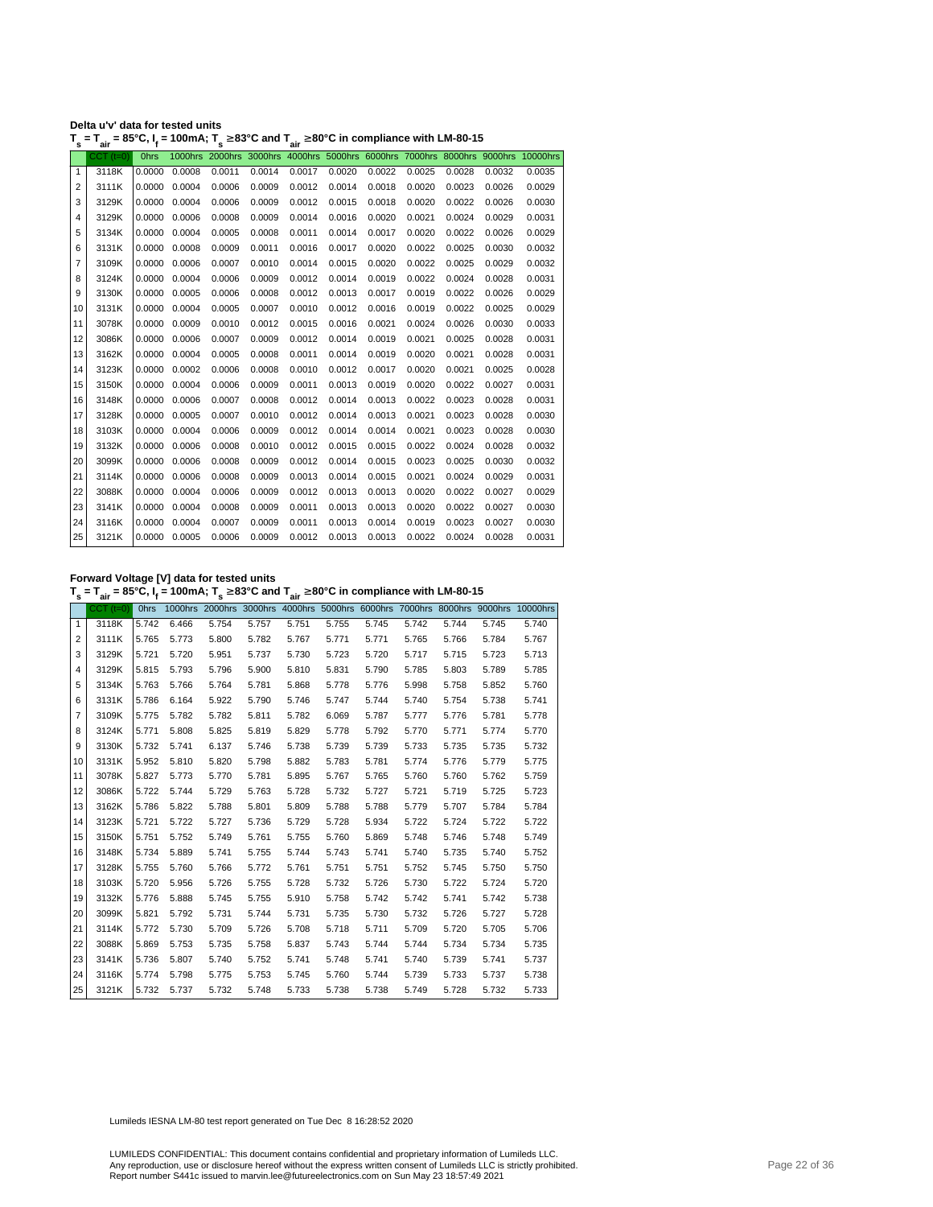**Delta u'v' data for tested units**

$T_s = T_{air}$ = 85°C, $I_f$ = 100mA; $T_s$ ≥83°C and $T_{air}$ ≥80°C in compliance with LM-80-15

| | CCT (t=0) | 0hrs | 1000hrs | 2000hrs | 3000hrs | 4000hrs | 5000hrs | 6000hrs | 7000hrs | 8000hrs | 9000hrs | 10000hrs |
|---|---|---|---|---|---|---|---|---|---|---|---|---|
| 1 | 3118K | 0.0000 | 0.0008 | 0.0011 | 0.0014 | 0.0017 | 0.0020 | 0.0022 | 0.0025 | 0.0028 | 0.0032 | 0.0035 |
| 2 | 3111K | 0.0000 | 0.0004 | 0.0006 | 0.0009 | 0.0012 | 0.0014 | 0.0018 | 0.0020 | 0.0023 | 0.0026 | 0.0029 |
| 3 | 3129K | 0.0000 | 0.0004 | 0.0006 | 0.0009 | 0.0012 | 0.0015 | 0.0018 | 0.0020 | 0.0022 | 0.0026 | 0.0030 |
| 4 | 3129K | 0.0000 | 0.0006 | 0.0008 | 0.0009 | 0.0014 | 0.0016 | 0.0020 | 0.0021 | 0.0024 | 0.0029 | 0.0031 |
| 5 | 3134K | 0.0000 | 0.0004 | 0.0005 | 0.0008 | 0.0011 | 0.0014 | 0.0017 | 0.0020 | 0.0022 | 0.0026 | 0.0029 |
| 6 | 3131K | 0.0000 | 0.0008 | 0.0009 | 0.0011 | 0.0016 | 0.0017 | 0.0020 | 0.0022 | 0.0025 | 0.0030 | 0.0032 |
| 7 | 3109K | 0.0000 | 0.0006 | 0.0007 | 0.0010 | 0.0014 | 0.0015 | 0.0020 | 0.0022 | 0.0025 | 0.0029 | 0.0032 |
| 8 | 3124K | 0.0000 | 0.0004 | 0.0006 | 0.0009 | 0.0012 | 0.0014 | 0.0019 | 0.0022 | 0.0024 | 0.0028 | 0.0031 |
| 9 | 3130K | 0.0000 | 0.0005 | 0.0006 | 0.0008 | 0.0012 | 0.0013 | 0.0017 | 0.0019 | 0.0022 | 0.0026 | 0.0029 |
| 10 | 3131K | 0.0000 | 0.0004 | 0.0005 | 0.0007 | 0.0010 | 0.0012 | 0.0016 | 0.0019 | 0.0022 | 0.0025 | 0.0029 |
| 11 | 3078K | 0.0000 | 0.0009 | 0.0010 | 0.0012 | 0.0015 | 0.0016 | 0.0021 | 0.0024 | 0.0026 | 0.0030 | 0.0033 |
| 12 | 3086K | 0.0000 | 0.0006 | 0.0007 | 0.0009 | 0.0012 | 0.0014 | 0.0019 | 0.0021 | 0.0025 | 0.0028 | 0.0031 |
| 13 | 3162K | 0.0000 | 0.0004 | 0.0005 | 0.0008 | 0.0011 | 0.0014 | 0.0019 | 0.0020 | 0.0021 | 0.0028 | 0.0031 |
| 14 | 3123K | 0.0000 | 0.0002 | 0.0006 | 0.0008 | 0.0010 | 0.0012 | 0.0017 | 0.0020 | 0.0021 | 0.0025 | 0.0028 |
| 15 | 3150K | 0.0000 | 0.0004 | 0.0006 | 0.0009 | 0.0011 | 0.0013 | 0.0019 | 0.0020 | 0.0022 | 0.0027 | 0.0031 |
| 16 | 3148K | 0.0000 | 0.0006 | 0.0007 | 0.0008 | 0.0012 | 0.0014 | 0.0013 | 0.0022 | 0.0023 | 0.0028 | 0.0031 |
| 17 | 3128K | 0.0000 | 0.0005 | 0.0007 | 0.0010 | 0.0012 | 0.0014 | 0.0013 | 0.0021 | 0.0023 | 0.0028 | 0.0030 |
| 18 | 3103K | 0.0000 | 0.0004 | 0.0006 | 0.0009 | 0.0012 | 0.0014 | 0.0014 | 0.0021 | 0.0023 | 0.0028 | 0.0030 |
| 19 | 3132K | 0.0000 | 0.0006 | 0.0008 | 0.0010 | 0.0012 | 0.0015 | 0.0015 | 0.0022 | 0.0024 | 0.0028 | 0.0032 |
| 20 | 3099K | 0.0000 | 0.0006 | 0.0008 | 0.0009 | 0.0012 | 0.0014 | 0.0015 | 0.0023 | 0.0025 | 0.0030 | 0.0032 |
| 21 | 3114K | 0.0000 | 0.0006 | 0.0008 | 0.0009 | 0.0013 | 0.0014 | 0.0015 | 0.0021 | 0.0024 | 0.0029 | 0.0031 |
| 22 | 3088K | 0.0000 | 0.0004 | 0.0006 | 0.0009 | 0.0012 | 0.0013 | 0.0013 | 0.0020 | 0.0022 | 0.0027 | 0.0029 |
| 23 | 3141K | 0.0000 | 0.0004 | 0.0008 | 0.0009 | 0.0011 | 0.0013 | 0.0013 | 0.0020 | 0.0022 | 0.0027 | 0.0030 |
| 24 | 3116K | 0.0000 | 0.0004 | 0.0007 | 0.0009 | 0.0011 | 0.0013 | 0.0014 | 0.0019 | 0.0023 | 0.0027 | 0.0030 |
| 25 | 3121K | 0.0000 | 0.0005 | 0.0006 | 0.0009 | 0.0012 | 0.0013 | 0.0013 | 0.0022 | 0.0024 | 0.0028 | 0.0031 |

**Forward Voltage [V] data for tested units**

$T_s = T_{air}$ = 85°C, $I_f$ = 100mA; $T_s$ ≥83°C and $T_{air}$ ≥80°C in compliance with LM-80-15

| | CCT (t=0) | 0hrs | 1000hrs | 2000hrs | 3000hrs | 4000hrs | 5000hrs | 6000hrs | 7000hrs | 8000hrs | 9000hrs | 10000hrs |
|---|---|---|---|---|---|---|---|---|---|---|---|---|
| 1 | 3118K | 5.742 | 6.466 | 5.754 | 5.757 | 5.751 | 5.755 | 5.745 | 5.742 | 5.744 | 5.745 | 5.740 |
| 2 | 3111K | 5.765 | 5.773 | 5.800 | 5.782 | 5.767 | 5.771 | 5.771 | 5.765 | 5.766 | 5.784 | 5.767 |
| 3 | 3129K | 5.721 | 5.720 | 5.951 | 5.737 | 5.730 | 5.723 | 5.720 | 5.717 | 5.715 | 5.723 | 5.713 |
| 4 | 3129K | 5.815 | 5.793 | 5.796 | 5.900 | 5.810 | 5.831 | 5.790 | 5.785 | 5.803 | 5.789 | 5.785 |
| 5 | 3134K | 5.763 | 5.766 | 5.764 | 5.781 | 5.868 | 5.778 | 5.776 | 5.998 | 5.758 | 5.852 | 5.760 |
| 6 | 3131K | 5.786 | 6.164 | 5.922 | 5.790 | 5.746 | 5.747 | 5.744 | 5.740 | 5.754 | 5.738 | 5.741 |
| 7 | 3109K | 5.775 | 5.782 | 5.782 | 5.811 | 5.782 | 6.069 | 5.787 | 5.777 | 5.776 | 5.781 | 5.778 |
| 8 | 3124K | 5.771 | 5.808 | 5.825 | 5.819 | 5.829 | 5.778 | 5.792 | 5.770 | 5.771 | 5.774 | 5.770 |
| 9 | 3130K | 5.732 | 5.741 | 6.137 | 5.746 | 5.738 | 5.739 | 5.739 | 5.733 | 5.735 | 5.735 | 5.732 |
| 10 | 3131K | 5.952 | 5.810 | 5.820 | 5.798 | 5.882 | 5.783 | 5.781 | 5.774 | 5.776 | 5.779 | 5.775 |
| 11 | 3078K | 5.827 | 5.773 | 5.770 | 5.781 | 5.895 | 5.767 | 5.765 | 5.760 | 5.760 | 5.762 | 5.759 |
| 12 | 3086K | 5.722 | 5.744 | 5.729 | 5.763 | 5.728 | 5.732 | 5.727 | 5.721 | 5.719 | 5.725 | 5.723 |
| 13 | 3162K | 5.786 | 5.822 | 5.788 | 5.801 | 5.809 | 5.788 | 5.788 | 5.779 | 5.707 | 5.784 | 5.784 |
| 14 | 3123K | 5.721 | 5.722 | 5.727 | 5.736 | 5.729 | 5.728 | 5.934 | 5.722 | 5.724 | 5.722 | 5.722 |
| 15 | 3150K | 5.751 | 5.752 | 5.749 | 5.761 | 5.755 | 5.760 | 5.869 | 5.748 | 5.746 | 5.748 | 5.749 |
| 16 | 3148K | 5.734 | 5.889 | 5.741 | 5.755 | 5.744 | 5.743 | 5.741 | 5.740 | 5.735 | 5.740 | 5.752 |
| 17 | 3128K | 5.755 | 5.760 | 5.766 | 5.772 | 5.761 | 5.751 | 5.751 | 5.752 | 5.745 | 5.750 | 5.750 |
| 18 | 3103K | 5.720 | 5.956 | 5.726 | 5.755 | 5.728 | 5.732 | 5.726 | 5.730 | 5.722 | 5.724 | 5.720 |
| 19 | 3132K | 5.776 | 5.888 | 5.745 | 5.755 | 5.910 | 5.758 | 5.742 | 5.742 | 5.741 | 5.742 | 5.738 |
| 20 | 3099K | 5.821 | 5.792 | 5.731 | 5.744 | 5.731 | 5.735 | 5.730 | 5.732 | 5.726 | 5.727 | 5.728 |
| 21 | 3114K | 5.772 | 5.730 | 5.709 | 5.726 | 5.708 | 5.718 | 5.711 | 5.709 | 5.720 | 5.705 | 5.706 |
| 22 | 3088K | 5.869 | 5.753 | 5.735 | 5.758 | 5.837 | 5.743 | 5.744 | 5.744 | 5.734 | 5.734 | 5.735 |
| 23 | 3141K | 5.736 | 5.807 | 5.740 | 5.752 | 5.741 | 5.748 | 5.741 | 5.740 | 5.739 | 5.741 | 5.737 |
| 24 | 3116K | 5.774 | 5.798 | 5.775 | 5.753 | 5.745 | 5.760 | 5.744 | 5.739 | 5.733 | 5.737 | 5.738 |
| 25 | 3121K | 5.732 | 5.737 | 5.732 | 5.748 | 5.733 | 5.738 | 5.738 | 5.749 | 5.728 | 5.732 | 5.733 |

Lumileds IESNA LM-80 test report generated on Tue Dec 8 16:28:52 2020

LUMILEDS CONFIDENTIAL: This document contains confidential and proprietary information of Lumileds LLC.
Any reproduction, use or disclosure hereof without the express written consent of Lumileds LLC is strictly prohibited.
Report number S441c issued to marvin.lee@futureelectronics.com on Sun May 23 18:57:49 2021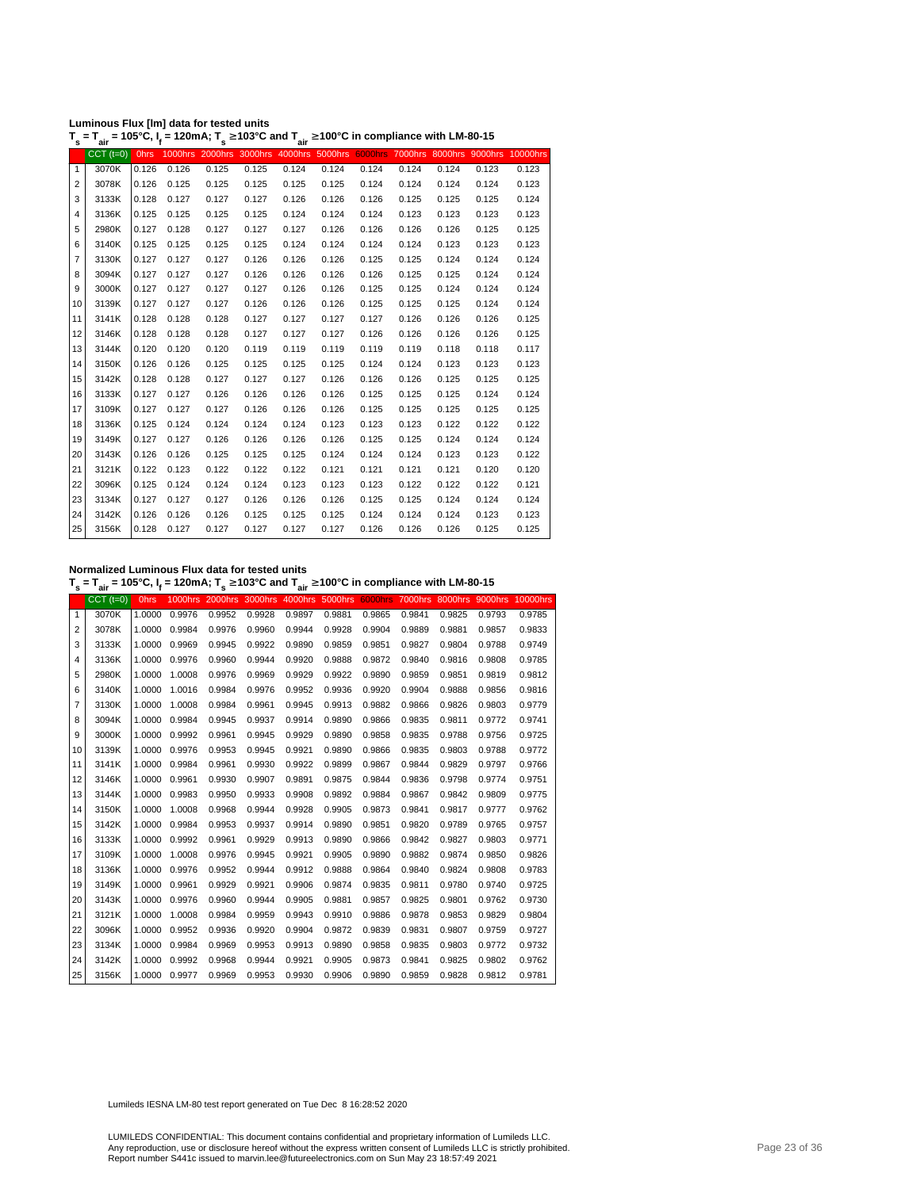**Luminous Flux [lm] data for tested units**

$T_s = T_{air} = 105°C$, $I_f = 120mA$; $T_s \geq 103°C$ and $T_{air} \geq 100°C$ in compliance with LM-80-15

| | CCT (t=0) | 0hrs | 1000hrs | 2000hrs | 3000hrs | 4000hrs | 5000hrs | 6000hrs | 7000hrs | 8000hrs | 9000hrs | 10000hrs |
|---|---|---|---|---|---|---|---|---|---|---|---|---|
| 1 | 3070K | 0.126 | 0.126 | 0.125 | 0.125 | 0.124 | 0.124 | 0.124 | 0.124 | 0.124 | 0.123 | 0.123 |
| 2 | 3078K | 0.126 | 0.125 | 0.125 | 0.125 | 0.125 | 0.125 | 0.124 | 0.124 | 0.124 | 0.124 | 0.123 |
| 3 | 3133K | 0.128 | 0.127 | 0.127 | 0.127 | 0.126 | 0.126 | 0.126 | 0.125 | 0.125 | 0.125 | 0.124 |
| 4 | 3136K | 0.125 | 0.125 | 0.125 | 0.125 | 0.124 | 0.124 | 0.124 | 0.123 | 0.123 | 0.123 | 0.123 |
| 5 | 2980K | 0.127 | 0.128 | 0.127 | 0.127 | 0.127 | 0.126 | 0.126 | 0.126 | 0.126 | 0.125 | 0.125 |
| 6 | 3140K | 0.125 | 0.125 | 0.125 | 0.125 | 0.124 | 0.124 | 0.124 | 0.124 | 0.123 | 0.123 | 0.123 |
| 7 | 3130K | 0.127 | 0.127 | 0.127 | 0.126 | 0.126 | 0.126 | 0.125 | 0.125 | 0.124 | 0.124 | 0.124 |
| 8 | 3094K | 0.127 | 0.127 | 0.127 | 0.126 | 0.126 | 0.126 | 0.126 | 0.125 | 0.125 | 0.124 | 0.124 |
| 9 | 3000K | 0.127 | 0.127 | 0.127 | 0.127 | 0.126 | 0.126 | 0.125 | 0.125 | 0.124 | 0.124 | 0.124 |
| 10 | 3139K | 0.127 | 0.127 | 0.127 | 0.126 | 0.126 | 0.126 | 0.125 | 0.125 | 0.125 | 0.124 | 0.124 |
| 11 | 3141K | 0.128 | 0.128 | 0.128 | 0.127 | 0.127 | 0.127 | 0.127 | 0.126 | 0.126 | 0.126 | 0.125 |
| 12 | 3146K | 0.128 | 0.128 | 0.128 | 0.127 | 0.127 | 0.127 | 0.126 | 0.126 | 0.126 | 0.126 | 0.125 |
| 13 | 3144K | 0.120 | 0.120 | 0.120 | 0.119 | 0.119 | 0.119 | 0.119 | 0.119 | 0.118 | 0.118 | 0.117 |
| 14 | 3150K | 0.126 | 0.126 | 0.125 | 0.125 | 0.125 | 0.125 | 0.124 | 0.124 | 0.123 | 0.123 | 0.123 |
| 15 | 3142K | 0.128 | 0.128 | 0.127 | 0.127 | 0.127 | 0.126 | 0.126 | 0.126 | 0.125 | 0.125 | 0.125 |
| 16 | 3133K | 0.127 | 0.127 | 0.126 | 0.126 | 0.126 | 0.126 | 0.125 | 0.125 | 0.125 | 0.124 | 0.124 |
| 17 | 3109K | 0.127 | 0.127 | 0.127 | 0.126 | 0.126 | 0.126 | 0.125 | 0.125 | 0.125 | 0.125 | 0.125 |
| 18 | 3136K | 0.125 | 0.124 | 0.124 | 0.124 | 0.124 | 0.123 | 0.123 | 0.123 | 0.122 | 0.122 | 0.122 |
| 19 | 3149K | 0.127 | 0.127 | 0.126 | 0.126 | 0.126 | 0.126 | 0.125 | 0.125 | 0.124 | 0.124 | 0.124 |
| 20 | 3143K | 0.126 | 0.126 | 0.125 | 0.125 | 0.125 | 0.124 | 0.124 | 0.124 | 0.123 | 0.123 | 0.122 |
| 21 | 3121K | 0.122 | 0.123 | 0.122 | 0.122 | 0.122 | 0.121 | 0.121 | 0.121 | 0.121 | 0.120 | 0.120 |
| 22 | 3096K | 0.125 | 0.124 | 0.124 | 0.124 | 0.123 | 0.123 | 0.123 | 0.122 | 0.122 | 0.122 | 0.121 |
| 23 | 3134K | 0.127 | 0.127 | 0.127 | 0.126 | 0.126 | 0.126 | 0.125 | 0.125 | 0.124 | 0.124 | 0.124 |
| 24 | 3142K | 0.126 | 0.126 | 0.126 | 0.125 | 0.125 | 0.125 | 0.124 | 0.124 | 0.124 | 0.123 | 0.123 |
| 25 | 3156K | 0.128 | 0.127 | 0.127 | 0.127 | 0.127 | 0.127 | 0.126 | 0.126 | 0.126 | 0.125 | 0.125 |

**Normalized Luminous Flux data for tested units**

$T_s = T_{air} = 105°C$, $I_f = 120mA$; $T_s \geq 103°C$ and $T_{air} \geq 100°C$ in compliance with LM-80-15

| | CCT (t=0) | 0hrs | 1000hrs | 2000hrs | 3000hrs | 4000hrs | 5000hrs | 6000hrs | 7000hrs | 8000hrs | 9000hrs | 10000hrs |
|---|---|---|---|---|---|---|---|---|---|---|---|---|
| 1 | 3070K | 1.0000 | 0.9976 | 0.9952 | 0.9928 | 0.9897 | 0.9881 | 0.9865 | 0.9841 | 0.9825 | 0.9793 | 0.9785 |
| 2 | 3078K | 1.0000 | 0.9984 | 0.9976 | 0.9960 | 0.9944 | 0.9928 | 0.9904 | 0.9889 | 0.9881 | 0.9857 | 0.9833 |
| 3 | 3133K | 1.0000 | 0.9969 | 0.9945 | 0.9922 | 0.9890 | 0.9859 | 0.9851 | 0.9827 | 0.9804 | 0.9788 | 0.9749 |
| 4 | 3136K | 1.0000 | 0.9976 | 0.9960 | 0.9944 | 0.9920 | 0.9888 | 0.9872 | 0.9840 | 0.9816 | 0.9808 | 0.9785 |
| 5 | 2980K | 1.0000 | 1.0008 | 0.9976 | 0.9969 | 0.9929 | 0.9922 | 0.9890 | 0.9859 | 0.9851 | 0.9819 | 0.9812 |
| 6 | 3140K | 1.0000 | 1.0016 | 0.9984 | 0.9976 | 0.9952 | 0.9936 | 0.9920 | 0.9904 | 0.9888 | 0.9856 | 0.9816 |
| 7 | 3130K | 1.0000 | 1.0008 | 0.9984 | 0.9961 | 0.9945 | 0.9913 | 0.9882 | 0.9866 | 0.9826 | 0.9803 | 0.9779 |
| 8 | 3094K | 1.0000 | 0.9984 | 0.9945 | 0.9937 | 0.9914 | 0.9890 | 0.9866 | 0.9835 | 0.9811 | 0.9772 | 0.9741 |
| 9 | 3000K | 1.0000 | 0.9992 | 0.9961 | 0.9945 | 0.9929 | 0.9890 | 0.9858 | 0.9835 | 0.9788 | 0.9756 | 0.9725 |
| 10 | 3139K | 1.0000 | 0.9976 | 0.9953 | 0.9945 | 0.9921 | 0.9890 | 0.9866 | 0.9835 | 0.9803 | 0.9788 | 0.9772 |
| 11 | 3141K | 1.0000 | 0.9984 | 0.9961 | 0.9930 | 0.9922 | 0.9899 | 0.9867 | 0.9844 | 0.9829 | 0.9797 | 0.9766 |
| 12 | 3146K | 1.0000 | 0.9961 | 0.9930 | 0.9907 | 0.9891 | 0.9875 | 0.9844 | 0.9836 | 0.9798 | 0.9774 | 0.9751 |
| 13 | 3144K | 1.0000 | 0.9983 | 0.9950 | 0.9933 | 0.9908 | 0.9892 | 0.9884 | 0.9867 | 0.9842 | 0.9809 | 0.9775 |
| 14 | 3150K | 1.0000 | 1.0008 | 0.9968 | 0.9944 | 0.9928 | 0.9905 | 0.9873 | 0.9841 | 0.9817 | 0.9777 | 0.9762 |
| 15 | 3142K | 1.0000 | 0.9984 | 0.9953 | 0.9937 | 0.9914 | 0.9890 | 0.9851 | 0.9820 | 0.9789 | 0.9765 | 0.9757 |
| 16 | 3133K | 1.0000 | 0.9992 | 0.9961 | 0.9929 | 0.9913 | 0.9890 | 0.9866 | 0.9842 | 0.9827 | 0.9803 | 0.9771 |
| 17 | 3109K | 1.0000 | 1.0008 | 0.9976 | 0.9945 | 0.9921 | 0.9905 | 0.9890 | 0.9882 | 0.9874 | 0.9850 | 0.9826 |
| 18 | 3136K | 1.0000 | 0.9976 | 0.9952 | 0.9944 | 0.9912 | 0.9888 | 0.9864 | 0.9840 | 0.9824 | 0.9808 | 0.9783 |
| 19 | 3149K | 1.0000 | 0.9961 | 0.9929 | 0.9921 | 0.9906 | 0.9874 | 0.9835 | 0.9811 | 0.9780 | 0.9740 | 0.9725 |
| 20 | 3143K | 1.0000 | 0.9976 | 0.9960 | 0.9944 | 0.9905 | 0.9881 | 0.9857 | 0.9825 | 0.9801 | 0.9762 | 0.9730 |
| 21 | 3121K | 1.0000 | 1.0008 | 0.9984 | 0.9959 | 0.9943 | 0.9910 | 0.9886 | 0.9878 | 0.9853 | 0.9829 | 0.9804 |
| 22 | 3096K | 1.0000 | 0.9952 | 0.9936 | 0.9920 | 0.9904 | 0.9872 | 0.9839 | 0.9831 | 0.9807 | 0.9759 | 0.9727 |
| 23 | 3134K | 1.0000 | 0.9984 | 0.9969 | 0.9953 | 0.9913 | 0.9890 | 0.9858 | 0.9835 | 0.9803 | 0.9772 | 0.9732 |
| 24 | 3142K | 1.0000 | 0.9992 | 0.9968 | 0.9944 | 0.9921 | 0.9905 | 0.9873 | 0.9841 | 0.9825 | 0.9802 | 0.9762 |
| 25 | 3156K | 1.0000 | 0.9977 | 0.9969 | 0.9953 | 0.9930 | 0.9906 | 0.9890 | 0.9859 | 0.9828 | 0.9812 | 0.9781 |

Lumileds IESNA LM-80 test report generated on Tue Dec 8 16:28:52 2020

LUMILEDS CONFIDENTIAL: This document contains confidential and proprietary information of Lumileds LLC.
Any reproduction, use or disclosure hereof without the express written consent of Lumileds LLC is strictly prohibited.
Report number S441c issued to marvin.lee@futureelectronics.com on Sun May 23 18:57:49 2021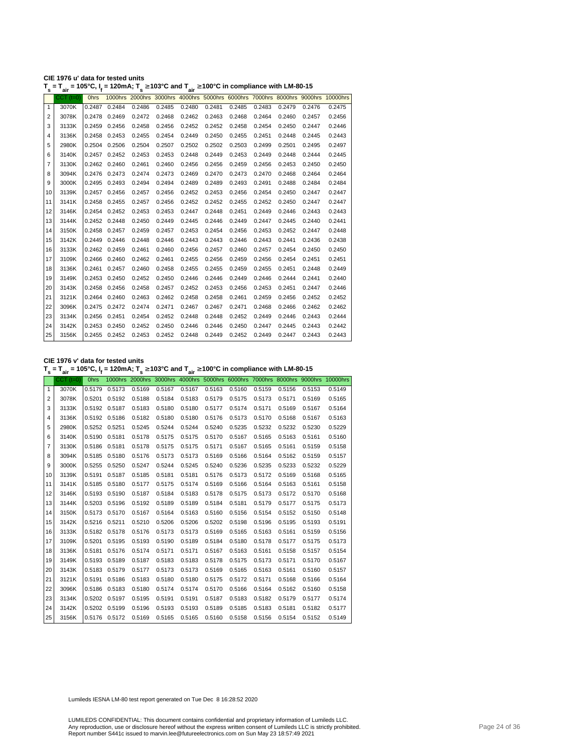**CIE 1976 u' data for tested units**

**$T_s = T_{air}$ = 105°C, $I_f$ = 120mA; $T_s$ ≥103°C and $T_{air}$ ≥100°C in compliance with LM-80-15**

| | CCT (t=0) | 0hrs | 1000hrs | 2000hrs | 3000hrs | 4000hrs | 5000hrs | 6000hrs | 7000hrs | 8000hrs | 9000hrs | 10000hrs |
|---|---|---|---|---|---|---|---|---|---|---|---|---|
| 1 | 3070K | 0.2487 | 0.2484 | 0.2486 | 0.2485 | 0.2480 | 0.2481 | 0.2485 | 0.2483 | 0.2479 | 0.2476 | 0.2475 |
| 2 | 3078K | 0.2478 | 0.2469 | 0.2472 | 0.2468 | 0.2462 | 0.2463 | 0.2468 | 0.2464 | 0.2460 | 0.2457 | 0.2456 |
| 3 | 3133K | 0.2459 | 0.2456 | 0.2458 | 0.2456 | 0.2452 | 0.2452 | 0.2458 | 0.2454 | 0.2450 | 0.2447 | 0.2446 |
| 4 | 3136K | 0.2458 | 0.2453 | 0.2455 | 0.2454 | 0.2449 | 0.2450 | 0.2455 | 0.2451 | 0.2448 | 0.2445 | 0.2443 |
| 5 | 2980K | 0.2504 | 0.2506 | 0.2504 | 0.2507 | 0.2502 | 0.2502 | 0.2503 | 0.2499 | 0.2501 | 0.2495 | 0.2497 |
| 6 | 3140K | 0.2457 | 0.2452 | 0.2453 | 0.2453 | 0.2448 | 0.2449 | 0.2453 | 0.2449 | 0.2448 | 0.2444 | 0.2445 |
| 7 | 3130K | 0.2462 | 0.2460 | 0.2461 | 0.2460 | 0.2456 | 0.2456 | 0.2459 | 0.2456 | 0.2453 | 0.2450 | 0.2450 |
| 8 | 3094K | 0.2476 | 0.2473 | 0.2474 | 0.2473 | 0.2469 | 0.2470 | 0.2473 | 0.2470 | 0.2468 | 0.2464 | 0.2464 |
| 9 | 3000K | 0.2495 | 0.2493 | 0.2494 | 0.2494 | 0.2489 | 0.2489 | 0.2493 | 0.2491 | 0.2488 | 0.2484 | 0.2484 |
| 10 | 3139K | 0.2457 | 0.2456 | 0.2457 | 0.2456 | 0.2452 | 0.2453 | 0.2456 | 0.2454 | 0.2450 | 0.2447 | 0.2447 |
| 11 | 3141K | 0.2458 | 0.2455 | 0.2457 | 0.2456 | 0.2452 | 0.2452 | 0.2455 | 0.2452 | 0.2450 | 0.2447 | 0.2447 |
| 12 | 3146K | 0.2454 | 0.2452 | 0.2453 | 0.2453 | 0.2447 | 0.2448 | 0.2451 | 0.2449 | 0.2446 | 0.2443 | 0.2443 |
| 13 | 3144K | 0.2452 | 0.2448 | 0.2450 | 0.2449 | 0.2445 | 0.2446 | 0.2449 | 0.2447 | 0.2445 | 0.2440 | 0.2441 |
| 14 | 3150K | 0.2458 | 0.2457 | 0.2459 | 0.2457 | 0.2453 | 0.2454 | 0.2456 | 0.2453 | 0.2452 | 0.2447 | 0.2448 |
| 15 | 3142K | 0.2449 | 0.2446 | 0.2448 | 0.2446 | 0.2443 | 0.2443 | 0.2446 | 0.2443 | 0.2441 | 0.2436 | 0.2438 |
| 16 | 3133K | 0.2462 | 0.2459 | 0.2461 | 0.2460 | 0.2456 | 0.2457 | 0.2460 | 0.2457 | 0.2454 | 0.2450 | 0.2450 |
| 17 | 3109K | 0.2466 | 0.2460 | 0.2462 | 0.2461 | 0.2455 | 0.2456 | 0.2459 | 0.2456 | 0.2454 | 0.2451 | 0.2451 |
| 18 | 3136K | 0.2461 | 0.2457 | 0.2460 | 0.2458 | 0.2455 | 0.2455 | 0.2459 | 0.2455 | 0.2451 | 0.2448 | 0.2449 |
| 19 | 3149K | 0.2453 | 0.2450 | 0.2452 | 0.2450 | 0.2446 | 0.2446 | 0.2449 | 0.2446 | 0.2444 | 0.2441 | 0.2440 |
| 20 | 3143K | 0.2458 | 0.2456 | 0.2458 | 0.2457 | 0.2452 | 0.2453 | 0.2456 | 0.2453 | 0.2451 | 0.2447 | 0.2446 |
| 21 | 3121K | 0.2464 | 0.2460 | 0.2463 | 0.2462 | 0.2458 | 0.2458 | 0.2461 | 0.2459 | 0.2456 | 0.2452 | 0.2452 |
| 22 | 3096K | 0.2475 | 0.2472 | 0.2474 | 0.2471 | 0.2467 | 0.2467 | 0.2471 | 0.2468 | 0.2466 | 0.2462 | 0.2462 |
| 23 | 3134K | 0.2456 | 0.2451 | 0.2454 | 0.2452 | 0.2448 | 0.2448 | 0.2452 | 0.2449 | 0.2446 | 0.2443 | 0.2444 |
| 24 | 3142K | 0.2453 | 0.2450 | 0.2452 | 0.2450 | 0.2446 | 0.2446 | 0.2450 | 0.2447 | 0.2445 | 0.2443 | 0.2442 |
| 25 | 3156K | 0.2455 | 0.2452 | 0.2453 | 0.2452 | 0.2448 | 0.2449 | 0.2452 | 0.2449 | 0.2447 | 0.2443 | 0.2443 |

**CIE 1976 v' data for tested units**

**$T_s = T_{air}$ = 105°C, $I_f$ = 120mA; $T_s$ ≥103°C and $T_{air}$ ≥100°C in compliance with LM-80-15**

| | CCT (t=0) | 0hrs | 1000hrs | 2000hrs | 3000hrs | 4000hrs | 5000hrs | 6000hrs | 7000hrs | 8000hrs | 9000hrs | 10000hrs |
|---|---|---|---|---|---|---|---|---|---|---|---|---|
| 1 | 3070K | 0.5179 | 0.5173 | 0.5169 | 0.5167 | 0.5167 | 0.5163 | 0.5160 | 0.5159 | 0.5156 | 0.5153 | 0.5149 |
| 2 | 3078K | 0.5201 | 0.5192 | 0.5188 | 0.5184 | 0.5183 | 0.5179 | 0.5175 | 0.5173 | 0.5171 | 0.5169 | 0.5165 |
| 3 | 3133K | 0.5192 | 0.5187 | 0.5183 | 0.5180 | 0.5180 | 0.5177 | 0.5174 | 0.5171 | 0.5169 | 0.5167 | 0.5164 |
| 4 | 3136K | 0.5192 | 0.5186 | 0.5182 | 0.5180 | 0.5180 | 0.5176 | 0.5173 | 0.5170 | 0.5168 | 0.5167 | 0.5163 |
| 5 | 2980K | 0.5252 | 0.5251 | 0.5245 | 0.5244 | 0.5244 | 0.5240 | 0.5235 | 0.5232 | 0.5232 | 0.5230 | 0.5229 |
| 6 | 3140K | 0.5190 | 0.5181 | 0.5178 | 0.5175 | 0.5175 | 0.5170 | 0.5167 | 0.5165 | 0.5163 | 0.5161 | 0.5160 |
| 7 | 3130K | 0.5186 | 0.5181 | 0.5178 | 0.5175 | 0.5175 | 0.5171 | 0.5167 | 0.5165 | 0.5161 | 0.5159 | 0.5158 |
| 8 | 3094K | 0.5185 | 0.5180 | 0.5176 | 0.5173 | 0.5173 | 0.5169 | 0.5166 | 0.5164 | 0.5162 | 0.5159 | 0.5157 |
| 9 | 3000K | 0.5255 | 0.5250 | 0.5247 | 0.5244 | 0.5245 | 0.5240 | 0.5236 | 0.5235 | 0.5233 | 0.5232 | 0.5229 |
| 10 | 3139K | 0.5191 | 0.5187 | 0.5185 | 0.5181 | 0.5181 | 0.5176 | 0.5173 | 0.5172 | 0.5169 | 0.5168 | 0.5165 |
| 11 | 3141K | 0.5185 | 0.5180 | 0.5177 | 0.5175 | 0.5174 | 0.5169 | 0.5166 | 0.5164 | 0.5163 | 0.5161 | 0.5158 |
| 12 | 3146K | 0.5193 | 0.5190 | 0.5187 | 0.5184 | 0.5183 | 0.5178 | 0.5175 | 0.5173 | 0.5172 | 0.5170 | 0.5168 |
| 13 | 3144K | 0.5203 | 0.5196 | 0.5192 | 0.5189 | 0.5189 | 0.5184 | 0.5181 | 0.5179 | 0.5177 | 0.5175 | 0.5173 |
| 14 | 3150K | 0.5173 | 0.5170 | 0.5167 | 0.5164 | 0.5163 | 0.5160 | 0.5156 | 0.5154 | 0.5152 | 0.5150 | 0.5148 |
| 15 | 3142K | 0.5216 | 0.5211 | 0.5210 | 0.5206 | 0.5206 | 0.5202 | 0.5198 | 0.5196 | 0.5195 | 0.5193 | 0.5191 |
| 16 | 3133K | 0.5182 | 0.5178 | 0.5176 | 0.5173 | 0.5173 | 0.5169 | 0.5165 | 0.5163 | 0.5161 | 0.5159 | 0.5156 |
| 17 | 3109K | 0.5201 | 0.5195 | 0.5193 | 0.5190 | 0.5189 | 0.5184 | 0.5180 | 0.5178 | 0.5177 | 0.5175 | 0.5173 |
| 18 | 3136K | 0.5181 | 0.5176 | 0.5174 | 0.5171 | 0.5171 | 0.5167 | 0.5163 | 0.5161 | 0.5158 | 0.5157 | 0.5154 |
| 19 | 3149K | 0.5193 | 0.5189 | 0.5187 | 0.5183 | 0.5183 | 0.5178 | 0.5175 | 0.5173 | 0.5171 | 0.5170 | 0.5167 |
| 20 | 3143K | 0.5183 | 0.5179 | 0.5177 | 0.5173 | 0.5173 | 0.5169 | 0.5165 | 0.5163 | 0.5161 | 0.5160 | 0.5157 |
| 21 | 3121K | 0.5191 | 0.5186 | 0.5183 | 0.5180 | 0.5180 | 0.5175 | 0.5172 | 0.5171 | 0.5168 | 0.5166 | 0.5164 |
| 22 | 3096K | 0.5186 | 0.5183 | 0.5180 | 0.5174 | 0.5174 | 0.5170 | 0.5166 | 0.5164 | 0.5162 | 0.5160 | 0.5158 |
| 23 | 3134K | 0.5202 | 0.5197 | 0.5195 | 0.5191 | 0.5191 | 0.5187 | 0.5183 | 0.5182 | 0.5179 | 0.5177 | 0.5174 |
| 24 | 3142K | 0.5202 | 0.5199 | 0.5196 | 0.5193 | 0.5193 | 0.5189 | 0.5185 | 0.5183 | 0.5181 | 0.5182 | 0.5177 |
| 25 | 3156K | 0.5176 | 0.5172 | 0.5169 | 0.5165 | 0.5165 | 0.5160 | 0.5158 | 0.5156 | 0.5154 | 0.5152 | 0.5149 |

Lumileds IESNA LM-80 test report generated on Tue Dec 8 16:28:52 2020

LUMILEDS CONFIDENTIAL: This document contains confidential and proprietary information of Lumileds LLC.
Any reproduction, use or disclosure hereof without the express written consent of Lumileds LLC is strictly prohibited.
Report number S441c issued to marvin.lee@futureelectronics.com on Sun May 23 18:57:49 2021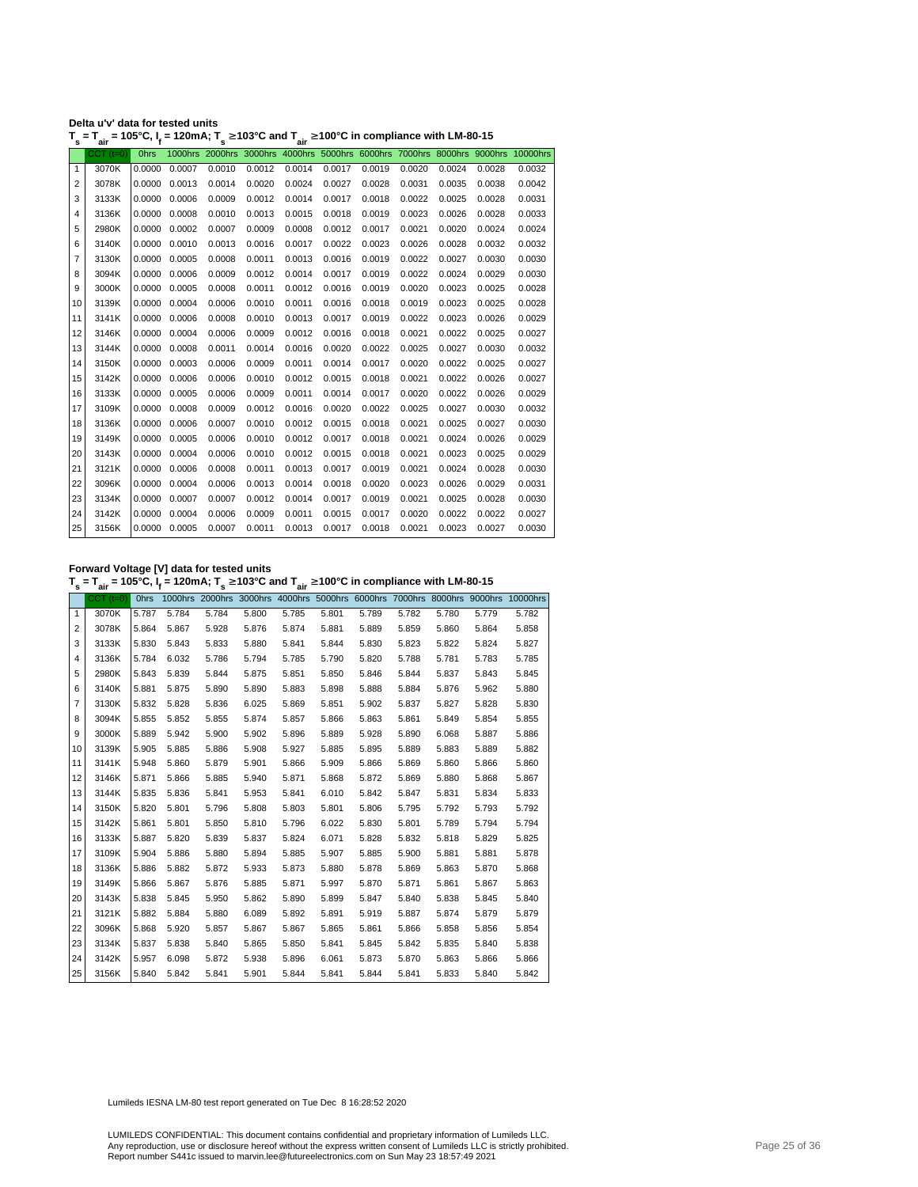**Delta u'v' data for tested units**

**$T_s = T_{air}$ = 105°C, $I_f$ = 120mA; $T_s$ ≥103°C and $T_{air}$ ≥100°C in compliance with LM-80-15**

| | CCT (t=0) | 0hrs | 1000hrs | 2000hrs | 3000hrs | 4000hrs | 5000hrs | 6000hrs | 7000hrs | 8000hrs | 9000hrs | 10000hrs |
|---|---|---|---|---|---|---|---|---|---|---|---|---|
| 1 | 3070K | 0.0000 | 0.0007 | 0.0010 | 0.0012 | 0.0014 | 0.0017 | 0.0019 | 0.0020 | 0.0024 | 0.0028 | 0.0032 |
| 2 | 3078K | 0.0000 | 0.0013 | 0.0014 | 0.0020 | 0.0024 | 0.0027 | 0.0028 | 0.0031 | 0.0035 | 0.0038 | 0.0042 |
| 3 | 3133K | 0.0000 | 0.0006 | 0.0009 | 0.0012 | 0.0014 | 0.0017 | 0.0018 | 0.0022 | 0.0025 | 0.0028 | 0.0031 |
| 4 | 3136K | 0.0000 | 0.0008 | 0.0010 | 0.0013 | 0.0015 | 0.0018 | 0.0019 | 0.0023 | 0.0026 | 0.0028 | 0.0033 |
| 5 | 2980K | 0.0000 | 0.0002 | 0.0007 | 0.0009 | 0.0008 | 0.0012 | 0.0017 | 0.0021 | 0.0020 | 0.0024 | 0.0024 |
| 6 | 3140K | 0.0000 | 0.0010 | 0.0013 | 0.0016 | 0.0017 | 0.0022 | 0.0023 | 0.0026 | 0.0028 | 0.0032 | 0.0032 |
| 7 | 3130K | 0.0000 | 0.0005 | 0.0008 | 0.0011 | 0.0013 | 0.0016 | 0.0019 | 0.0022 | 0.0027 | 0.0030 | 0.0030 |
| 8 | 3094K | 0.0000 | 0.0006 | 0.0009 | 0.0012 | 0.0014 | 0.0017 | 0.0019 | 0.0022 | 0.0024 | 0.0029 | 0.0030 |
| 9 | 3000K | 0.0000 | 0.0005 | 0.0008 | 0.0011 | 0.0012 | 0.0016 | 0.0019 | 0.0020 | 0.0023 | 0.0025 | 0.0028 |
| 10 | 3139K | 0.0000 | 0.0004 | 0.0006 | 0.0010 | 0.0011 | 0.0016 | 0.0018 | 0.0019 | 0.0023 | 0.0025 | 0.0028 |
| 11 | 3141K | 0.0000 | 0.0006 | 0.0008 | 0.0010 | 0.0013 | 0.0017 | 0.0019 | 0.0022 | 0.0023 | 0.0026 | 0.0029 |
| 12 | 3146K | 0.0000 | 0.0004 | 0.0006 | 0.0009 | 0.0012 | 0.0016 | 0.0018 | 0.0021 | 0.0022 | 0.0025 | 0.0027 |
| 13 | 3144K | 0.0000 | 0.0008 | 0.0011 | 0.0014 | 0.0016 | 0.0020 | 0.0022 | 0.0025 | 0.0027 | 0.0030 | 0.0032 |
| 14 | 3150K | 0.0000 | 0.0003 | 0.0006 | 0.0009 | 0.0011 | 0.0014 | 0.0017 | 0.0020 | 0.0022 | 0.0025 | 0.0027 |
| 15 | 3142K | 0.0000 | 0.0006 | 0.0006 | 0.0010 | 0.0012 | 0.0015 | 0.0018 | 0.0021 | 0.0022 | 0.0026 | 0.0027 |
| 16 | 3133K | 0.0000 | 0.0005 | 0.0006 | 0.0009 | 0.0011 | 0.0014 | 0.0017 | 0.0020 | 0.0022 | 0.0026 | 0.0029 |
| 17 | 3109K | 0.0000 | 0.0008 | 0.0009 | 0.0012 | 0.0016 | 0.0020 | 0.0022 | 0.0025 | 0.0027 | 0.0030 | 0.0032 |
| 18 | 3136K | 0.0000 | 0.0006 | 0.0007 | 0.0010 | 0.0012 | 0.0015 | 0.0018 | 0.0021 | 0.0025 | 0.0027 | 0.0030 |
| 19 | 3149K | 0.0000 | 0.0005 | 0.0006 | 0.0010 | 0.0012 | 0.0017 | 0.0018 | 0.0021 | 0.0024 | 0.0026 | 0.0029 |
| 20 | 3143K | 0.0000 | 0.0004 | 0.0006 | 0.0010 | 0.0012 | 0.0015 | 0.0018 | 0.0021 | 0.0023 | 0.0025 | 0.0029 |
| 21 | 3121K | 0.0000 | 0.0006 | 0.0008 | 0.0011 | 0.0013 | 0.0017 | 0.0019 | 0.0021 | 0.0024 | 0.0028 | 0.0030 |
| 22 | 3096K | 0.0000 | 0.0004 | 0.0006 | 0.0013 | 0.0014 | 0.0018 | 0.0020 | 0.0023 | 0.0026 | 0.0029 | 0.0031 |
| 23 | 3134K | 0.0000 | 0.0007 | 0.0007 | 0.0012 | 0.0014 | 0.0017 | 0.0019 | 0.0021 | 0.0025 | 0.0028 | 0.0030 |
| 24 | 3142K | 0.0000 | 0.0004 | 0.0006 | 0.0009 | 0.0011 | 0.0015 | 0.0017 | 0.0020 | 0.0022 | 0.0022 | 0.0027 |
| 25 | 3156K | 0.0000 | 0.0005 | 0.0007 | 0.0011 | 0.0013 | 0.0017 | 0.0018 | 0.0021 | 0.0023 | 0.0027 | 0.0030 |

**Forward Voltage [V] data for tested units**

**$T_s = T_{air}$ = 105°C, $I_f$ = 120mA; $T_s$ ≥103°C and $T_{air}$ ≥100°C in compliance with LM-80-15**

| | CCT (t=0) | 0hrs | 1000hrs | 2000hrs | 3000hrs | 4000hrs | 5000hrs | 6000hrs | 7000hrs | 8000hrs | 9000hrs | 10000hrs |
|---|---|---|---|---|---|---|---|---|---|---|---|---|
| 1 | 3070K | 5.787 | 5.784 | 5.784 | 5.800 | 5.785 | 5.801 | 5.789 | 5.782 | 5.780 | 5.779 | 5.782 |
| 2 | 3078K | 5.864 | 5.867 | 5.928 | 5.876 | 5.874 | 5.881 | 5.889 | 5.859 | 5.860 | 5.864 | 5.858 |
| 3 | 3133K | 5.830 | 5.843 | 5.833 | 5.880 | 5.841 | 5.844 | 5.830 | 5.823 | 5.822 | 5.824 | 5.827 |
| 4 | 3136K | 5.784 | 6.032 | 5.786 | 5.794 | 5.785 | 5.790 | 5.820 | 5.788 | 5.781 | 5.783 | 5.785 |
| 5 | 2980K | 5.843 | 5.839 | 5.844 | 5.875 | 5.851 | 5.850 | 5.846 | 5.844 | 5.837 | 5.843 | 5.845 |
| 6 | 3140K | 5.881 | 5.875 | 5.890 | 5.890 | 5.883 | 5.898 | 5.888 | 5.884 | 5.876 | 5.962 | 5.880 |
| 7 | 3130K | 5.832 | 5.828 | 5.836 | 6.025 | 5.869 | 5.851 | 5.902 | 5.837 | 5.827 | 5.828 | 5.830 |
| 8 | 3094K | 5.855 | 5.852 | 5.855 | 5.874 | 5.857 | 5.866 | 5.863 | 5.861 | 5.849 | 5.854 | 5.855 |
| 9 | 3000K | 5.889 | 5.942 | 5.900 | 5.902 | 5.896 | 5.889 | 5.928 | 5.890 | 6.068 | 5.887 | 5.886 |
| 10 | 3139K | 5.905 | 5.885 | 5.886 | 5.908 | 5.927 | 5.885 | 5.895 | 5.889 | 5.883 | 5.889 | 5.882 |
| 11 | 3141K | 5.948 | 5.860 | 5.879 | 5.901 | 5.866 | 5.909 | 5.866 | 5.869 | 5.860 | 5.866 | 5.860 |
| 12 | 3146K | 5.871 | 5.866 | 5.885 | 5.940 | 5.871 | 5.868 | 5.872 | 5.869 | 5.880 | 5.868 | 5.867 |
| 13 | 3144K | 5.835 | 5.836 | 5.841 | 5.953 | 5.841 | 6.010 | 5.842 | 5.847 | 5.831 | 5.834 | 5.833 |
| 14 | 3150K | 5.820 | 5.801 | 5.796 | 5.808 | 5.803 | 5.801 | 5.806 | 5.795 | 5.792 | 5.793 | 5.792 |
| 15 | 3142K | 5.861 | 5.801 | 5.850 | 5.810 | 5.796 | 6.022 | 5.830 | 5.801 | 5.789 | 5.794 | 5.794 |
| 16 | 3133K | 5.887 | 5.820 | 5.839 | 5.837 | 5.824 | 6.071 | 5.828 | 5.832 | 5.818 | 5.829 | 5.825 |
| 17 | 3109K | 5.904 | 5.886 | 5.880 | 5.894 | 5.885 | 5.907 | 5.885 | 5.900 | 5.881 | 5.881 | 5.878 |
| 18 | 3136K | 5.886 | 5.882 | 5.872 | 5.933 | 5.873 | 5.880 | 5.878 | 5.869 | 5.863 | 5.870 | 5.868 |
| 19 | 3149K | 5.866 | 5.867 | 5.876 | 5.885 | 5.871 | 5.997 | 5.870 | 5.871 | 5.861 | 5.867 | 5.863 |
| 20 | 3143K | 5.838 | 5.845 | 5.950 | 5.862 | 5.890 | 5.899 | 5.847 | 5.840 | 5.838 | 5.845 | 5.840 |
| 21 | 3121K | 5.882 | 5.884 | 5.880 | 6.089 | 5.892 | 5.891 | 5.919 | 5.887 | 5.874 | 5.879 | 5.879 |
| 22 | 3096K | 5.868 | 5.920 | 5.857 | 5.867 | 5.867 | 5.865 | 5.861 | 5.866 | 5.858 | 5.856 | 5.854 |
| 23 | 3134K | 5.837 | 5.838 | 5.840 | 5.865 | 5.850 | 5.841 | 5.845 | 5.842 | 5.835 | 5.840 | 5.838 |
| 24 | 3142K | 5.957 | 6.098 | 5.872 | 5.938 | 5.896 | 6.061 | 5.873 | 5.870 | 5.863 | 5.866 | 5.866 |
| 25 | 3156K | 5.840 | 5.842 | 5.841 | 5.901 | 5.844 | 5.841 | 5.844 | 5.841 | 5.833 | 5.840 | 5.842 |

Lumileds IESNA LM-80 test report generated on Tue Dec 8 16:28:52 2020

LUMILEDS CONFIDENTIAL: This document contains confidential and proprietary information of Lumileds LLC.
Any reproduction, use or disclosure hereof without the express written consent of Lumileds LLC is strictly prohibited.
Report number S441c issued to marvin.lee@futureelectronics.com on Sun May 23 18:57:49 2021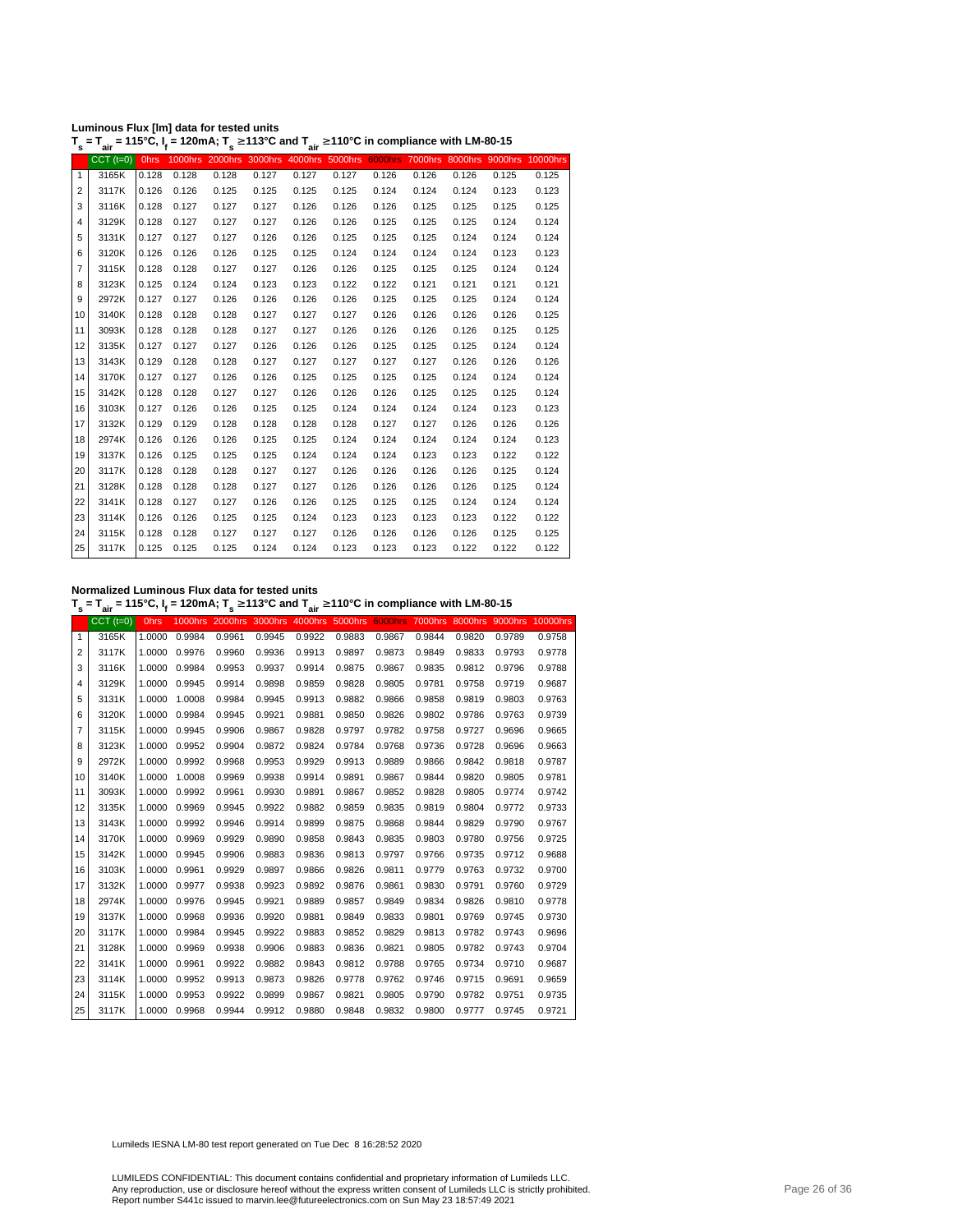**Luminous Flux [lm] data for tested units**

**$T_s = T_{air}$ = 115°C, $I_f$ = 120mA; $T_s$ ≥113°C and $T_{air}$ ≥110°C in compliance with LM-80-15**

| | CCT (t=0) | 0hrs | 1000hrs | 2000hrs | 3000hrs | 4000hrs | 5000hrs | 6000hrs | 7000hrs | 8000hrs | 9000hrs | 10000hrs |
|---|---|---|---|---|---|---|---|---|---|---|---|---|
| 1 | 3165K | 0.128 | 0.128 | 0.128 | 0.127 | 0.127 | 0.127 | 0.126 | 0.126 | 0.126 | 0.125 | 0.125 |
| 2 | 3117K | 0.126 | 0.126 | 0.125 | 0.125 | 0.125 | 0.125 | 0.124 | 0.124 | 0.124 | 0.123 | 0.123 |
| 3 | 3116K | 0.128 | 0.127 | 0.127 | 0.127 | 0.126 | 0.126 | 0.126 | 0.125 | 0.125 | 0.125 | 0.125 |
| 4 | 3129K | 0.128 | 0.127 | 0.127 | 0.127 | 0.126 | 0.126 | 0.125 | 0.125 | 0.125 | 0.124 | 0.124 |
| 5 | 3131K | 0.127 | 0.127 | 0.127 | 0.126 | 0.126 | 0.125 | 0.125 | 0.125 | 0.124 | 0.124 | 0.124 |
| 6 | 3120K | 0.126 | 0.126 | 0.126 | 0.125 | 0.125 | 0.124 | 0.124 | 0.124 | 0.124 | 0.123 | 0.123 |
| 7 | 3115K | 0.128 | 0.128 | 0.127 | 0.127 | 0.126 | 0.126 | 0.125 | 0.125 | 0.125 | 0.124 | 0.124 |
| 8 | 3123K | 0.125 | 0.124 | 0.124 | 0.123 | 0.123 | 0.122 | 0.122 | 0.121 | 0.121 | 0.121 | 0.121 |
| 9 | 2972K | 0.127 | 0.127 | 0.126 | 0.126 | 0.126 | 0.126 | 0.125 | 0.125 | 0.125 | 0.124 | 0.124 |
| 10 | 3140K | 0.128 | 0.128 | 0.128 | 0.127 | 0.127 | 0.127 | 0.126 | 0.126 | 0.126 | 0.126 | 0.125 |
| 11 | 3093K | 0.128 | 0.128 | 0.128 | 0.127 | 0.127 | 0.126 | 0.126 | 0.126 | 0.126 | 0.125 | 0.125 |
| 12 | 3135K | 0.127 | 0.127 | 0.127 | 0.126 | 0.126 | 0.126 | 0.125 | 0.125 | 0.125 | 0.124 | 0.124 |
| 13 | 3143K | 0.129 | 0.128 | 0.128 | 0.127 | 0.127 | 0.127 | 0.127 | 0.127 | 0.126 | 0.126 | 0.126 |
| 14 | 3170K | 0.127 | 0.127 | 0.126 | 0.126 | 0.125 | 0.125 | 0.125 | 0.125 | 0.124 | 0.124 | 0.124 |
| 15 | 3142K | 0.128 | 0.128 | 0.127 | 0.127 | 0.126 | 0.126 | 0.126 | 0.125 | 0.125 | 0.125 | 0.124 |
| 16 | 3103K | 0.127 | 0.126 | 0.126 | 0.125 | 0.125 | 0.124 | 0.124 | 0.124 | 0.124 | 0.123 | 0.123 |
| 17 | 3132K | 0.129 | 0.129 | 0.128 | 0.128 | 0.128 | 0.128 | 0.127 | 0.127 | 0.126 | 0.126 | 0.126 |
| 18 | 2974K | 0.126 | 0.126 | 0.126 | 0.125 | 0.125 | 0.124 | 0.124 | 0.124 | 0.124 | 0.124 | 0.123 |
| 19 | 3137K | 0.126 | 0.125 | 0.125 | 0.125 | 0.124 | 0.124 | 0.124 | 0.123 | 0.123 | 0.122 | 0.122 |
| 20 | 3117K | 0.128 | 0.128 | 0.128 | 0.127 | 0.127 | 0.126 | 0.126 | 0.126 | 0.126 | 0.125 | 0.124 |
| 21 | 3128K | 0.128 | 0.128 | 0.128 | 0.127 | 0.127 | 0.126 | 0.126 | 0.126 | 0.126 | 0.125 | 0.124 |
| 22 | 3141K | 0.128 | 0.127 | 0.127 | 0.126 | 0.126 | 0.125 | 0.125 | 0.125 | 0.124 | 0.124 | 0.124 |
| 23 | 3114K | 0.126 | 0.126 | 0.125 | 0.125 | 0.124 | 0.123 | 0.123 | 0.123 | 0.123 | 0.122 | 0.122 |
| 24 | 3115K | 0.128 | 0.128 | 0.127 | 0.127 | 0.127 | 0.126 | 0.126 | 0.126 | 0.126 | 0.125 | 0.125 |
| 25 | 3117K | 0.125 | 0.125 | 0.125 | 0.124 | 0.124 | 0.123 | 0.123 | 0.123 | 0.122 | 0.122 | 0.122 |

**Normalized Luminous Flux data for tested units**

**$T_s = T_{air}$ = 115°C, $I_f$ = 120mA; $T_s$ ≥113°C and $T_{air}$ ≥110°C in compliance with LM-80-15**

| | CCT (t=0) | 0hrs | 1000hrs | 2000hrs | 3000hrs | 4000hrs | 5000hrs | 6000hrs | 7000hrs | 8000hrs | 9000hrs | 10000hrs |
|---|---|---|---|---|---|---|---|---|---|---|---|---|
| 1 | 3165K | 1.0000 | 0.9984 | 0.9961 | 0.9945 | 0.9922 | 0.9883 | 0.9867 | 0.9844 | 0.9820 | 0.9789 | 0.9758 |
| 2 | 3117K | 1.0000 | 0.9976 | 0.9960 | 0.9936 | 0.9913 | 0.9897 | 0.9873 | 0.9849 | 0.9833 | 0.9793 | 0.9778 |
| 3 | 3116K | 1.0000 | 0.9984 | 0.9953 | 0.9937 | 0.9914 | 0.9875 | 0.9867 | 0.9835 | 0.9812 | 0.9796 | 0.9788 |
| 4 | 3129K | 1.0000 | 0.9945 | 0.9914 | 0.9898 | 0.9859 | 0.9828 | 0.9805 | 0.9781 | 0.9758 | 0.9719 | 0.9687 |
| 5 | 3131K | 1.0000 | 1.0008 | 0.9984 | 0.9945 | 0.9913 | 0.9882 | 0.9866 | 0.9858 | 0.9819 | 0.9803 | 0.9763 |
| 6 | 3120K | 1.0000 | 0.9984 | 0.9945 | 0.9921 | 0.9881 | 0.9850 | 0.9826 | 0.9802 | 0.9786 | 0.9763 | 0.9739 |
| 7 | 3115K | 1.0000 | 0.9945 | 0.9906 | 0.9867 | 0.9828 | 0.9797 | 0.9782 | 0.9758 | 0.9727 | 0.9696 | 0.9665 |
| 8 | 3123K | 1.0000 | 0.9952 | 0.9904 | 0.9872 | 0.9824 | 0.9784 | 0.9768 | 0.9736 | 0.9728 | 0.9696 | 0.9663 |
| 9 | 2972K | 1.0000 | 0.9992 | 0.9968 | 0.9953 | 0.9929 | 0.9913 | 0.9889 | 0.9866 | 0.9842 | 0.9818 | 0.9787 |
| 10 | 3140K | 1.0000 | 1.0008 | 0.9969 | 0.9938 | 0.9914 | 0.9891 | 0.9867 | 0.9844 | 0.9820 | 0.9805 | 0.9781 |
| 11 | 3093K | 1.0000 | 0.9992 | 0.9961 | 0.9930 | 0.9891 | 0.9867 | 0.9852 | 0.9828 | 0.9805 | 0.9774 | 0.9742 |
| 12 | 3135K | 1.0000 | 0.9969 | 0.9945 | 0.9922 | 0.9882 | 0.9859 | 0.9835 | 0.9819 | 0.9804 | 0.9772 | 0.9733 |
| 13 | 3143K | 1.0000 | 0.9992 | 0.9946 | 0.9914 | 0.9899 | 0.9875 | 0.9868 | 0.9844 | 0.9829 | 0.9790 | 0.9767 |
| 14 | 3170K | 1.0000 | 0.9969 | 0.9929 | 0.9890 | 0.9858 | 0.9843 | 0.9835 | 0.9803 | 0.9780 | 0.9756 | 0.9725 |
| 15 | 3142K | 1.0000 | 0.9945 | 0.9906 | 0.9883 | 0.9836 | 0.9813 | 0.9797 | 0.9766 | 0.9735 | 0.9712 | 0.9688 |
| 16 | 3103K | 1.0000 | 0.9961 | 0.9929 | 0.9897 | 0.9866 | 0.9826 | 0.9811 | 0.9779 | 0.9763 | 0.9732 | 0.9700 |
| 17 | 3132K | 1.0000 | 0.9977 | 0.9938 | 0.9923 | 0.9892 | 0.9876 | 0.9861 | 0.9830 | 0.9791 | 0.9760 | 0.9729 |
| 18 | 2974K | 1.0000 | 0.9976 | 0.9945 | 0.9921 | 0.9889 | 0.9857 | 0.9849 | 0.9834 | 0.9826 | 0.9810 | 0.9778 |
| 19 | 3137K | 1.0000 | 0.9968 | 0.9936 | 0.9920 | 0.9881 | 0.9849 | 0.9833 | 0.9801 | 0.9769 | 0.9745 | 0.9730 |
| 20 | 3117K | 1.0000 | 0.9984 | 0.9945 | 0.9922 | 0.9883 | 0.9852 | 0.9829 | 0.9813 | 0.9782 | 0.9743 | 0.9696 |
| 21 | 3128K | 1.0000 | 0.9969 | 0.9938 | 0.9906 | 0.9883 | 0.9836 | 0.9821 | 0.9805 | 0.9782 | 0.9743 | 0.9704 |
| 22 | 3141K | 1.0000 | 0.9961 | 0.9922 | 0.9882 | 0.9843 | 0.9812 | 0.9788 | 0.9765 | 0.9734 | 0.9710 | 0.9687 |
| 23 | 3114K | 1.0000 | 0.9952 | 0.9913 | 0.9873 | 0.9826 | 0.9778 | 0.9762 | 0.9746 | 0.9715 | 0.9691 | 0.9659 |
| 24 | 3115K | 1.0000 | 0.9953 | 0.9922 | 0.9899 | 0.9867 | 0.9821 | 0.9805 | 0.9790 | 0.9782 | 0.9751 | 0.9735 |
| 25 | 3117K | 1.0000 | 0.9968 | 0.9944 | 0.9912 | 0.9880 | 0.9848 | 0.9832 | 0.9800 | 0.9777 | 0.9745 | 0.9721 |

Lumileds IESNA LM-80 test report generated on Tue Dec 8 16:28:52 2020

LUMILEDS CONFIDENTIAL: This document contains confidential and proprietary information of Lumileds LLC.
Any reproduction, use or disclosure hereof without the express written consent of Lumileds LLC is strictly prohibited.
Report number S441c issued to marvin.lee@futureelectronics.com on Sun May 23 18:57:49 2021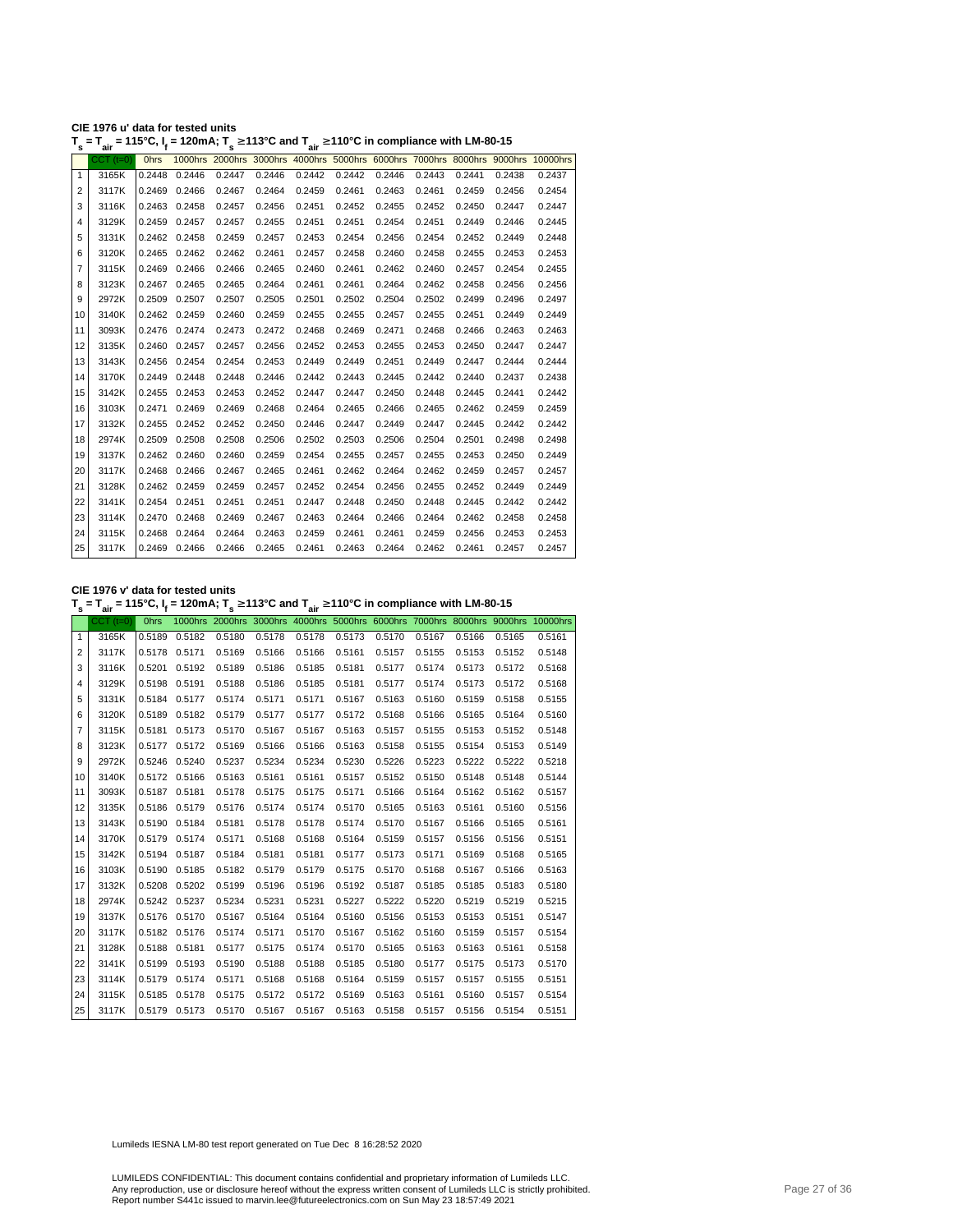**CIE 1976 u' data for tested units**

**$T_s = T_{air}$ = 115°C, $I_f$ = 120mA; $T_s$ ≥113°C and $T_{air}$ ≥110°C in compliance with LM-80-15**

| | CCT (t=0) | 0hrs | 1000hrs | 2000hrs | 3000hrs | 4000hrs | 5000hrs | 6000hrs | 7000hrs | 8000hrs | 9000hrs | 10000hrs |
|---|---|---|---|---|---|---|---|---|---|---|---|---|
| 1 | 3165K | 0.2448 | 0.2446 | 0.2447 | 0.2446 | 0.2442 | 0.2442 | 0.2446 | 0.2443 | 0.2441 | 0.2438 | 0.2437 |
| 2 | 3117K | 0.2469 | 0.2466 | 0.2467 | 0.2464 | 0.2459 | 0.2461 | 0.2463 | 0.2461 | 0.2459 | 0.2456 | 0.2454 |
| 3 | 3116K | 0.2463 | 0.2458 | 0.2457 | 0.2456 | 0.2451 | 0.2452 | 0.2455 | 0.2452 | 0.2450 | 0.2447 | 0.2447 |
| 4 | 3129K | 0.2459 | 0.2457 | 0.2457 | 0.2455 | 0.2451 | 0.2451 | 0.2454 | 0.2451 | 0.2449 | 0.2446 | 0.2445 |
| 5 | 3131K | 0.2462 | 0.2458 | 0.2459 | 0.2457 | 0.2453 | 0.2454 | 0.2456 | 0.2454 | 0.2452 | 0.2449 | 0.2448 |
| 6 | 3120K | 0.2465 | 0.2462 | 0.2462 | 0.2461 | 0.2457 | 0.2458 | 0.2460 | 0.2458 | 0.2455 | 0.2453 | 0.2453 |
| 7 | 3115K | 0.2469 | 0.2466 | 0.2466 | 0.2465 | 0.2460 | 0.2461 | 0.2462 | 0.2460 | 0.2457 | 0.2454 | 0.2455 |
| 8 | 3123K | 0.2467 | 0.2465 | 0.2465 | 0.2464 | 0.2461 | 0.2461 | 0.2464 | 0.2462 | 0.2458 | 0.2456 | 0.2456 |
| 9 | 2972K | 0.2509 | 0.2507 | 0.2507 | 0.2505 | 0.2501 | 0.2502 | 0.2504 | 0.2502 | 0.2499 | 0.2496 | 0.2497 |
| 10 | 3140K | 0.2462 | 0.2459 | 0.2460 | 0.2459 | 0.2455 | 0.2455 | 0.2457 | 0.2455 | 0.2451 | 0.2449 | 0.2449 |
| 11 | 3093K | 0.2476 | 0.2474 | 0.2473 | 0.2472 | 0.2468 | 0.2469 | 0.2471 | 0.2468 | 0.2466 | 0.2463 | 0.2463 |
| 12 | 3135K | 0.2460 | 0.2457 | 0.2457 | 0.2456 | 0.2452 | 0.2453 | 0.2455 | 0.2453 | 0.2450 | 0.2447 | 0.2447 |
| 13 | 3143K | 0.2456 | 0.2454 | 0.2454 | 0.2453 | 0.2449 | 0.2449 | 0.2451 | 0.2449 | 0.2447 | 0.2444 | 0.2444 |
| 14 | 3170K | 0.2449 | 0.2448 | 0.2448 | 0.2446 | 0.2442 | 0.2443 | 0.2445 | 0.2442 | 0.2440 | 0.2437 | 0.2438 |
| 15 | 3142K | 0.2455 | 0.2453 | 0.2453 | 0.2452 | 0.2447 | 0.2447 | 0.2450 | 0.2448 | 0.2445 | 0.2441 | 0.2442 |
| 16 | 3103K | 0.2471 | 0.2469 | 0.2469 | 0.2468 | 0.2464 | 0.2465 | 0.2466 | 0.2465 | 0.2462 | 0.2459 | 0.2459 |
| 17 | 3132K | 0.2455 | 0.2452 | 0.2452 | 0.2450 | 0.2446 | 0.2447 | 0.2449 | 0.2447 | 0.2445 | 0.2442 | 0.2442 |
| 18 | 2974K | 0.2509 | 0.2508 | 0.2508 | 0.2506 | 0.2502 | 0.2503 | 0.2506 | 0.2504 | 0.2501 | 0.2498 | 0.2498 |
| 19 | 3137K | 0.2462 | 0.2460 | 0.2460 | 0.2459 | 0.2454 | 0.2455 | 0.2457 | 0.2455 | 0.2453 | 0.2450 | 0.2449 |
| 20 | 3117K | 0.2468 | 0.2466 | 0.2467 | 0.2465 | 0.2461 | 0.2462 | 0.2464 | 0.2462 | 0.2459 | 0.2457 | 0.2457 |
| 21 | 3128K | 0.2462 | 0.2459 | 0.2459 | 0.2457 | 0.2452 | 0.2454 | 0.2456 | 0.2455 | 0.2452 | 0.2449 | 0.2449 |
| 22 | 3141K | 0.2454 | 0.2451 | 0.2451 | 0.2451 | 0.2447 | 0.2448 | 0.2450 | 0.2448 | 0.2445 | 0.2442 | 0.2442 |
| 23 | 3114K | 0.2470 | 0.2468 | 0.2469 | 0.2467 | 0.2463 | 0.2464 | 0.2466 | 0.2464 | 0.2462 | 0.2458 | 0.2458 |
| 24 | 3115K | 0.2468 | 0.2464 | 0.2464 | 0.2463 | 0.2459 | 0.2461 | 0.2461 | 0.2459 | 0.2456 | 0.2453 | 0.2453 |
| 25 | 3117K | 0.2469 | 0.2466 | 0.2466 | 0.2465 | 0.2461 | 0.2463 | 0.2464 | 0.2462 | 0.2461 | 0.2457 | 0.2457 |

**CIE 1976 v' data for tested units**

**$T_s = T_{air}$ = 115°C, $I_f$ = 120mA; $T_s$ ≥113°C and $T_{air}$ ≥110°C in compliance with LM-80-15**

| | CCT (t=0) | 0hrs | 1000hrs | 2000hrs | 3000hrs | 4000hrs | 5000hrs | 6000hrs | 7000hrs | 8000hrs | 9000hrs | 10000hrs |
|---|---|---|---|---|---|---|---|---|---|---|---|---|
| 1 | 3165K | 0.5189 | 0.5182 | 0.5180 | 0.5178 | 0.5178 | 0.5173 | 0.5170 | 0.5167 | 0.5166 | 0.5165 | 0.5161 |
| 2 | 3117K | 0.5178 | 0.5171 | 0.5169 | 0.5166 | 0.5166 | 0.5161 | 0.5157 | 0.5155 | 0.5153 | 0.5152 | 0.5148 |
| 3 | 3116K | 0.5201 | 0.5192 | 0.5189 | 0.5186 | 0.5185 | 0.5181 | 0.5177 | 0.5174 | 0.5173 | 0.5172 | 0.5168 |
| 4 | 3129K | 0.5198 | 0.5191 | 0.5188 | 0.5186 | 0.5185 | 0.5181 | 0.5177 | 0.5174 | 0.5173 | 0.5172 | 0.5168 |
| 5 | 3131K | 0.5184 | 0.5177 | 0.5174 | 0.5171 | 0.5171 | 0.5167 | 0.5163 | 0.5160 | 0.5159 | 0.5158 | 0.5155 |
| 6 | 3120K | 0.5189 | 0.5182 | 0.5179 | 0.5177 | 0.5177 | 0.5172 | 0.5168 | 0.5166 | 0.5165 | 0.5164 | 0.5160 |
| 7 | 3115K | 0.5181 | 0.5173 | 0.5170 | 0.5167 | 0.5167 | 0.5163 | 0.5157 | 0.5155 | 0.5153 | 0.5152 | 0.5148 |
| 8 | 3123K | 0.5177 | 0.5172 | 0.5169 | 0.5166 | 0.5166 | 0.5163 | 0.5158 | 0.5155 | 0.5154 | 0.5153 | 0.5149 |
| 9 | 2972K | 0.5246 | 0.5240 | 0.5237 | 0.5234 | 0.5234 | 0.5230 | 0.5226 | 0.5223 | 0.5222 | 0.5222 | 0.5218 |
| 10 | 3140K | 0.5172 | 0.5166 | 0.5163 | 0.5161 | 0.5161 | 0.5157 | 0.5152 | 0.5150 | 0.5148 | 0.5148 | 0.5144 |
| 11 | 3093K | 0.5187 | 0.5181 | 0.5178 | 0.5175 | 0.5175 | 0.5171 | 0.5166 | 0.5164 | 0.5162 | 0.5162 | 0.5157 |
| 12 | 3135K | 0.5186 | 0.5179 | 0.5176 | 0.5174 | 0.5174 | 0.5170 | 0.5165 | 0.5163 | 0.5161 | 0.5160 | 0.5156 |
| 13 | 3143K | 0.5190 | 0.5184 | 0.5181 | 0.5178 | 0.5178 | 0.5174 | 0.5170 | 0.5167 | 0.5166 | 0.5165 | 0.5161 |
| 14 | 3170K | 0.5179 | 0.5174 | 0.5171 | 0.5168 | 0.5168 | 0.5164 | 0.5159 | 0.5157 | 0.5156 | 0.5156 | 0.5151 |
| 15 | 3142K | 0.5194 | 0.5187 | 0.5184 | 0.5181 | 0.5181 | 0.5177 | 0.5173 | 0.5171 | 0.5169 | 0.5168 | 0.5165 |
| 16 | 3103K | 0.5190 | 0.5185 | 0.5182 | 0.5179 | 0.5179 | 0.5175 | 0.5170 | 0.5168 | 0.5167 | 0.5166 | 0.5163 |
| 17 | 3132K | 0.5208 | 0.5202 | 0.5199 | 0.5196 | 0.5196 | 0.5192 | 0.5187 | 0.5185 | 0.5185 | 0.5183 | 0.5180 |
| 18 | 2974K | 0.5242 | 0.5237 | 0.5234 | 0.5231 | 0.5231 | 0.5227 | 0.5222 | 0.5220 | 0.5219 | 0.5219 | 0.5215 |
| 19 | 3137K | 0.5176 | 0.5170 | 0.5167 | 0.5164 | 0.5164 | 0.5160 | 0.5156 | 0.5153 | 0.5153 | 0.5151 | 0.5147 |
| 20 | 3117K | 0.5182 | 0.5176 | 0.5174 | 0.5171 | 0.5170 | 0.5167 | 0.5162 | 0.5160 | 0.5159 | 0.5157 | 0.5154 |
| 21 | 3128K | 0.5188 | 0.5181 | 0.5177 | 0.5175 | 0.5174 | 0.5170 | 0.5165 | 0.5163 | 0.5163 | 0.5161 | 0.5158 |
| 22 | 3141K | 0.5199 | 0.5193 | 0.5190 | 0.5188 | 0.5188 | 0.5185 | 0.5180 | 0.5177 | 0.5175 | 0.5173 | 0.5170 |
| 23 | 3114K | 0.5179 | 0.5174 | 0.5171 | 0.5168 | 0.5168 | 0.5164 | 0.5159 | 0.5157 | 0.5157 | 0.5155 | 0.5151 |
| 24 | 3115K | 0.5185 | 0.5178 | 0.5175 | 0.5172 | 0.5172 | 0.5169 | 0.5163 | 0.5161 | 0.5160 | 0.5157 | 0.5154 |
| 25 | 3117K | 0.5179 | 0.5173 | 0.5170 | 0.5167 | 0.5167 | 0.5163 | 0.5158 | 0.5157 | 0.5156 | 0.5154 | 0.5151 |

Lumileds IESNA LM-80 test report generated on Tue Dec 8 16:28:52 2020

LUMILEDS CONFIDENTIAL: This document contains confidential and proprietary information of Lumileds LLC.
Any reproduction, use or disclosure hereof without the express written consent of Lumileds LLC is strictly prohibited.
Report number S441c issued to marvin.lee@futureelectronics.com on Sun May 23 18:57:49 2021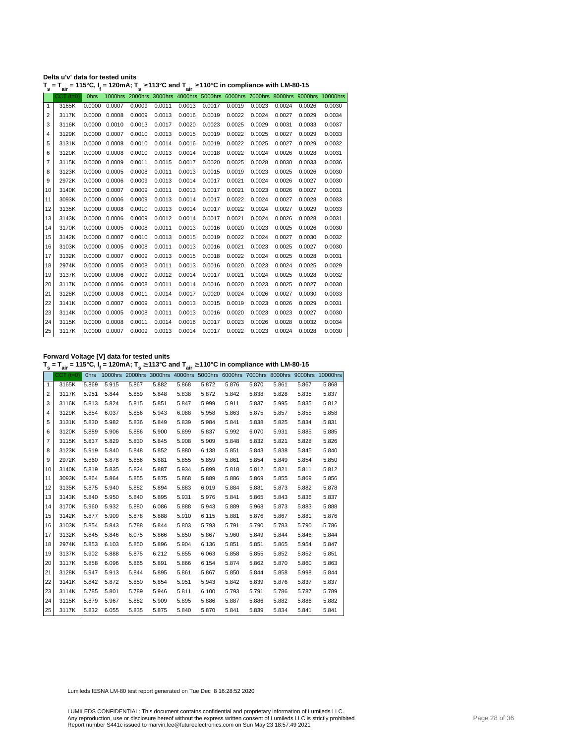**Delta u'v' data for tested units**

**$T_s = T_{air} = 115°C$, $I_f = 120mA$; $T_s \geq 113°C$ and $T_{air} \geq 110°C$ in compliance with LM-80-15**

| | CCT (t=0) | 0hrs | 1000hrs | 2000hrs | 3000hrs | 4000hrs | 5000hrs | 6000hrs | 7000hrs | 8000hrs | 9000hrs | 10000hrs |
|---|---|---|---|---|---|---|---|---|---|---|---|---|
| 1 | 3165K | 0.0000 | 0.0007 | 0.0009 | 0.0011 | 0.0013 | 0.0017 | 0.0019 | 0.0023 | 0.0024 | 0.0026 | 0.0030 |
| 2 | 3117K | 0.0000 | 0.0008 | 0.0009 | 0.0013 | 0.0016 | 0.0019 | 0.0022 | 0.0024 | 0.0027 | 0.0029 | 0.0034 |
| 3 | 3116K | 0.0000 | 0.0010 | 0.0013 | 0.0017 | 0.0020 | 0.0023 | 0.0025 | 0.0029 | 0.0031 | 0.0033 | 0.0037 |
| 4 | 3129K | 0.0000 | 0.0007 | 0.0010 | 0.0013 | 0.0015 | 0.0019 | 0.0022 | 0.0025 | 0.0027 | 0.0029 | 0.0033 |
| 5 | 3131K | 0.0000 | 0.0008 | 0.0010 | 0.0014 | 0.0016 | 0.0019 | 0.0022 | 0.0025 | 0.0027 | 0.0029 | 0.0032 |
| 6 | 3120K | 0.0000 | 0.0008 | 0.0010 | 0.0013 | 0.0014 | 0.0018 | 0.0022 | 0.0024 | 0.0026 | 0.0028 | 0.0031 |
| 7 | 3115K | 0.0000 | 0.0009 | 0.0011 | 0.0015 | 0.0017 | 0.0020 | 0.0025 | 0.0028 | 0.0030 | 0.0033 | 0.0036 |
| 8 | 3123K | 0.0000 | 0.0005 | 0.0008 | 0.0011 | 0.0013 | 0.0015 | 0.0019 | 0.0023 | 0.0025 | 0.0026 | 0.0030 |
| 9 | 2972K | 0.0000 | 0.0006 | 0.0009 | 0.0013 | 0.0014 | 0.0017 | 0.0021 | 0.0024 | 0.0026 | 0.0027 | 0.0030 |
| 10 | 3140K | 0.0000 | 0.0007 | 0.0009 | 0.0011 | 0.0013 | 0.0017 | 0.0021 | 0.0023 | 0.0026 | 0.0027 | 0.0031 |
| 11 | 3093K | 0.0000 | 0.0006 | 0.0009 | 0.0013 | 0.0014 | 0.0017 | 0.0022 | 0.0024 | 0.0027 | 0.0028 | 0.0033 |
| 12 | 3135K | 0.0000 | 0.0008 | 0.0010 | 0.0013 | 0.0014 | 0.0017 | 0.0022 | 0.0024 | 0.0027 | 0.0029 | 0.0033 |
| 13 | 3143K | 0.0000 | 0.0006 | 0.0009 | 0.0012 | 0.0014 | 0.0017 | 0.0021 | 0.0024 | 0.0026 | 0.0028 | 0.0031 |
| 14 | 3170K | 0.0000 | 0.0005 | 0.0008 | 0.0011 | 0.0013 | 0.0016 | 0.0020 | 0.0023 | 0.0025 | 0.0026 | 0.0030 |
| 15 | 3142K | 0.0000 | 0.0007 | 0.0010 | 0.0013 | 0.0015 | 0.0019 | 0.0022 | 0.0024 | 0.0027 | 0.0030 | 0.0032 |
| 16 | 3103K | 0.0000 | 0.0005 | 0.0008 | 0.0011 | 0.0013 | 0.0016 | 0.0021 | 0.0023 | 0.0025 | 0.0027 | 0.0030 |
| 17 | 3132K | 0.0000 | 0.0007 | 0.0009 | 0.0013 | 0.0015 | 0.0018 | 0.0022 | 0.0024 | 0.0025 | 0.0028 | 0.0031 |
| 18 | 2974K | 0.0000 | 0.0005 | 0.0008 | 0.0011 | 0.0013 | 0.0016 | 0.0020 | 0.0023 | 0.0024 | 0.0025 | 0.0029 |
| 19 | 3137K | 0.0000 | 0.0006 | 0.0009 | 0.0012 | 0.0014 | 0.0017 | 0.0021 | 0.0024 | 0.0025 | 0.0028 | 0.0032 |
| 20 | 3117K | 0.0000 | 0.0006 | 0.0008 | 0.0011 | 0.0014 | 0.0016 | 0.0020 | 0.0023 | 0.0025 | 0.0027 | 0.0030 |
| 21 | 3128K | 0.0000 | 0.0008 | 0.0011 | 0.0014 | 0.0017 | 0.0020 | 0.0024 | 0.0026 | 0.0027 | 0.0030 | 0.0033 |
| 22 | 3141K | 0.0000 | 0.0007 | 0.0009 | 0.0011 | 0.0013 | 0.0015 | 0.0019 | 0.0023 | 0.0026 | 0.0029 | 0.0031 |
| 23 | 3114K | 0.0000 | 0.0005 | 0.0008 | 0.0011 | 0.0013 | 0.0016 | 0.0020 | 0.0023 | 0.0023 | 0.0027 | 0.0030 |
| 24 | 3115K | 0.0000 | 0.0008 | 0.0011 | 0.0014 | 0.0016 | 0.0017 | 0.0023 | 0.0026 | 0.0028 | 0.0032 | 0.0034 |
| 25 | 3117K | 0.0000 | 0.0007 | 0.0009 | 0.0013 | 0.0014 | 0.0017 | 0.0022 | 0.0023 | 0.0024 | 0.0028 | 0.0030 |

**Forward Voltage [V] data for tested units**

**$T_s = T_{air} = 115°C$, $I_f = 120mA$; $T_s \geq 113°C$ and $T_{air} \geq 110°C$ in compliance with LM-80-15**

| | CCT (t=0) | 0hrs | 1000hrs | 2000hrs | 3000hrs | 4000hrs | 5000hrs | 6000hrs | 7000hrs | 8000hrs | 9000hrs | 10000hrs |
|---|---|---|---|---|---|---|---|---|---|---|---|---|
| 1 | 3165K | 5.869 | 5.915 | 5.867 | 5.882 | 5.868 | 5.872 | 5.876 | 5.870 | 5.861 | 5.867 | 5.868 |
| 2 | 3117K | 5.951 | 5.844 | 5.859 | 5.848 | 5.838 | 5.872 | 5.842 | 5.838 | 5.828 | 5.835 | 5.837 |
| 3 | 3116K | 5.813 | 5.824 | 5.815 | 5.851 | 5.847 | 5.999 | 5.911 | 5.837 | 5.995 | 5.835 | 5.812 |
| 4 | 3129K | 5.854 | 6.037 | 5.856 | 5.943 | 6.088 | 5.958 | 5.863 | 5.875 | 5.857 | 5.855 | 5.858 |
| 5 | 3131K | 5.830 | 5.982 | 5.836 | 5.849 | 5.839 | 5.984 | 5.841 | 5.838 | 5.825 | 5.834 | 5.831 |
| 6 | 3120K | 5.889 | 5.906 | 5.886 | 5.900 | 5.899 | 5.837 | 5.992 | 6.070 | 5.931 | 5.885 | 5.885 |
| 7 | 3115K | 5.837 | 5.829 | 5.830 | 5.845 | 5.908 | 5.909 | 5.848 | 5.832 | 5.821 | 5.828 | 5.826 |
| 8 | 3123K | 5.919 | 5.840 | 5.848 | 5.852 | 5.880 | 6.138 | 5.851 | 5.843 | 5.838 | 5.845 | 5.840 |
| 9 | 2972K | 5.860 | 5.878 | 5.856 | 5.881 | 5.855 | 5.859 | 5.861 | 5.854 | 5.849 | 5.854 | 5.850 |
| 10 | 3140K | 5.819 | 5.835 | 5.824 | 5.887 | 5.934 | 5.899 | 5.818 | 5.812 | 5.821 | 5.811 | 5.812 |
| 11 | 3093K | 5.864 | 5.864 | 5.855 | 5.875 | 5.868 | 5.889 | 5.886 | 5.869 | 5.855 | 5.869 | 5.856 |
| 12 | 3135K | 5.875 | 5.940 | 5.882 | 5.894 | 5.883 | 6.019 | 5.884 | 5.881 | 5.873 | 5.882 | 5.878 |
| 13 | 3143K | 5.840 | 5.950 | 5.840 | 5.895 | 5.931 | 5.976 | 5.841 | 5.865 | 5.843 | 5.836 | 5.837 |
| 14 | 3170K | 5.960 | 5.932 | 5.880 | 6.086 | 5.888 | 5.943 | 5.889 | 5.968 | 5.873 | 5.883 | 5.888 |
| 15 | 3142K | 5.877 | 5.909 | 5.878 | 5.888 | 5.910 | 6.115 | 5.881 | 5.876 | 5.867 | 5.881 | 5.876 |
| 16 | 3103K | 5.854 | 5.843 | 5.788 | 5.844 | 5.803 | 5.793 | 5.791 | 5.790 | 5.783 | 5.790 | 5.786 |
| 17 | 3132K | 5.845 | 5.846 | 6.075 | 5.866 | 5.850 | 5.867 | 5.960 | 5.849 | 5.844 | 5.846 | 5.844 |
| 18 | 2974K | 5.853 | 6.103 | 5.850 | 5.896 | 5.904 | 6.136 | 5.851 | 5.851 | 5.865 | 5.954 | 5.847 |
| 19 | 3137K | 5.902 | 5.888 | 5.875 | 6.212 | 5.855 | 6.063 | 5.858 | 5.855 | 5.852 | 5.852 | 5.851 |
| 20 | 3117K | 5.858 | 6.096 | 5.865 | 5.891 | 5.866 | 6.154 | 5.874 | 5.862 | 5.870 | 5.860 | 5.863 |
| 21 | 3128K | 5.947 | 5.913 | 5.844 | 5.895 | 5.861 | 5.867 | 5.850 | 5.844 | 5.858 | 5.998 | 5.844 |
| 22 | 3141K | 5.842 | 5.872 | 5.850 | 5.854 | 5.951 | 5.943 | 5.842 | 5.839 | 5.876 | 5.837 | 5.837 |
| 23 | 3114K | 5.785 | 5.801 | 5.789 | 5.946 | 5.811 | 6.100 | 5.793 | 5.791 | 5.786 | 5.787 | 5.789 |
| 24 | 3115K | 5.879 | 5.967 | 5.882 | 5.909 | 5.895 | 5.886 | 5.887 | 5.886 | 5.882 | 5.886 | 5.882 |
| 25 | 3117K | 5.832 | 6.055 | 5.835 | 5.875 | 5.840 | 5.870 | 5.841 | 5.839 | 5.834 | 5.841 | 5.841 |

Lumileds IESNA LM-80 test report generated on Tue Dec 8 16:28:52 2020

LUMILEDS CONFIDENTIAL: This document contains confidential and proprietary information of Lumileds LLC.
Any reproduction, use or disclosure hereof without the express written consent of Lumileds LLC is strictly prohibited.
Report number S441c issued to marvin.lee@futureelectronics.com on Sun May 23 18:57:49 2021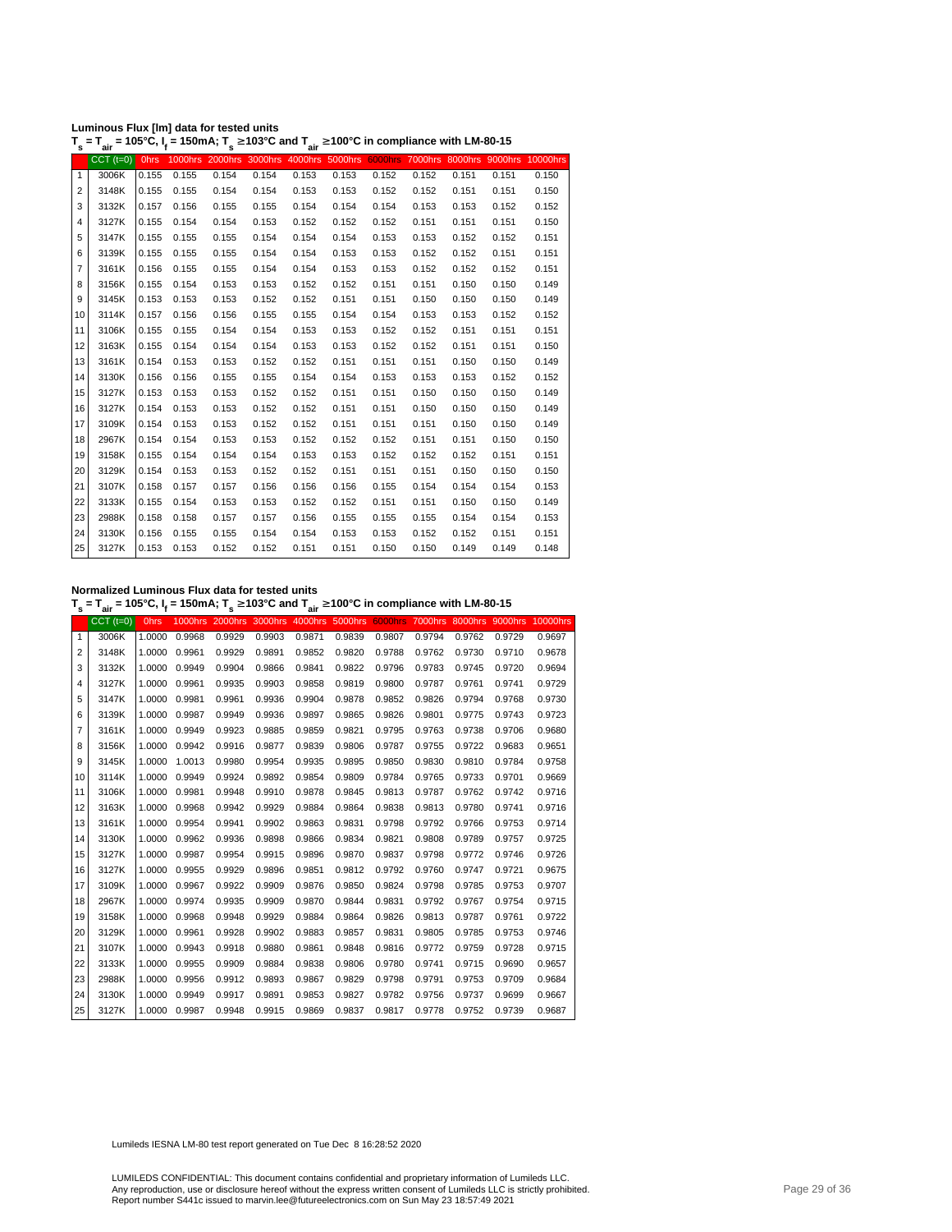**Luminous Flux [lm] data for tested units**

**$T_s = T_{air}$ = 105°C, $I_f$ = 150mA; $T_s$ ≥103°C and $T_{air}$ ≥100°C in compliance with LM-80-15**

| | CCT (t=0) | 0hrs | 1000hrs | 2000hrs | 3000hrs | 4000hrs | 5000hrs | 6000hrs | 7000hrs | 8000hrs | 9000hrs | 10000hrs |
|---|---|---|---|---|---|---|---|---|---|---|---|---|
| 1 | 3006K | 0.155 | 0.155 | 0.154 | 0.154 | 0.153 | 0.153 | 0.152 | 0.152 | 0.151 | 0.151 | 0.150 |
| 2 | 3148K | 0.155 | 0.155 | 0.154 | 0.154 | 0.153 | 0.153 | 0.152 | 0.152 | 0.151 | 0.151 | 0.150 |
| 3 | 3132K | 0.157 | 0.156 | 0.155 | 0.155 | 0.154 | 0.154 | 0.154 | 0.153 | 0.153 | 0.152 | 0.152 |
| 4 | 3127K | 0.155 | 0.154 | 0.154 | 0.153 | 0.152 | 0.152 | 0.152 | 0.151 | 0.151 | 0.151 | 0.150 |
| 5 | 3147K | 0.155 | 0.155 | 0.155 | 0.154 | 0.154 | 0.154 | 0.153 | 0.153 | 0.152 | 0.152 | 0.151 |
| 6 | 3139K | 0.155 | 0.155 | 0.155 | 0.154 | 0.154 | 0.153 | 0.153 | 0.152 | 0.152 | 0.151 | 0.151 |
| 7 | 3161K | 0.156 | 0.155 | 0.155 | 0.154 | 0.154 | 0.153 | 0.153 | 0.152 | 0.152 | 0.152 | 0.151 |
| 8 | 3156K | 0.155 | 0.154 | 0.153 | 0.153 | 0.152 | 0.152 | 0.151 | 0.151 | 0.150 | 0.150 | 0.149 |
| 9 | 3145K | 0.153 | 0.153 | 0.153 | 0.152 | 0.152 | 0.151 | 0.151 | 0.150 | 0.150 | 0.150 | 0.149 |
| 10 | 3114K | 0.157 | 0.156 | 0.156 | 0.155 | 0.155 | 0.154 | 0.154 | 0.153 | 0.153 | 0.152 | 0.152 |
| 11 | 3106K | 0.155 | 0.155 | 0.154 | 0.154 | 0.153 | 0.153 | 0.152 | 0.152 | 0.151 | 0.151 | 0.151 |
| 12 | 3163K | 0.155 | 0.154 | 0.154 | 0.154 | 0.153 | 0.153 | 0.152 | 0.152 | 0.151 | 0.151 | 0.150 |
| 13 | 3161K | 0.154 | 0.153 | 0.153 | 0.152 | 0.152 | 0.151 | 0.151 | 0.151 | 0.150 | 0.150 | 0.149 |
| 14 | 3130K | 0.156 | 0.156 | 0.155 | 0.155 | 0.154 | 0.154 | 0.153 | 0.153 | 0.153 | 0.152 | 0.152 |
| 15 | 3127K | 0.153 | 0.153 | 0.153 | 0.152 | 0.152 | 0.151 | 0.151 | 0.150 | 0.150 | 0.150 | 0.149 |
| 16 | 3127K | 0.154 | 0.153 | 0.153 | 0.152 | 0.152 | 0.151 | 0.151 | 0.150 | 0.150 | 0.150 | 0.149 |
| 17 | 3109K | 0.154 | 0.153 | 0.153 | 0.152 | 0.152 | 0.151 | 0.151 | 0.151 | 0.150 | 0.150 | 0.149 |
| 18 | 2967K | 0.154 | 0.154 | 0.153 | 0.153 | 0.152 | 0.152 | 0.152 | 0.151 | 0.151 | 0.150 | 0.150 |
| 19 | 3158K | 0.155 | 0.154 | 0.154 | 0.154 | 0.153 | 0.153 | 0.152 | 0.152 | 0.152 | 0.151 | 0.151 |
| 20 | 3129K | 0.154 | 0.153 | 0.153 | 0.152 | 0.152 | 0.151 | 0.151 | 0.151 | 0.150 | 0.150 | 0.150 |
| 21 | 3107K | 0.158 | 0.157 | 0.157 | 0.156 | 0.156 | 0.156 | 0.155 | 0.154 | 0.154 | 0.154 | 0.153 |
| 22 | 3133K | 0.155 | 0.154 | 0.153 | 0.153 | 0.152 | 0.152 | 0.151 | 0.151 | 0.150 | 0.150 | 0.149 |
| 23 | 2988K | 0.158 | 0.158 | 0.157 | 0.157 | 0.156 | 0.155 | 0.155 | 0.155 | 0.154 | 0.154 | 0.153 |
| 24 | 3130K | 0.156 | 0.155 | 0.155 | 0.154 | 0.154 | 0.153 | 0.153 | 0.152 | 0.152 | 0.151 | 0.151 |
| 25 | 3127K | 0.153 | 0.153 | 0.152 | 0.152 | 0.151 | 0.151 | 0.150 | 0.150 | 0.149 | 0.149 | 0.148 |

**Normalized Luminous Flux data for tested units**

**$T_s = T_{air}$ = 105°C, $I_f$ = 150mA; $T_s$ ≥103°C and $T_{air}$ ≥100°C in compliance with LM-80-15**

| | CCT (t=0) | 0hrs | 1000hrs | 2000hrs | 3000hrs | 4000hrs | 5000hrs | 6000hrs | 7000hrs | 8000hrs | 9000hrs | 10000hrs |
|---|---|---|---|---|---|---|---|---|---|---|---|---|
| 1 | 3006K | 1.0000 | 0.9968 | 0.9929 | 0.9903 | 0.9871 | 0.9839 | 0.9807 | 0.9794 | 0.9762 | 0.9729 | 0.9697 |
| 2 | 3148K | 1.0000 | 0.9961 | 0.9929 | 0.9891 | 0.9852 | 0.9820 | 0.9788 | 0.9762 | 0.9730 | 0.9710 | 0.9678 |
| 3 | 3132K | 1.0000 | 0.9949 | 0.9904 | 0.9866 | 0.9841 | 0.9822 | 0.9796 | 0.9783 | 0.9745 | 0.9720 | 0.9694 |
| 4 | 3127K | 1.0000 | 0.9961 | 0.9935 | 0.9903 | 0.9858 | 0.9819 | 0.9800 | 0.9787 | 0.9761 | 0.9741 | 0.9729 |
| 5 | 3147K | 1.0000 | 0.9981 | 0.9961 | 0.9936 | 0.9904 | 0.9878 | 0.9852 | 0.9826 | 0.9794 | 0.9768 | 0.9730 |
| 6 | 3139K | 1.0000 | 0.9987 | 0.9949 | 0.9936 | 0.9897 | 0.9865 | 0.9826 | 0.9801 | 0.9775 | 0.9743 | 0.9723 |
| 7 | 3161K | 1.0000 | 0.9949 | 0.9923 | 0.9885 | 0.9859 | 0.9821 | 0.9795 | 0.9763 | 0.9738 | 0.9706 | 0.9680 |
| 8 | 3156K | 1.0000 | 0.9942 | 0.9916 | 0.9877 | 0.9839 | 0.9806 | 0.9787 | 0.9755 | 0.9722 | 0.9683 | 0.9651 |
| 9 | 3145K | 1.0000 | 1.0013 | 0.9980 | 0.9954 | 0.9935 | 0.9895 | 0.9850 | 0.9830 | 0.9810 | 0.9784 | 0.9758 |
| 10 | 3114K | 1.0000 | 0.9949 | 0.9924 | 0.9892 | 0.9854 | 0.9809 | 0.9784 | 0.9765 | 0.9733 | 0.9701 | 0.9669 |
| 11 | 3106K | 1.0000 | 0.9981 | 0.9948 | 0.9910 | 0.9878 | 0.9845 | 0.9813 | 0.9787 | 0.9762 | 0.9742 | 0.9716 |
| 12 | 3163K | 1.0000 | 0.9968 | 0.9942 | 0.9929 | 0.9884 | 0.9864 | 0.9838 | 0.9813 | 0.9780 | 0.9741 | 0.9716 |
| 13 | 3161K | 1.0000 | 0.9954 | 0.9941 | 0.9902 | 0.9863 | 0.9831 | 0.9798 | 0.9792 | 0.9766 | 0.9753 | 0.9714 |
| 14 | 3130K | 1.0000 | 0.9962 | 0.9936 | 0.9898 | 0.9866 | 0.9834 | 0.9821 | 0.9808 | 0.9789 | 0.9757 | 0.9725 |
| 15 | 3127K | 1.0000 | 0.9987 | 0.9954 | 0.9915 | 0.9896 | 0.9870 | 0.9837 | 0.9798 | 0.9772 | 0.9746 | 0.9726 |
| 16 | 3127K | 1.0000 | 0.9955 | 0.9929 | 0.9896 | 0.9851 | 0.9812 | 0.9792 | 0.9760 | 0.9747 | 0.9721 | 0.9675 |
| 17 | 3109K | 1.0000 | 0.9967 | 0.9922 | 0.9909 | 0.9876 | 0.9850 | 0.9824 | 0.9798 | 0.9785 | 0.9753 | 0.9707 |
| 18 | 2967K | 1.0000 | 0.9974 | 0.9935 | 0.9909 | 0.9870 | 0.9844 | 0.9831 | 0.9792 | 0.9767 | 0.9754 | 0.9715 |
| 19 | 3158K | 1.0000 | 0.9968 | 0.9948 | 0.9929 | 0.9884 | 0.9864 | 0.9826 | 0.9813 | 0.9787 | 0.9761 | 0.9722 |
| 20 | 3129K | 1.0000 | 0.9961 | 0.9928 | 0.9902 | 0.9883 | 0.9857 | 0.9831 | 0.9805 | 0.9785 | 0.9753 | 0.9746 |
| 21 | 3107K | 1.0000 | 0.9943 | 0.9918 | 0.9880 | 0.9861 | 0.9848 | 0.9816 | 0.9772 | 0.9759 | 0.9728 | 0.9715 |
| 22 | 3133K | 1.0000 | 0.9955 | 0.9909 | 0.9884 | 0.9838 | 0.9806 | 0.9780 | 0.9741 | 0.9715 | 0.9690 | 0.9657 |
| 23 | 2988K | 1.0000 | 0.9956 | 0.9912 | 0.9893 | 0.9867 | 0.9829 | 0.9798 | 0.9791 | 0.9753 | 0.9709 | 0.9684 |
| 24 | 3130K | 1.0000 | 0.9949 | 0.9917 | 0.9891 | 0.9853 | 0.9827 | 0.9782 | 0.9756 | 0.9737 | 0.9699 | 0.9667 |
| 25 | 3127K | 1.0000 | 0.9987 | 0.9948 | 0.9915 | 0.9869 | 0.9837 | 0.9817 | 0.9778 | 0.9752 | 0.9739 | 0.9687 |

Lumileds IESNA LM-80 test report generated on Tue Dec 8 16:28:52 2020

LUMILEDS CONFIDENTIAL: This document contains confidential and proprietary information of Lumileds LLC.
Any reproduction, use or disclosure hereof without the express written consent of Lumileds LLC is strictly prohibited.
Report number S441c issued to marvin.lee@futureelectronics.com on Sun May 23 18:57:49 2021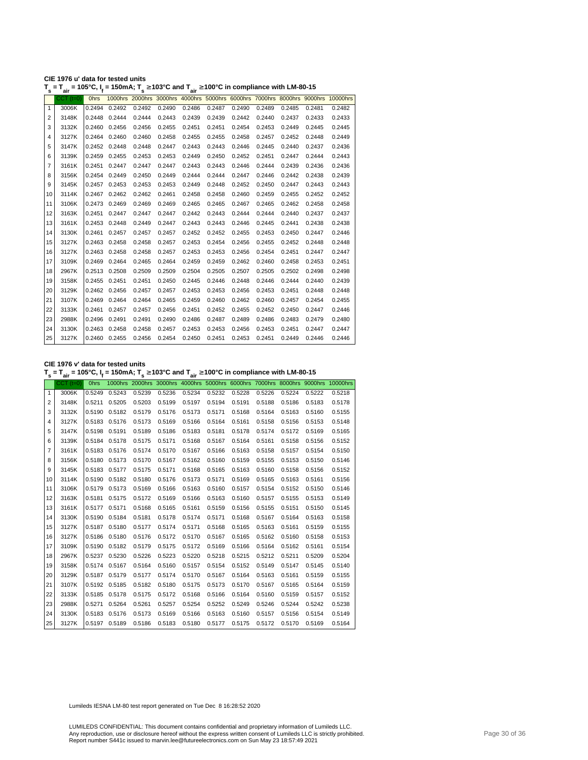**CIE 1976 u' data for tested units**

**$T_s = T_{air}$ = 105°C, $I_f$ = 150mA; $T_s$ ≥103°C and $T_{air}$ ≥100°C in compliance with LM-80-15**

| | CCT (t=0) | 0hrs | 1000hrs | 2000hrs | 3000hrs | 4000hrs | 5000hrs | 6000hrs | 7000hrs | 8000hrs | 9000hrs | 10000hrs |
|---|---|---|---|---|---|---|---|---|---|---|---|---|
| 1 | 3006K | 0.2494 | 0.2492 | 0.2492 | 0.2490 | 0.2486 | 0.2487 | 0.2490 | 0.2489 | 0.2485 | 0.2481 | 0.2482 |
| 2 | 3148K | 0.2448 | 0.2444 | 0.2444 | 0.2443 | 0.2439 | 0.2439 | 0.2442 | 0.2440 | 0.2437 | 0.2433 | 0.2433 |
| 3 | 3132K | 0.2460 | 0.2456 | 0.2456 | 0.2455 | 0.2451 | 0.2451 | 0.2454 | 0.2453 | 0.2449 | 0.2445 | 0.2445 |
| 4 | 3127K | 0.2464 | 0.2460 | 0.2460 | 0.2458 | 0.2455 | 0.2455 | 0.2458 | 0.2457 | 0.2452 | 0.2448 | 0.2449 |
| 5 | 3147K | 0.2452 | 0.2448 | 0.2448 | 0.2447 | 0.2443 | 0.2443 | 0.2446 | 0.2445 | 0.2440 | 0.2437 | 0.2436 |
| 6 | 3139K | 0.2459 | 0.2455 | 0.2453 | 0.2453 | 0.2449 | 0.2450 | 0.2452 | 0.2451 | 0.2447 | 0.2444 | 0.2443 |
| 7 | 3161K | 0.2451 | 0.2447 | 0.2447 | 0.2447 | 0.2443 | 0.2443 | 0.2446 | 0.2444 | 0.2439 | 0.2436 | 0.2436 |
| 8 | 3156K | 0.2454 | 0.2449 | 0.2450 | 0.2449 | 0.2444 | 0.2444 | 0.2447 | 0.2446 | 0.2442 | 0.2438 | 0.2439 |
| 9 | 3145K | 0.2457 | 0.2453 | 0.2453 | 0.2453 | 0.2449 | 0.2448 | 0.2452 | 0.2450 | 0.2447 | 0.2443 | 0.2443 |
| 10 | 3114K | 0.2467 | 0.2462 | 0.2462 | 0.2461 | 0.2458 | 0.2458 | 0.2460 | 0.2459 | 0.2455 | 0.2452 | 0.2452 |
| 11 | 3106K | 0.2473 | 0.2469 | 0.2469 | 0.2469 | 0.2465 | 0.2465 | 0.2467 | 0.2465 | 0.2462 | 0.2458 | 0.2458 |
| 12 | 3163K | 0.2451 | 0.2447 | 0.2447 | 0.2447 | 0.2442 | 0.2443 | 0.2444 | 0.2444 | 0.2440 | 0.2437 | 0.2437 |
| 13 | 3161K | 0.2453 | 0.2448 | 0.2449 | 0.2447 | 0.2443 | 0.2443 | 0.2446 | 0.2445 | 0.2441 | 0.2438 | 0.2438 |
| 14 | 3130K | 0.2461 | 0.2457 | 0.2457 | 0.2457 | 0.2452 | 0.2452 | 0.2455 | 0.2453 | 0.2450 | 0.2447 | 0.2446 |
| 15 | 3127K | 0.2463 | 0.2458 | 0.2458 | 0.2457 | 0.2453 | 0.2454 | 0.2456 | 0.2455 | 0.2452 | 0.2448 | 0.2448 |
| 16 | 3127K | 0.2463 | 0.2458 | 0.2458 | 0.2457 | 0.2453 | 0.2453 | 0.2456 | 0.2454 | 0.2451 | 0.2447 | 0.2447 |
| 17 | 3109K | 0.2469 | 0.2464 | 0.2465 | 0.2464 | 0.2459 | 0.2459 | 0.2462 | 0.2460 | 0.2458 | 0.2453 | 0.2451 |
| 18 | 2967K | 0.2513 | 0.2508 | 0.2509 | 0.2509 | 0.2504 | 0.2505 | 0.2507 | 0.2505 | 0.2502 | 0.2498 | 0.2498 |
| 19 | 3158K | 0.2455 | 0.2451 | 0.2451 | 0.2450 | 0.2445 | 0.2446 | 0.2448 | 0.2446 | 0.2444 | 0.2440 | 0.2439 |
| 20 | 3129K | 0.2462 | 0.2456 | 0.2457 | 0.2457 | 0.2453 | 0.2453 | 0.2456 | 0.2453 | 0.2451 | 0.2448 | 0.2448 |
| 21 | 3107K | 0.2469 | 0.2464 | 0.2464 | 0.2465 | 0.2459 | 0.2460 | 0.2462 | 0.2460 | 0.2457 | 0.2454 | 0.2455 |
| 22 | 3133K | 0.2461 | 0.2457 | 0.2457 | 0.2456 | 0.2451 | 0.2452 | 0.2455 | 0.2452 | 0.2450 | 0.2447 | 0.2446 |
| 23 | 2988K | 0.2496 | 0.2491 | 0.2491 | 0.2490 | 0.2486 | 0.2487 | 0.2489 | 0.2486 | 0.2483 | 0.2479 | 0.2480 |
| 24 | 3130K | 0.2463 | 0.2458 | 0.2458 | 0.2457 | 0.2453 | 0.2453 | 0.2456 | 0.2453 | 0.2451 | 0.2447 | 0.2447 |
| 25 | 3127K | 0.2460 | 0.2455 | 0.2456 | 0.2454 | 0.2450 | 0.2451 | 0.2453 | 0.2451 | 0.2449 | 0.2446 | 0.2446 |

**CIE 1976 v' data for tested units**

**$T_s = T_{air}$ = 105°C, $I_f$ = 150mA; $T_s$ ≥103°C and $T_{air}$ ≥100°C in compliance with LM-80-15**

| | CCT (t=0) | 0hrs | 1000hrs | 2000hrs | 3000hrs | 4000hrs | 5000hrs | 6000hrs | 7000hrs | 8000hrs | 9000hrs | 10000hrs |
|---|---|---|---|---|---|---|---|---|---|---|---|---|
| 1 | 3006K | 0.5249 | 0.5243 | 0.5239 | 0.5236 | 0.5234 | 0.5232 | 0.5228 | 0.5226 | 0.5224 | 0.5222 | 0.5218 |
| 2 | 3148K | 0.5211 | 0.5205 | 0.5203 | 0.5199 | 0.5197 | 0.5194 | 0.5191 | 0.5188 | 0.5186 | 0.5183 | 0.5178 |
| 3 | 3132K | 0.5190 | 0.5182 | 0.5179 | 0.5176 | 0.5173 | 0.5171 | 0.5168 | 0.5164 | 0.5163 | 0.5160 | 0.5155 |
| 4 | 3127K | 0.5183 | 0.5176 | 0.5173 | 0.5169 | 0.5166 | 0.5164 | 0.5161 | 0.5158 | 0.5156 | 0.5153 | 0.5148 |
| 5 | 3147K | 0.5198 | 0.5191 | 0.5189 | 0.5186 | 0.5183 | 0.5181 | 0.5178 | 0.5174 | 0.5172 | 0.5169 | 0.5165 |
| 6 | 3139K | 0.5184 | 0.5178 | 0.5175 | 0.5171 | 0.5168 | 0.5167 | 0.5164 | 0.5161 | 0.5158 | 0.5156 | 0.5152 |
| 7 | 3161K | 0.5183 | 0.5176 | 0.5174 | 0.5170 | 0.5167 | 0.5166 | 0.5163 | 0.5158 | 0.5157 | 0.5154 | 0.5150 |
| 8 | 3156K | 0.5180 | 0.5173 | 0.5170 | 0.5167 | 0.5162 | 0.5160 | 0.5159 | 0.5155 | 0.5153 | 0.5150 | 0.5146 |
| 9 | 3145K | 0.5183 | 0.5177 | 0.5175 | 0.5171 | 0.5168 | 0.5165 | 0.5163 | 0.5160 | 0.5158 | 0.5156 | 0.5152 |
| 10 | 3114K | 0.5190 | 0.5182 | 0.5180 | 0.5176 | 0.5173 | 0.5171 | 0.5169 | 0.5165 | 0.5163 | 0.5161 | 0.5156 |
| 11 | 3106K | 0.5179 | 0.5173 | 0.5169 | 0.5166 | 0.5163 | 0.5160 | 0.5157 | 0.5154 | 0.5152 | 0.5150 | 0.5146 |
| 12 | 3163K | 0.5181 | 0.5175 | 0.5172 | 0.5169 | 0.5166 | 0.5163 | 0.5160 | 0.5157 | 0.5155 | 0.5153 | 0.5149 |
| 13 | 3161K | 0.5177 | 0.5171 | 0.5168 | 0.5165 | 0.5161 | 0.5159 | 0.5156 | 0.5155 | 0.5151 | 0.5150 | 0.5145 |
| 14 | 3130K | 0.5190 | 0.5184 | 0.5181 | 0.5178 | 0.5174 | 0.5171 | 0.5168 | 0.5167 | 0.5164 | 0.5163 | 0.5158 |
| 15 | 3127K | 0.5187 | 0.5180 | 0.5177 | 0.5174 | 0.5171 | 0.5168 | 0.5165 | 0.5163 | 0.5161 | 0.5159 | 0.5155 |
| 16 | 3127K | 0.5186 | 0.5180 | 0.5176 | 0.5172 | 0.5170 | 0.5167 | 0.5165 | 0.5162 | 0.5160 | 0.5158 | 0.5153 |
| 17 | 3109K | 0.5190 | 0.5182 | 0.5179 | 0.5175 | 0.5172 | 0.5169 | 0.5166 | 0.5164 | 0.5162 | 0.5161 | 0.5154 |
| 18 | 2967K | 0.5237 | 0.5230 | 0.5226 | 0.5223 | 0.5220 | 0.5218 | 0.5215 | 0.5212 | 0.5211 | 0.5209 | 0.5204 |
| 19 | 3158K | 0.5174 | 0.5167 | 0.5164 | 0.5160 | 0.5157 | 0.5154 | 0.5152 | 0.5149 | 0.5147 | 0.5145 | 0.5140 |
| 20 | 3129K | 0.5187 | 0.5179 | 0.5177 | 0.5174 | 0.5170 | 0.5167 | 0.5164 | 0.5163 | 0.5161 | 0.5159 | 0.5155 |
| 21 | 3107K | 0.5192 | 0.5185 | 0.5182 | 0.5180 | 0.5175 | 0.5173 | 0.5170 | 0.5167 | 0.5165 | 0.5164 | 0.5159 |
| 22 | 3133K | 0.5185 | 0.5178 | 0.5175 | 0.5172 | 0.5168 | 0.5166 | 0.5164 | 0.5160 | 0.5159 | 0.5157 | 0.5152 |
| 23 | 2988K | 0.5271 | 0.5264 | 0.5261 | 0.5257 | 0.5254 | 0.5252 | 0.5249 | 0.5246 | 0.5244 | 0.5242 | 0.5238 |
| 24 | 3130K | 0.5183 | 0.5176 | 0.5173 | 0.5169 | 0.5166 | 0.5163 | 0.5160 | 0.5157 | 0.5156 | 0.5154 | 0.5149 |
| 25 | 3127K | 0.5197 | 0.5189 | 0.5186 | 0.5183 | 0.5180 | 0.5177 | 0.5175 | 0.5172 | 0.5170 | 0.5169 | 0.5164 |

Lumileds IESNA LM-80 test report generated on Tue Dec 8 16:28:52 2020

LUMILEDS CONFIDENTIAL: This document contains confidential and proprietary information of Lumileds LLC.
Any reproduction, use or disclosure hereof without the express written consent of Lumileds LLC is strictly prohibited.
Report number S441c issued to marvin.lee@futureelectronics.com on Sun May 23 18:57:49 2021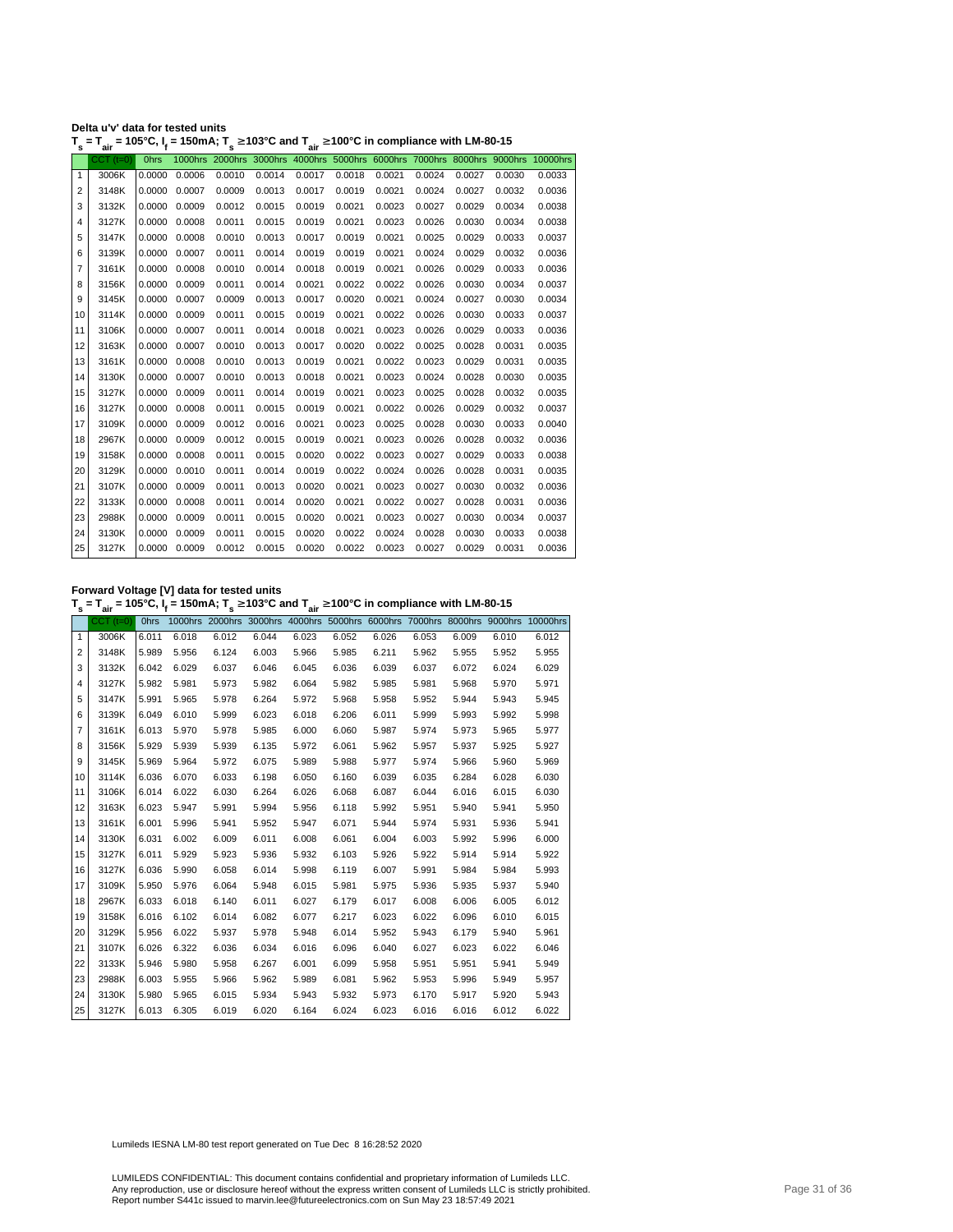**Delta u'v' data for tested units**

**$T_s = T_{air}$ = 105°C, $I_f$ = 150mA; $T_s \geq$103°C and $T_{air} \geq$100°C in compliance with LM-80-15**

| | CCT (t=0) | 0hrs | 1000hrs | 2000hrs | 3000hrs | 4000hrs | 5000hrs | 6000hrs | 7000hrs | 8000hrs | 9000hrs | 10000hrs |
|---|---|---|---|---|---|---|---|---|---|---|---|---|
| 1 | 3006K | 0.0000 | 0.0006 | 0.0010 | 0.0014 | 0.0017 | 0.0018 | 0.0021 | 0.0024 | 0.0027 | 0.0030 | 0.0033 |
| 2 | 3148K | 0.0000 | 0.0007 | 0.0009 | 0.0013 | 0.0017 | 0.0019 | 0.0021 | 0.0024 | 0.0027 | 0.0032 | 0.0036 |
| 3 | 3132K | 0.0000 | 0.0009 | 0.0012 | 0.0015 | 0.0019 | 0.0021 | 0.0023 | 0.0027 | 0.0029 | 0.0034 | 0.0038 |
| 4 | 3127K | 0.0000 | 0.0008 | 0.0011 | 0.0015 | 0.0019 | 0.0021 | 0.0023 | 0.0026 | 0.0030 | 0.0034 | 0.0038 |
| 5 | 3147K | 0.0000 | 0.0008 | 0.0010 | 0.0013 | 0.0017 | 0.0019 | 0.0021 | 0.0025 | 0.0029 | 0.0033 | 0.0037 |
| 6 | 3139K | 0.0000 | 0.0007 | 0.0011 | 0.0014 | 0.0019 | 0.0019 | 0.0021 | 0.0024 | 0.0029 | 0.0032 | 0.0036 |
| 7 | 3161K | 0.0000 | 0.0008 | 0.0010 | 0.0014 | 0.0018 | 0.0019 | 0.0021 | 0.0026 | 0.0029 | 0.0033 | 0.0036 |
| 8 | 3156K | 0.0000 | 0.0009 | 0.0011 | 0.0014 | 0.0021 | 0.0022 | 0.0022 | 0.0026 | 0.0030 | 0.0034 | 0.0037 |
| 9 | 3145K | 0.0000 | 0.0007 | 0.0009 | 0.0013 | 0.0017 | 0.0020 | 0.0021 | 0.0024 | 0.0027 | 0.0030 | 0.0034 |
| 10 | 3114K | 0.0000 | 0.0009 | 0.0011 | 0.0015 | 0.0019 | 0.0021 | 0.0022 | 0.0026 | 0.0030 | 0.0033 | 0.0037 |
| 11 | 3106K | 0.0000 | 0.0007 | 0.0011 | 0.0014 | 0.0018 | 0.0021 | 0.0023 | 0.0026 | 0.0029 | 0.0033 | 0.0036 |
| 12 | 3163K | 0.0000 | 0.0007 | 0.0010 | 0.0013 | 0.0017 | 0.0020 | 0.0022 | 0.0025 | 0.0028 | 0.0031 | 0.0035 |
| 13 | 3161K | 0.0000 | 0.0008 | 0.0010 | 0.0013 | 0.0019 | 0.0021 | 0.0022 | 0.0023 | 0.0029 | 0.0031 | 0.0035 |
| 14 | 3130K | 0.0000 | 0.0007 | 0.0010 | 0.0013 | 0.0018 | 0.0021 | 0.0023 | 0.0024 | 0.0028 | 0.0030 | 0.0035 |
| 15 | 3127K | 0.0000 | 0.0009 | 0.0011 | 0.0014 | 0.0019 | 0.0021 | 0.0023 | 0.0025 | 0.0028 | 0.0032 | 0.0035 |
| 16 | 3127K | 0.0000 | 0.0008 | 0.0011 | 0.0015 | 0.0019 | 0.0021 | 0.0022 | 0.0026 | 0.0029 | 0.0032 | 0.0037 |
| 17 | 3109K | 0.0000 | 0.0009 | 0.0012 | 0.0016 | 0.0021 | 0.0023 | 0.0025 | 0.0028 | 0.0030 | 0.0033 | 0.0040 |
| 18 | 2967K | 0.0000 | 0.0009 | 0.0012 | 0.0015 | 0.0019 | 0.0021 | 0.0023 | 0.0026 | 0.0028 | 0.0032 | 0.0036 |
| 19 | 3158K | 0.0000 | 0.0008 | 0.0011 | 0.0015 | 0.0020 | 0.0022 | 0.0023 | 0.0027 | 0.0029 | 0.0033 | 0.0038 |
| 20 | 3129K | 0.0000 | 0.0010 | 0.0011 | 0.0014 | 0.0019 | 0.0022 | 0.0024 | 0.0026 | 0.0028 | 0.0031 | 0.0035 |
| 21 | 3107K | 0.0000 | 0.0009 | 0.0011 | 0.0013 | 0.0020 | 0.0021 | 0.0023 | 0.0027 | 0.0030 | 0.0032 | 0.0036 |
| 22 | 3133K | 0.0000 | 0.0008 | 0.0011 | 0.0014 | 0.0020 | 0.0021 | 0.0022 | 0.0027 | 0.0028 | 0.0031 | 0.0036 |
| 23 | 2988K | 0.0000 | 0.0009 | 0.0011 | 0.0015 | 0.0020 | 0.0021 | 0.0023 | 0.0027 | 0.0030 | 0.0034 | 0.0037 |
| 24 | 3130K | 0.0000 | 0.0009 | 0.0011 | 0.0015 | 0.0020 | 0.0022 | 0.0024 | 0.0028 | 0.0030 | 0.0033 | 0.0038 |
| 25 | 3127K | 0.0000 | 0.0009 | 0.0012 | 0.0015 | 0.0020 | 0.0022 | 0.0023 | 0.0027 | 0.0029 | 0.0031 | 0.0036 |

**Forward Voltage [V] data for tested units**

**$T_s = T_{air}$ = 105°C, $I_f$ = 150mA; $T_s \geq$103°C and $T_{air} \geq$100°C in compliance with LM-80-15**

| | CCT (t=0) | 0hrs | 1000hrs | 2000hrs | 3000hrs | 4000hrs | 5000hrs | 6000hrs | 7000hrs | 8000hrs | 9000hrs | 10000hrs |
|---|---|---|---|---|---|---|---|---|---|---|---|---|
| 1 | 3006K | 6.011 | 6.018 | 6.012 | 6.044 | 6.023 | 6.052 | 6.026 | 6.053 | 6.009 | 6.010 | 6.012 |
| 2 | 3148K | 5.989 | 5.956 | 6.124 | 6.003 | 5.966 | 5.985 | 6.211 | 5.962 | 5.955 | 5.952 | 5.955 |
| 3 | 3132K | 6.042 | 6.029 | 6.037 | 6.046 | 6.045 | 6.036 | 6.039 | 6.037 | 6.072 | 6.024 | 6.029 |
| 4 | 3127K | 5.982 | 5.981 | 5.973 | 5.982 | 6.064 | 5.982 | 5.985 | 5.981 | 5.968 | 5.970 | 5.971 |
| 5 | 3147K | 5.991 | 5.965 | 5.978 | 6.264 | 5.972 | 5.968 | 5.958 | 5.952 | 5.944 | 5.943 | 5.945 |
| 6 | 3139K | 6.049 | 6.010 | 5.999 | 6.023 | 6.018 | 6.206 | 6.011 | 5.999 | 5.993 | 5.992 | 5.998 |
| 7 | 3161K | 6.013 | 5.970 | 5.978 | 5.985 | 6.000 | 6.060 | 5.987 | 5.974 | 5.973 | 5.965 | 5.977 |
| 8 | 3156K | 5.929 | 5.939 | 5.939 | 6.135 | 5.972 | 6.061 | 5.962 | 5.957 | 5.937 | 5.925 | 5.927 |
| 9 | 3145K | 5.969 | 5.964 | 5.972 | 6.075 | 5.989 | 5.988 | 5.977 | 5.974 | 5.966 | 5.960 | 5.969 |
| 10 | 3114K | 6.036 | 6.070 | 6.033 | 6.198 | 6.050 | 6.160 | 6.039 | 6.035 | 6.284 | 6.028 | 6.030 |
| 11 | 3106K | 6.014 | 6.022 | 6.030 | 6.264 | 6.026 | 6.068 | 6.087 | 6.044 | 6.016 | 6.015 | 6.030 |
| 12 | 3163K | 6.023 | 5.947 | 5.991 | 5.994 | 5.956 | 6.118 | 5.992 | 5.951 | 5.940 | 5.941 | 5.950 |
| 13 | 3161K | 6.001 | 5.996 | 5.941 | 5.952 | 5.947 | 6.071 | 5.944 | 5.974 | 5.931 | 5.936 | 5.941 |
| 14 | 3130K | 6.031 | 6.002 | 6.009 | 6.011 | 6.008 | 6.061 | 6.004 | 6.003 | 5.992 | 5.996 | 6.000 |
| 15 | 3127K | 6.011 | 5.929 | 5.923 | 5.936 | 5.932 | 6.103 | 5.926 | 5.922 | 5.914 | 5.914 | 5.922 |
| 16 | 3127K | 6.036 | 5.990 | 6.058 | 6.014 | 5.998 | 6.119 | 6.007 | 5.991 | 5.984 | 5.984 | 5.993 |
| 17 | 3109K | 5.950 | 5.976 | 6.064 | 5.948 | 6.015 | 5.981 | 5.975 | 5.936 | 5.935 | 5.937 | 5.940 |
| 18 | 2967K | 6.033 | 6.018 | 6.140 | 6.011 | 6.027 | 6.179 | 6.017 | 6.008 | 6.006 | 6.005 | 6.012 |
| 19 | 3158K | 6.016 | 6.102 | 6.014 | 6.082 | 6.077 | 6.217 | 6.023 | 6.022 | 6.096 | 6.010 | 6.015 |
| 20 | 3129K | 5.956 | 6.022 | 5.937 | 5.978 | 5.948 | 6.014 | 5.952 | 5.943 | 6.179 | 5.940 | 5.961 |
| 21 | 3107K | 6.026 | 6.322 | 6.036 | 6.034 | 6.016 | 6.096 | 6.040 | 6.027 | 6.023 | 6.022 | 6.046 |
| 22 | 3133K | 5.946 | 5.980 | 5.958 | 6.267 | 6.001 | 6.099 | 5.958 | 5.951 | 5.951 | 5.941 | 5.949 |
| 23 | 2988K | 6.003 | 5.955 | 5.966 | 5.962 | 5.989 | 6.081 | 5.962 | 5.953 | 5.996 | 5.949 | 5.957 |
| 24 | 3130K | 5.980 | 5.965 | 6.015 | 5.934 | 5.943 | 5.932 | 5.973 | 6.170 | 5.917 | 5.920 | 5.943 |
| 25 | 3127K | 6.013 | 6.305 | 6.019 | 6.020 | 6.164 | 6.024 | 6.023 | 6.016 | 6.016 | 6.012 | 6.022 |

Lumileds IESNA LM-80 test report generated on Tue Dec 8 16:28:52 2020

LUMILEDS CONFIDENTIAL: This document contains confidential and proprietary information of Lumileds LLC.
Any reproduction, use or disclosure hereof without the express written consent of Lumileds LLC is strictly prohibited.
Report number S441c issued to marvin.lee@futureelectronics.com on Sun May 23 18:57:49 2021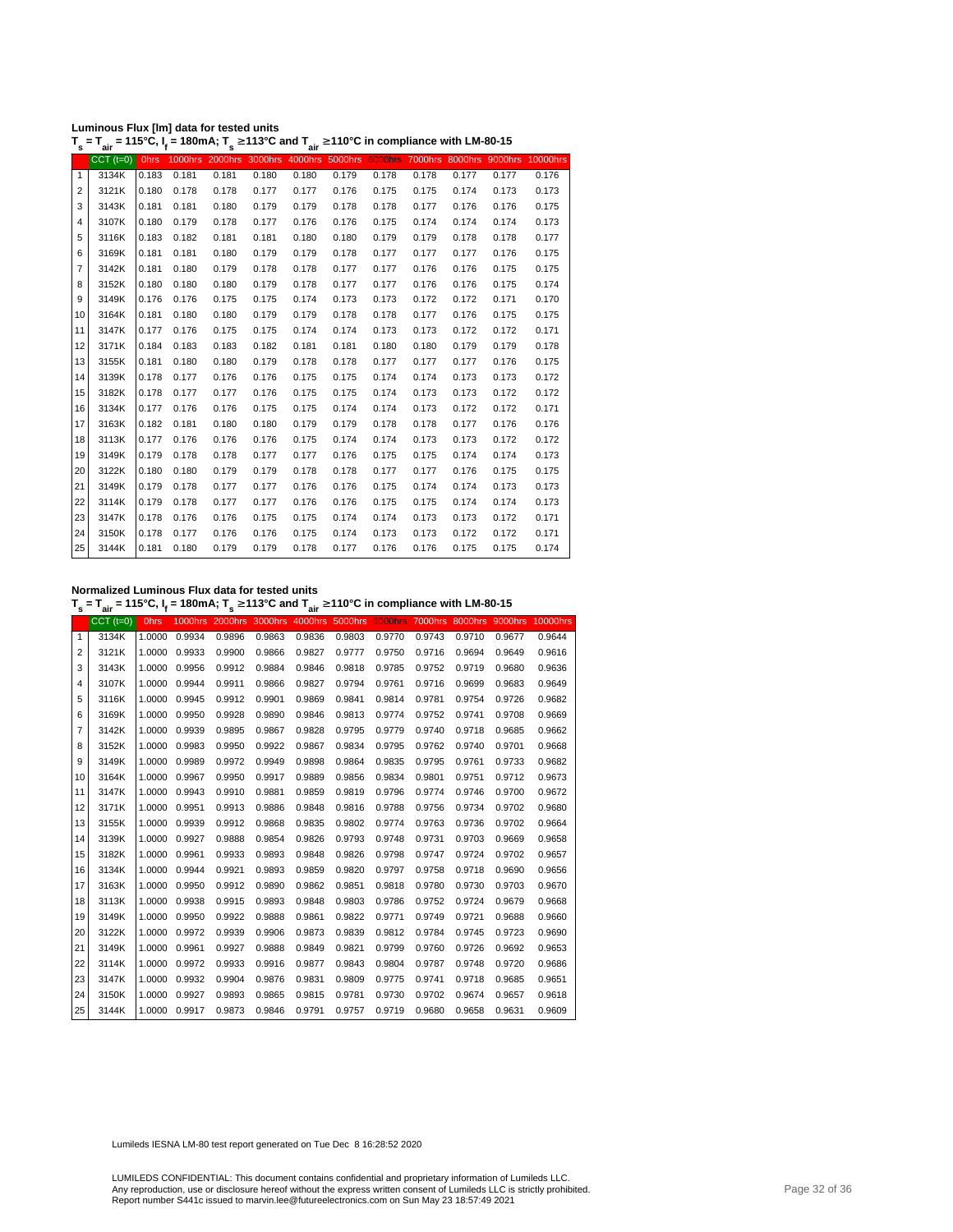**Luminous Flux [lm] data for tested units**

$T_s = T_{air}$ = 115°C, $I_f$ = 180mA; $T_s$ ≥113°C and $T_{air}$ ≥110°C in compliance with LM-80-15

| | CCT (t=0) | 0hrs | 1000hrs | 2000hrs | 3000hrs | 4000hrs | 5000hrs | 6000hrs | 7000hrs | 8000hrs | 9000hrs | 10000hrs |
|---|---|---|---|---|---|---|---|---|---|---|---|---|
| 1 | 3134K | 0.183 | 0.181 | 0.181 | 0.180 | 0.180 | 0.179 | 0.178 | 0.178 | 0.177 | 0.177 | 0.176 |
| 2 | 3121K | 0.180 | 0.178 | 0.178 | 0.177 | 0.177 | 0.176 | 0.175 | 0.175 | 0.174 | 0.173 | 0.173 |
| 3 | 3143K | 0.181 | 0.181 | 0.180 | 0.179 | 0.179 | 0.178 | 0.178 | 0.177 | 0.176 | 0.176 | 0.175 |
| 4 | 3107K | 0.180 | 0.179 | 0.178 | 0.177 | 0.176 | 0.176 | 0.175 | 0.174 | 0.174 | 0.174 | 0.173 |
| 5 | 3116K | 0.183 | 0.182 | 0.181 | 0.181 | 0.180 | 0.180 | 0.179 | 0.179 | 0.178 | 0.178 | 0.177 |
| 6 | 3169K | 0.181 | 0.181 | 0.180 | 0.179 | 0.179 | 0.178 | 0.177 | 0.177 | 0.177 | 0.176 | 0.175 |
| 7 | 3142K | 0.181 | 0.180 | 0.179 | 0.178 | 0.178 | 0.177 | 0.177 | 0.176 | 0.176 | 0.175 | 0.175 |
| 8 | 3152K | 0.180 | 0.180 | 0.180 | 0.179 | 0.178 | 0.177 | 0.177 | 0.176 | 0.176 | 0.175 | 0.174 |
| 9 | 3149K | 0.176 | 0.176 | 0.175 | 0.175 | 0.174 | 0.173 | 0.173 | 0.172 | 0.172 | 0.171 | 0.170 |
| 10 | 3164K | 0.181 | 0.180 | 0.180 | 0.179 | 0.179 | 0.178 | 0.178 | 0.177 | 0.176 | 0.175 | 0.175 |
| 11 | 3147K | 0.177 | 0.176 | 0.175 | 0.175 | 0.174 | 0.174 | 0.173 | 0.173 | 0.172 | 0.172 | 0.171 |
| 12 | 3171K | 0.184 | 0.183 | 0.183 | 0.182 | 0.181 | 0.181 | 0.180 | 0.180 | 0.179 | 0.179 | 0.178 |
| 13 | 3155K | 0.181 | 0.180 | 0.180 | 0.179 | 0.178 | 0.178 | 0.177 | 0.177 | 0.177 | 0.176 | 0.175 |
| 14 | 3139K | 0.178 | 0.177 | 0.176 | 0.176 | 0.175 | 0.175 | 0.174 | 0.174 | 0.173 | 0.173 | 0.172 |
| 15 | 3182K | 0.178 | 0.177 | 0.177 | 0.176 | 0.175 | 0.175 | 0.174 | 0.173 | 0.173 | 0.172 | 0.172 |
| 16 | 3134K | 0.177 | 0.176 | 0.176 | 0.175 | 0.175 | 0.174 | 0.174 | 0.173 | 0.172 | 0.172 | 0.171 |
| 17 | 3163K | 0.182 | 0.181 | 0.180 | 0.180 | 0.179 | 0.179 | 0.178 | 0.178 | 0.177 | 0.176 | 0.176 |
| 18 | 3113K | 0.177 | 0.176 | 0.176 | 0.176 | 0.175 | 0.174 | 0.174 | 0.173 | 0.173 | 0.172 | 0.172 |
| 19 | 3149K | 0.179 | 0.178 | 0.178 | 0.177 | 0.177 | 0.176 | 0.175 | 0.175 | 0.174 | 0.174 | 0.173 |
| 20 | 3122K | 0.180 | 0.180 | 0.179 | 0.179 | 0.178 | 0.178 | 0.177 | 0.177 | 0.176 | 0.175 | 0.175 |
| 21 | 3149K | 0.179 | 0.178 | 0.177 | 0.177 | 0.176 | 0.176 | 0.175 | 0.174 | 0.174 | 0.173 | 0.173 |
| 22 | 3114K | 0.179 | 0.178 | 0.177 | 0.177 | 0.176 | 0.176 | 0.175 | 0.175 | 0.174 | 0.174 | 0.173 |
| 23 | 3147K | 0.178 | 0.176 | 0.176 | 0.175 | 0.175 | 0.174 | 0.174 | 0.173 | 0.173 | 0.172 | 0.171 |
| 24 | 3150K | 0.178 | 0.177 | 0.176 | 0.176 | 0.175 | 0.174 | 0.173 | 0.173 | 0.172 | 0.172 | 0.171 |
| 25 | 3144K | 0.181 | 0.180 | 0.179 | 0.179 | 0.178 | 0.177 | 0.176 | 0.176 | 0.175 | 0.175 | 0.174 |

**Normalized Luminous Flux data for tested units**

$T_s = T_{air}$ = 115°C, $I_f$ = 180mA; $T_s$ ≥113°C and $T_{air}$ ≥110°C in compliance with LM-80-15

| | CCT (t=0) | 0hrs | 1000hrs | 2000hrs | 3000hrs | 4000hrs | 5000hrs | 6000hrs | 7000hrs | 8000hrs | 9000hrs | 10000hrs |
|---|---|---|---|---|---|---|---|---|---|---|---|---|
| 1 | 3134K | 1.0000 | 0.9934 | 0.9896 | 0.9863 | 0.9836 | 0.9803 | 0.9770 | 0.9743 | 0.9710 | 0.9677 | 0.9644 |
| 2 | 3121K | 1.0000 | 0.9933 | 0.9900 | 0.9866 | 0.9827 | 0.9777 | 0.9750 | 0.9716 | 0.9694 | 0.9649 | 0.9616 |
| 3 | 3143K | 1.0000 | 0.9956 | 0.9912 | 0.9884 | 0.9846 | 0.9818 | 0.9785 | 0.9752 | 0.9719 | 0.9680 | 0.9636 |
| 4 | 3107K | 1.0000 | 0.9944 | 0.9911 | 0.9866 | 0.9827 | 0.9794 | 0.9761 | 0.9716 | 0.9699 | 0.9683 | 0.9649 |
| 5 | 3116K | 1.0000 | 0.9945 | 0.9912 | 0.9901 | 0.9869 | 0.9841 | 0.9814 | 0.9781 | 0.9754 | 0.9726 | 0.9682 |
| 6 | 3169K | 1.0000 | 0.9950 | 0.9928 | 0.9890 | 0.9846 | 0.9813 | 0.9774 | 0.9752 | 0.9741 | 0.9708 | 0.9669 |
| 7 | 3142K | 1.0000 | 0.9939 | 0.9895 | 0.9867 | 0.9828 | 0.9795 | 0.9779 | 0.9740 | 0.9718 | 0.9685 | 0.9662 |
| 8 | 3152K | 1.0000 | 0.9983 | 0.9950 | 0.9922 | 0.9867 | 0.9834 | 0.9795 | 0.9762 | 0.9740 | 0.9701 | 0.9668 |
| 9 | 3149K | 1.0000 | 0.9989 | 0.9972 | 0.9949 | 0.9898 | 0.9864 | 0.9835 | 0.9795 | 0.9761 | 0.9733 | 0.9682 |
| 10 | 3164K | 1.0000 | 0.9967 | 0.9950 | 0.9917 | 0.9889 | 0.9856 | 0.9834 | 0.9801 | 0.9751 | 0.9712 | 0.9673 |
| 11 | 3147K | 1.0000 | 0.9943 | 0.9910 | 0.9881 | 0.9859 | 0.9819 | 0.9796 | 0.9774 | 0.9746 | 0.9700 | 0.9672 |
| 12 | 3171K | 1.0000 | 0.9951 | 0.9913 | 0.9886 | 0.9848 | 0.9816 | 0.9788 | 0.9756 | 0.9734 | 0.9702 | 0.9680 |
| 13 | 3155K | 1.0000 | 0.9939 | 0.9912 | 0.9868 | 0.9835 | 0.9802 | 0.9774 | 0.9763 | 0.9736 | 0.9702 | 0.9664 |
| 14 | 3139K | 1.0000 | 0.9927 | 0.9888 | 0.9854 | 0.9826 | 0.9793 | 0.9748 | 0.9731 | 0.9703 | 0.9669 | 0.9658 |
| 15 | 3182K | 1.0000 | 0.9961 | 0.9933 | 0.9893 | 0.9848 | 0.9826 | 0.9798 | 0.9747 | 0.9724 | 0.9702 | 0.9657 |
| 16 | 3134K | 1.0000 | 0.9944 | 0.9921 | 0.9893 | 0.9859 | 0.9820 | 0.9797 | 0.9758 | 0.9718 | 0.9690 | 0.9656 |
| 17 | 3163K | 1.0000 | 0.9950 | 0.9912 | 0.9890 | 0.9862 | 0.9851 | 0.9818 | 0.9780 | 0.9730 | 0.9703 | 0.9670 |
| 18 | 3113K | 1.0000 | 0.9938 | 0.9915 | 0.9893 | 0.9848 | 0.9803 | 0.9786 | 0.9752 | 0.9724 | 0.9679 | 0.9668 |
| 19 | 3149K | 1.0000 | 0.9950 | 0.9922 | 0.9888 | 0.9861 | 0.9822 | 0.9771 | 0.9749 | 0.9721 | 0.9688 | 0.9660 |
| 20 | 3122K | 1.0000 | 0.9972 | 0.9939 | 0.9906 | 0.9873 | 0.9839 | 0.9812 | 0.9784 | 0.9745 | 0.9723 | 0.9690 |
| 21 | 3149K | 1.0000 | 0.9961 | 0.9927 | 0.9888 | 0.9849 | 0.9821 | 0.9799 | 0.9760 | 0.9726 | 0.9692 | 0.9653 |
| 22 | 3114K | 1.0000 | 0.9972 | 0.9933 | 0.9916 | 0.9877 | 0.9843 | 0.9804 | 0.9787 | 0.9748 | 0.9720 | 0.9686 |
| 23 | 3147K | 1.0000 | 0.9932 | 0.9904 | 0.9876 | 0.9831 | 0.9809 | 0.9775 | 0.9741 | 0.9718 | 0.9685 | 0.9651 |
| 24 | 3150K | 1.0000 | 0.9927 | 0.9893 | 0.9865 | 0.9815 | 0.9781 | 0.9730 | 0.9702 | 0.9674 | 0.9657 | 0.9618 |
| 25 | 3144K | 1.0000 | 0.9917 | 0.9873 | 0.9846 | 0.9791 | 0.9757 | 0.9719 | 0.9680 | 0.9658 | 0.9631 | 0.9609 |

Lumileds IESNA LM-80 test report generated on Tue Dec 8 16:28:52 2020

LUMILEDS CONFIDENTIAL: This document contains confidential and proprietary information of Lumileds LLC.
Any reproduction, use or disclosure hereof without the express written consent of Lumileds LLC is strictly prohibited.
Report number S441c issued to marvin.lee@futureelectronics.com on Sun May 23 18:57:49 2021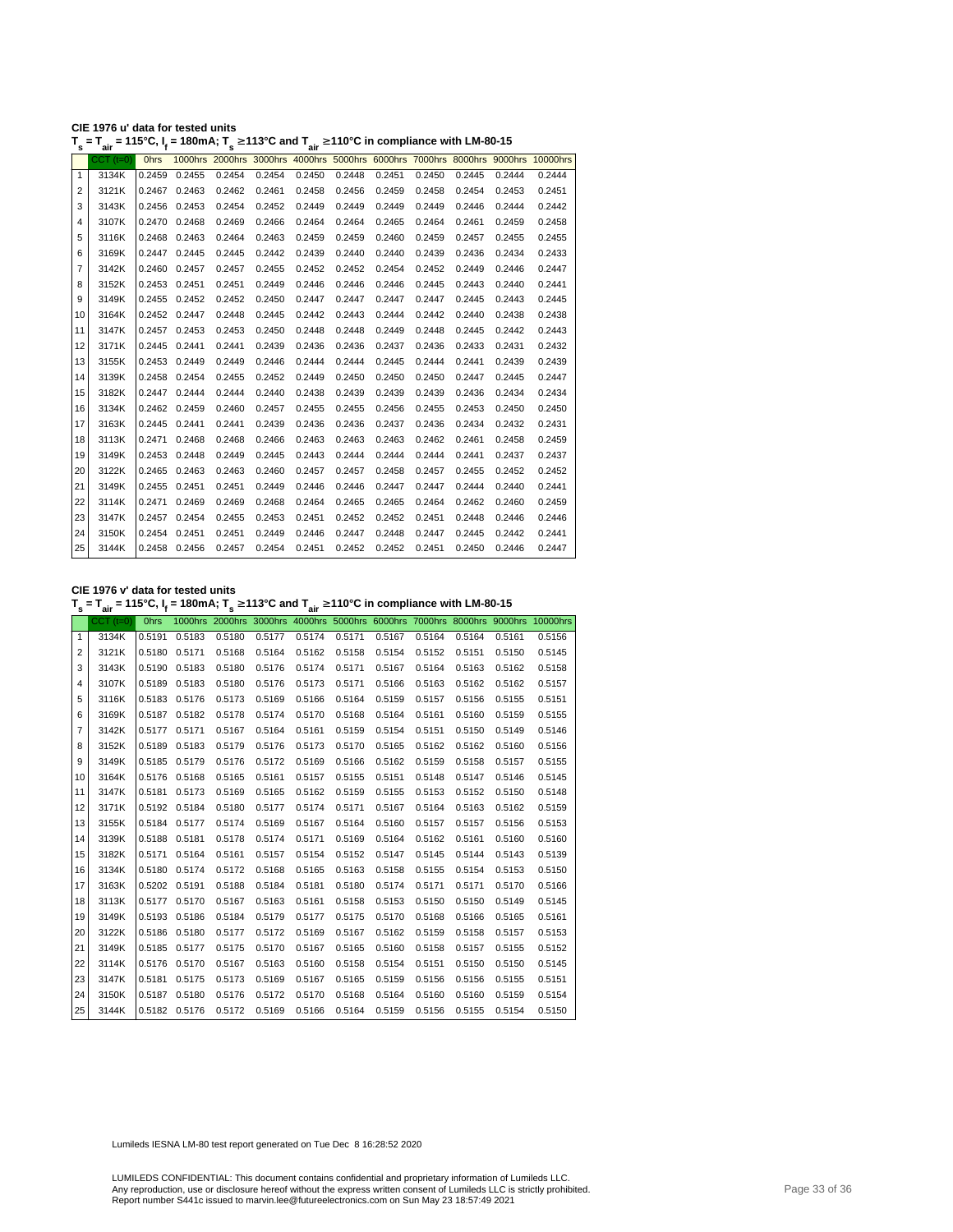**CIE 1976 u' data for tested units**

**$T_s = T_{air}$ = 115°C, $I_f$ = 180mA; $T_s$ ≥113°C and $T_{air}$ ≥110°C in compliance with LM-80-15**

| | CCT (t=0) | 0hrs | 1000hrs | 2000hrs | 3000hrs | 4000hrs | 5000hrs | 6000hrs | 7000hrs | 8000hrs | 9000hrs | 10000hrs |
|---|---|---|---|---|---|---|---|---|---|---|---|---|
| 1 | 3134K | 0.2459 | 0.2455 | 0.2454 | 0.2454 | 0.2450 | 0.2448 | 0.2451 | 0.2450 | 0.2445 | 0.2444 | 0.2444 |
| 2 | 3121K | 0.2467 | 0.2463 | 0.2462 | 0.2461 | 0.2458 | 0.2456 | 0.2459 | 0.2458 | 0.2454 | 0.2453 | 0.2451 |
| 3 | 3143K | 0.2456 | 0.2453 | 0.2454 | 0.2452 | 0.2449 | 0.2449 | 0.2449 | 0.2449 | 0.2446 | 0.2444 | 0.2442 |
| 4 | 3107K | 0.2470 | 0.2468 | 0.2469 | 0.2466 | 0.2464 | 0.2464 | 0.2465 | 0.2464 | 0.2461 | 0.2459 | 0.2458 |
| 5 | 3116K | 0.2468 | 0.2463 | 0.2464 | 0.2463 | 0.2459 | 0.2459 | 0.2460 | 0.2459 | 0.2457 | 0.2455 | 0.2455 |
| 6 | 3169K | 0.2447 | 0.2445 | 0.2445 | 0.2442 | 0.2439 | 0.2440 | 0.2440 | 0.2439 | 0.2436 | 0.2434 | 0.2433 |
| 7 | 3142K | 0.2460 | 0.2457 | 0.2457 | 0.2455 | 0.2452 | 0.2452 | 0.2454 | 0.2452 | 0.2449 | 0.2446 | 0.2447 |
| 8 | 3152K | 0.2453 | 0.2451 | 0.2451 | 0.2449 | 0.2446 | 0.2446 | 0.2446 | 0.2445 | 0.2443 | 0.2440 | 0.2441 |
| 9 | 3149K | 0.2455 | 0.2452 | 0.2452 | 0.2450 | 0.2447 | 0.2447 | 0.2447 | 0.2447 | 0.2445 | 0.2443 | 0.2445 |
| 10 | 3164K | 0.2452 | 0.2447 | 0.2448 | 0.2445 | 0.2442 | 0.2443 | 0.2444 | 0.2442 | 0.2440 | 0.2438 | 0.2438 |
| 11 | 3147K | 0.2457 | 0.2453 | 0.2453 | 0.2450 | 0.2448 | 0.2448 | 0.2449 | 0.2448 | 0.2445 | 0.2442 | 0.2443 |
| 12 | 3171K | 0.2445 | 0.2441 | 0.2441 | 0.2439 | 0.2436 | 0.2436 | 0.2437 | 0.2436 | 0.2433 | 0.2431 | 0.2432 |
| 13 | 3155K | 0.2453 | 0.2449 | 0.2449 | 0.2446 | 0.2444 | 0.2444 | 0.2445 | 0.2444 | 0.2441 | 0.2439 | 0.2439 |
| 14 | 3139K | 0.2458 | 0.2454 | 0.2455 | 0.2452 | 0.2449 | 0.2450 | 0.2450 | 0.2450 | 0.2447 | 0.2445 | 0.2447 |
| 15 | 3182K | 0.2447 | 0.2444 | 0.2444 | 0.2440 | 0.2438 | 0.2439 | 0.2439 | 0.2439 | 0.2436 | 0.2434 | 0.2434 |
| 16 | 3134K | 0.2462 | 0.2459 | 0.2460 | 0.2457 | 0.2455 | 0.2455 | 0.2456 | 0.2455 | 0.2453 | 0.2450 | 0.2450 |
| 17 | 3163K | 0.2445 | 0.2441 | 0.2441 | 0.2439 | 0.2436 | 0.2436 | 0.2437 | 0.2436 | 0.2434 | 0.2432 | 0.2431 |
| 18 | 3113K | 0.2471 | 0.2468 | 0.2468 | 0.2466 | 0.2463 | 0.2463 | 0.2463 | 0.2462 | 0.2461 | 0.2458 | 0.2459 |
| 19 | 3149K | 0.2453 | 0.2448 | 0.2449 | 0.2445 | 0.2443 | 0.2444 | 0.2444 | 0.2444 | 0.2441 | 0.2437 | 0.2437 |
| 20 | 3122K | 0.2465 | 0.2463 | 0.2463 | 0.2460 | 0.2457 | 0.2457 | 0.2458 | 0.2457 | 0.2455 | 0.2452 | 0.2452 |
| 21 | 3149K | 0.2455 | 0.2451 | 0.2451 | 0.2449 | 0.2446 | 0.2446 | 0.2447 | 0.2447 | 0.2444 | 0.2440 | 0.2441 |
| 22 | 3114K | 0.2471 | 0.2469 | 0.2469 | 0.2468 | 0.2464 | 0.2465 | 0.2465 | 0.2464 | 0.2462 | 0.2460 | 0.2459 |
| 23 | 3147K | 0.2457 | 0.2454 | 0.2455 | 0.2453 | 0.2451 | 0.2452 | 0.2452 | 0.2451 | 0.2448 | 0.2446 | 0.2446 |
| 24 | 3150K | 0.2454 | 0.2451 | 0.2451 | 0.2449 | 0.2446 | 0.2447 | 0.2448 | 0.2447 | 0.2445 | 0.2442 | 0.2441 |
| 25 | 3144K | 0.2458 | 0.2456 | 0.2457 | 0.2454 | 0.2451 | 0.2452 | 0.2452 | 0.2451 | 0.2450 | 0.2446 | 0.2447 |

**CIE 1976 v' data for tested units**

**$T_s = T_{air}$ = 115°C, $I_f$ = 180mA; $T_s$ ≥113°C and $T_{air}$ ≥110°C in compliance with LM-80-15**

| | CCT (t=0) | 0hrs | 1000hrs | 2000hrs | 3000hrs | 4000hrs | 5000hrs | 6000hrs | 7000hrs | 8000hrs | 9000hrs | 10000hrs |
|---|---|---|---|---|---|---|---|---|---|---|---|---|
| 1 | 3134K | 0.5191 | 0.5183 | 0.5180 | 0.5177 | 0.5174 | 0.5171 | 0.5167 | 0.5164 | 0.5164 | 0.5161 | 0.5156 |
| 2 | 3121K | 0.5180 | 0.5171 | 0.5168 | 0.5164 | 0.5162 | 0.5158 | 0.5154 | 0.5152 | 0.5151 | 0.5150 | 0.5145 |
| 3 | 3143K | 0.5190 | 0.5183 | 0.5180 | 0.5176 | 0.5174 | 0.5171 | 0.5167 | 0.5164 | 0.5163 | 0.5162 | 0.5158 |
| 4 | 3107K | 0.5189 | 0.5183 | 0.5180 | 0.5176 | 0.5173 | 0.5171 | 0.5166 | 0.5163 | 0.5162 | 0.5162 | 0.5157 |
| 5 | 3116K | 0.5183 | 0.5176 | 0.5173 | 0.5169 | 0.5166 | 0.5164 | 0.5159 | 0.5157 | 0.5156 | 0.5155 | 0.5151 |
| 6 | 3169K | 0.5187 | 0.5182 | 0.5178 | 0.5174 | 0.5170 | 0.5168 | 0.5164 | 0.5161 | 0.5160 | 0.5159 | 0.5155 |
| 7 | 3142K | 0.5177 | 0.5171 | 0.5167 | 0.5164 | 0.5161 | 0.5159 | 0.5154 | 0.5151 | 0.5150 | 0.5149 | 0.5146 |
| 8 | 3152K | 0.5189 | 0.5183 | 0.5179 | 0.5176 | 0.5173 | 0.5170 | 0.5165 | 0.5162 | 0.5162 | 0.5160 | 0.5156 |
| 9 | 3149K | 0.5185 | 0.5179 | 0.5176 | 0.5172 | 0.5169 | 0.5166 | 0.5162 | 0.5159 | 0.5158 | 0.5157 | 0.5155 |
| 10 | 3164K | 0.5176 | 0.5168 | 0.5165 | 0.5161 | 0.5157 | 0.5155 | 0.5151 | 0.5148 | 0.5147 | 0.5146 | 0.5145 |
| 11 | 3147K | 0.5181 | 0.5173 | 0.5169 | 0.5165 | 0.5162 | 0.5159 | 0.5155 | 0.5153 | 0.5152 | 0.5150 | 0.5148 |
| 12 | 3171K | 0.5192 | 0.5184 | 0.5180 | 0.5177 | 0.5174 | 0.5171 | 0.5167 | 0.5164 | 0.5163 | 0.5162 | 0.5159 |
| 13 | 3155K | 0.5184 | 0.5177 | 0.5174 | 0.5169 | 0.5167 | 0.5164 | 0.5160 | 0.5157 | 0.5157 | 0.5156 | 0.5153 |
| 14 | 3139K | 0.5188 | 0.5181 | 0.5178 | 0.5174 | 0.5171 | 0.5169 | 0.5164 | 0.5162 | 0.5161 | 0.5160 | 0.5160 |
| 15 | 3182K | 0.5171 | 0.5164 | 0.5161 | 0.5157 | 0.5154 | 0.5152 | 0.5147 | 0.5145 | 0.5144 | 0.5143 | 0.5139 |
| 16 | 3134K | 0.5180 | 0.5174 | 0.5172 | 0.5168 | 0.5165 | 0.5163 | 0.5158 | 0.5155 | 0.5154 | 0.5153 | 0.5150 |
| 17 | 3163K | 0.5202 | 0.5191 | 0.5188 | 0.5184 | 0.5181 | 0.5180 | 0.5174 | 0.5171 | 0.5171 | 0.5170 | 0.5166 |
| 18 | 3113K | 0.5177 | 0.5170 | 0.5167 | 0.5163 | 0.5161 | 0.5158 | 0.5153 | 0.5150 | 0.5150 | 0.5149 | 0.5145 |
| 19 | 3149K | 0.5193 | 0.5186 | 0.5184 | 0.5179 | 0.5177 | 0.5175 | 0.5170 | 0.5168 | 0.5166 | 0.5165 | 0.5161 |
| 20 | 3122K | 0.5186 | 0.5180 | 0.5177 | 0.5172 | 0.5169 | 0.5167 | 0.5162 | 0.5159 | 0.5158 | 0.5157 | 0.5153 |
| 21 | 3149K | 0.5185 | 0.5177 | 0.5175 | 0.5170 | 0.5167 | 0.5165 | 0.5160 | 0.5158 | 0.5157 | 0.5155 | 0.5152 |
| 22 | 3114K | 0.5176 | 0.5170 | 0.5167 | 0.5163 | 0.5160 | 0.5158 | 0.5154 | 0.5151 | 0.5150 | 0.5150 | 0.5145 |
| 23 | 3147K | 0.5181 | 0.5175 | 0.5173 | 0.5169 | 0.5167 | 0.5165 | 0.5159 | 0.5156 | 0.5156 | 0.5155 | 0.5151 |
| 24 | 3150K | 0.5187 | 0.5180 | 0.5176 | 0.5172 | 0.5170 | 0.5168 | 0.5164 | 0.5160 | 0.5160 | 0.5159 | 0.5154 |
| 25 | 3144K | 0.5182 | 0.5176 | 0.5172 | 0.5169 | 0.5166 | 0.5164 | 0.5159 | 0.5156 | 0.5155 | 0.5154 | 0.5150 |

Lumileds IESNA LM-80 test report generated on Tue Dec 8 16:28:52 2020

LUMILEDS CONFIDENTIAL: This document contains confidential and proprietary information of Lumileds LLC.
Any reproduction, use or disclosure hereof without the express written consent of Lumileds LLC is strictly prohibited.
Report number S441c issued to marvin.lee@futureelectronics.com on Sun May 23 18:57:49 2021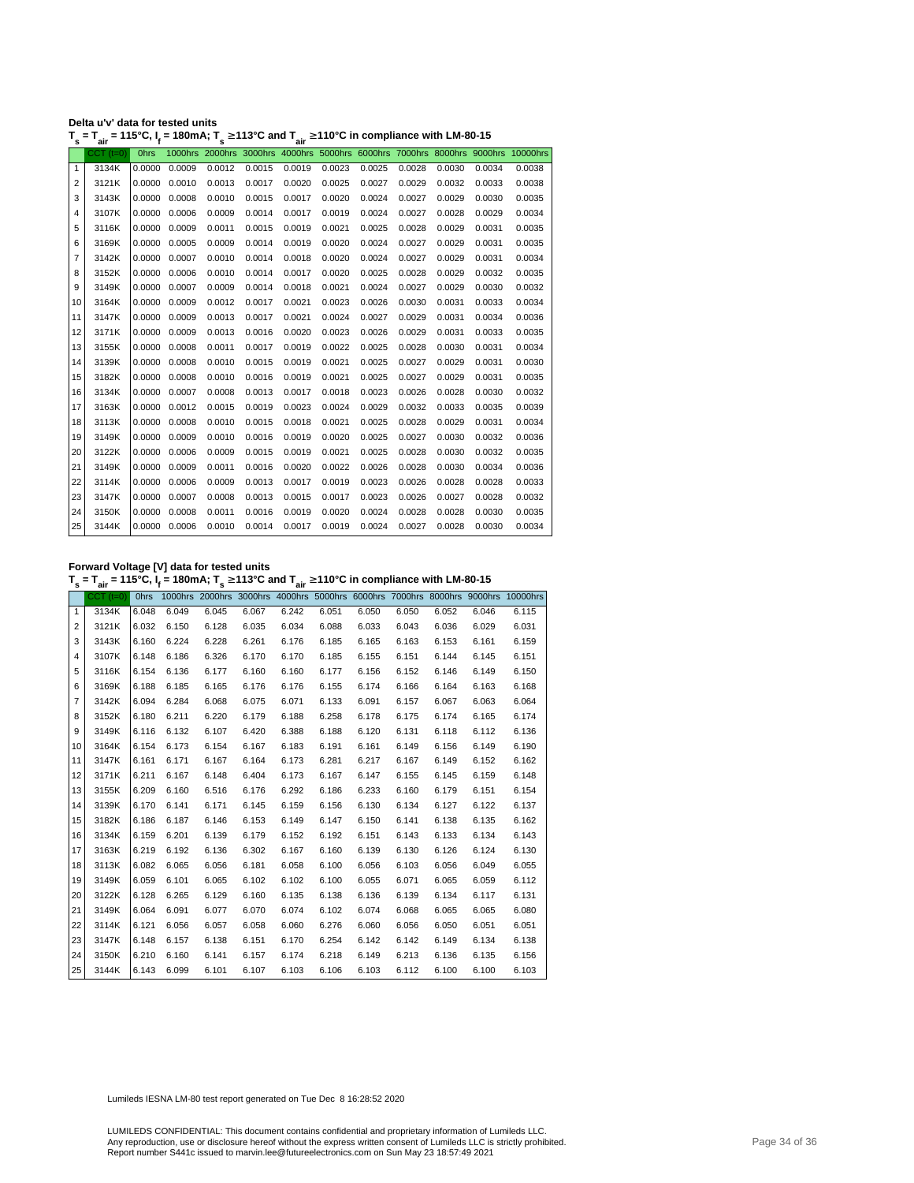**Delta u'v' data for tested units**

**$T_s = T_{air}$ = 115°C, $I_f$ = 180mA; $T_s$ ≥113°C and $T_{air}$ ≥110°C in compliance with LM-80-15**

| | CCT (t=0) | 0hrs | 1000hrs | 2000hrs | 3000hrs | 4000hrs | 5000hrs | 6000hrs | 7000hrs | 8000hrs | 9000hrs | 10000hrs |
|---|---|---|---|---|---|---|---|---|---|---|---|---|
| 1 | 3134K | 0.0000 | 0.0009 | 0.0012 | 0.0015 | 0.0019 | 0.0023 | 0.0025 | 0.0028 | 0.0030 | 0.0034 | 0.0038 |
| 2 | 3121K | 0.0000 | 0.0010 | 0.0013 | 0.0017 | 0.0020 | 0.0025 | 0.0027 | 0.0029 | 0.0032 | 0.0033 | 0.0038 |
| 3 | 3143K | 0.0000 | 0.0008 | 0.0010 | 0.0015 | 0.0017 | 0.0020 | 0.0024 | 0.0027 | 0.0029 | 0.0030 | 0.0035 |
| 4 | 3107K | 0.0000 | 0.0006 | 0.0009 | 0.0014 | 0.0017 | 0.0019 | 0.0024 | 0.0027 | 0.0028 | 0.0029 | 0.0034 |
| 5 | 3116K | 0.0000 | 0.0009 | 0.0011 | 0.0015 | 0.0019 | 0.0021 | 0.0025 | 0.0028 | 0.0029 | 0.0031 | 0.0035 |
| 6 | 3169K | 0.0000 | 0.0005 | 0.0009 | 0.0014 | 0.0019 | 0.0020 | 0.0024 | 0.0027 | 0.0029 | 0.0031 | 0.0035 |
| 7 | 3142K | 0.0000 | 0.0007 | 0.0010 | 0.0014 | 0.0018 | 0.0020 | 0.0024 | 0.0027 | 0.0029 | 0.0031 | 0.0034 |
| 8 | 3152K | 0.0000 | 0.0006 | 0.0010 | 0.0014 | 0.0017 | 0.0020 | 0.0025 | 0.0028 | 0.0029 | 0.0032 | 0.0035 |
| 9 | 3149K | 0.0000 | 0.0007 | 0.0009 | 0.0014 | 0.0018 | 0.0021 | 0.0024 | 0.0027 | 0.0029 | 0.0030 | 0.0032 |
| 10 | 3164K | 0.0000 | 0.0009 | 0.0012 | 0.0017 | 0.0021 | 0.0023 | 0.0026 | 0.0030 | 0.0031 | 0.0033 | 0.0034 |
| 11 | 3147K | 0.0000 | 0.0009 | 0.0013 | 0.0017 | 0.0021 | 0.0024 | 0.0027 | 0.0029 | 0.0031 | 0.0034 | 0.0036 |
| 12 | 3171K | 0.0000 | 0.0009 | 0.0013 | 0.0016 | 0.0020 | 0.0023 | 0.0026 | 0.0029 | 0.0031 | 0.0033 | 0.0035 |
| 13 | 3155K | 0.0000 | 0.0008 | 0.0011 | 0.0017 | 0.0019 | 0.0022 | 0.0025 | 0.0028 | 0.0030 | 0.0031 | 0.0034 |
| 14 | 3139K | 0.0000 | 0.0008 | 0.0010 | 0.0015 | 0.0019 | 0.0021 | 0.0025 | 0.0027 | 0.0029 | 0.0031 | 0.0030 |
| 15 | 3182K | 0.0000 | 0.0008 | 0.0010 | 0.0016 | 0.0019 | 0.0021 | 0.0025 | 0.0027 | 0.0029 | 0.0031 | 0.0035 |
| 16 | 3134K | 0.0000 | 0.0007 | 0.0008 | 0.0013 | 0.0017 | 0.0018 | 0.0023 | 0.0026 | 0.0028 | 0.0030 | 0.0032 |
| 17 | 3163K | 0.0000 | 0.0012 | 0.0015 | 0.0019 | 0.0023 | 0.0024 | 0.0029 | 0.0032 | 0.0033 | 0.0035 | 0.0039 |
| 18 | 3113K | 0.0000 | 0.0008 | 0.0010 | 0.0015 | 0.0018 | 0.0021 | 0.0025 | 0.0028 | 0.0029 | 0.0031 | 0.0034 |
| 19 | 3149K | 0.0000 | 0.0009 | 0.0010 | 0.0016 | 0.0019 | 0.0020 | 0.0025 | 0.0027 | 0.0030 | 0.0032 | 0.0036 |
| 20 | 3122K | 0.0000 | 0.0006 | 0.0009 | 0.0015 | 0.0019 | 0.0021 | 0.0025 | 0.0028 | 0.0030 | 0.0032 | 0.0035 |
| 21 | 3149K | 0.0000 | 0.0009 | 0.0011 | 0.0016 | 0.0020 | 0.0022 | 0.0026 | 0.0028 | 0.0030 | 0.0034 | 0.0036 |
| 22 | 3114K | 0.0000 | 0.0006 | 0.0009 | 0.0013 | 0.0017 | 0.0019 | 0.0023 | 0.0026 | 0.0028 | 0.0028 | 0.0033 |
| 23 | 3147K | 0.0000 | 0.0007 | 0.0008 | 0.0013 | 0.0015 | 0.0017 | 0.0023 | 0.0026 | 0.0027 | 0.0028 | 0.0032 |
| 24 | 3150K | 0.0000 | 0.0008 | 0.0011 | 0.0016 | 0.0019 | 0.0020 | 0.0024 | 0.0028 | 0.0028 | 0.0030 | 0.0035 |
| 25 | 3144K | 0.0000 | 0.0006 | 0.0010 | 0.0014 | 0.0017 | 0.0019 | 0.0024 | 0.0027 | 0.0028 | 0.0030 | 0.0034 |

**Forward Voltage [V] data for tested units**

**$T_s = T_{air}$ = 115°C, $I_f$ = 180mA; $T_s$ ≥113°C and $T_{air}$ ≥110°C in compliance with LM-80-15**

| | CCT (t=0) | 0hrs | 1000hrs | 2000hrs | 3000hrs | 4000hrs | 5000hrs | 6000hrs | 7000hrs | 8000hrs | 9000hrs | 10000hrs |
|---|---|---|---|---|---|---|---|---|---|---|---|---|
| 1 | 3134K | 6.048 | 6.049 | 6.045 | 6.067 | 6.242 | 6.051 | 6.050 | 6.050 | 6.052 | 6.046 | 6.115 |
| 2 | 3121K | 6.032 | 6.150 | 6.128 | 6.035 | 6.034 | 6.088 | 6.033 | 6.043 | 6.036 | 6.029 | 6.031 |
| 3 | 3143K | 6.160 | 6.224 | 6.228 | 6.261 | 6.176 | 6.185 | 6.165 | 6.163 | 6.153 | 6.161 | 6.159 |
| 4 | 3107K | 6.148 | 6.186 | 6.326 | 6.170 | 6.170 | 6.185 | 6.155 | 6.151 | 6.144 | 6.145 | 6.151 |
| 5 | 3116K | 6.154 | 6.136 | 6.177 | 6.160 | 6.160 | 6.177 | 6.156 | 6.152 | 6.146 | 6.149 | 6.150 |
| 6 | 3169K | 6.188 | 6.185 | 6.165 | 6.176 | 6.176 | 6.155 | 6.174 | 6.166 | 6.164 | 6.163 | 6.168 |
| 7 | 3142K | 6.094 | 6.284 | 6.068 | 6.075 | 6.071 | 6.133 | 6.091 | 6.157 | 6.067 | 6.063 | 6.064 |
| 8 | 3152K | 6.180 | 6.211 | 6.220 | 6.179 | 6.188 | 6.258 | 6.178 | 6.175 | 6.174 | 6.165 | 6.174 |
| 9 | 3149K | 6.116 | 6.132 | 6.107 | 6.420 | 6.388 | 6.188 | 6.120 | 6.131 | 6.118 | 6.112 | 6.136 |
| 10 | 3164K | 6.154 | 6.173 | 6.154 | 6.167 | 6.183 | 6.191 | 6.161 | 6.149 | 6.156 | 6.149 | 6.190 |
| 11 | 3147K | 6.161 | 6.171 | 6.167 | 6.164 | 6.173 | 6.281 | 6.217 | 6.167 | 6.149 | 6.152 | 6.162 |
| 12 | 3171K | 6.211 | 6.167 | 6.148 | 6.404 | 6.173 | 6.167 | 6.147 | 6.155 | 6.145 | 6.159 | 6.148 |
| 13 | 3155K | 6.209 | 6.160 | 6.516 | 6.176 | 6.292 | 6.186 | 6.233 | 6.160 | 6.179 | 6.151 | 6.154 |
| 14 | 3139K | 6.170 | 6.141 | 6.171 | 6.145 | 6.159 | 6.156 | 6.130 | 6.134 | 6.127 | 6.122 | 6.137 |
| 15 | 3182K | 6.186 | 6.187 | 6.146 | 6.153 | 6.149 | 6.147 | 6.150 | 6.141 | 6.138 | 6.135 | 6.162 |
| 16 | 3134K | 6.159 | 6.201 | 6.139 | 6.179 | 6.152 | 6.192 | 6.151 | 6.143 | 6.133 | 6.134 | 6.143 |
| 17 | 3163K | 6.219 | 6.192 | 6.136 | 6.302 | 6.167 | 6.160 | 6.139 | 6.130 | 6.126 | 6.124 | 6.130 |
| 18 | 3113K | 6.082 | 6.065 | 6.056 | 6.181 | 6.058 | 6.100 | 6.056 | 6.103 | 6.056 | 6.049 | 6.055 |
| 19 | 3149K | 6.059 | 6.101 | 6.065 | 6.102 | 6.102 | 6.100 | 6.055 | 6.071 | 6.065 | 6.059 | 6.112 |
| 20 | 3122K | 6.128 | 6.265 | 6.129 | 6.160 | 6.135 | 6.138 | 6.136 | 6.139 | 6.134 | 6.117 | 6.131 |
| 21 | 3149K | 6.064 | 6.091 | 6.077 | 6.070 | 6.074 | 6.102 | 6.074 | 6.068 | 6.065 | 6.065 | 6.080 |
| 22 | 3114K | 6.121 | 6.056 | 6.057 | 6.058 | 6.060 | 6.276 | 6.060 | 6.056 | 6.050 | 6.051 | 6.051 |
| 23 | 3147K | 6.148 | 6.157 | 6.138 | 6.151 | 6.170 | 6.254 | 6.142 | 6.142 | 6.149 | 6.134 | 6.138 |
| 24 | 3150K | 6.210 | 6.160 | 6.141 | 6.157 | 6.174 | 6.218 | 6.149 | 6.213 | 6.136 | 6.135 | 6.156 |
| 25 | 3144K | 6.143 | 6.099 | 6.101 | 6.107 | 6.103 | 6.106 | 6.103 | 6.112 | 6.100 | 6.100 | 6.103 |

Lumileds IESNA LM-80 test report generated on Tue Dec 8 16:28:52 2020

LUMILEDS CONFIDENTIAL: This document contains confidential and proprietary information of Lumileds LLC.
Any reproduction, use or disclosure hereof without the express written consent of Lumileds LLC is strictly prohibited.
Report number S441c issued to marvin.lee@futureelectronics.com on Sun May 23 18:57:49 2021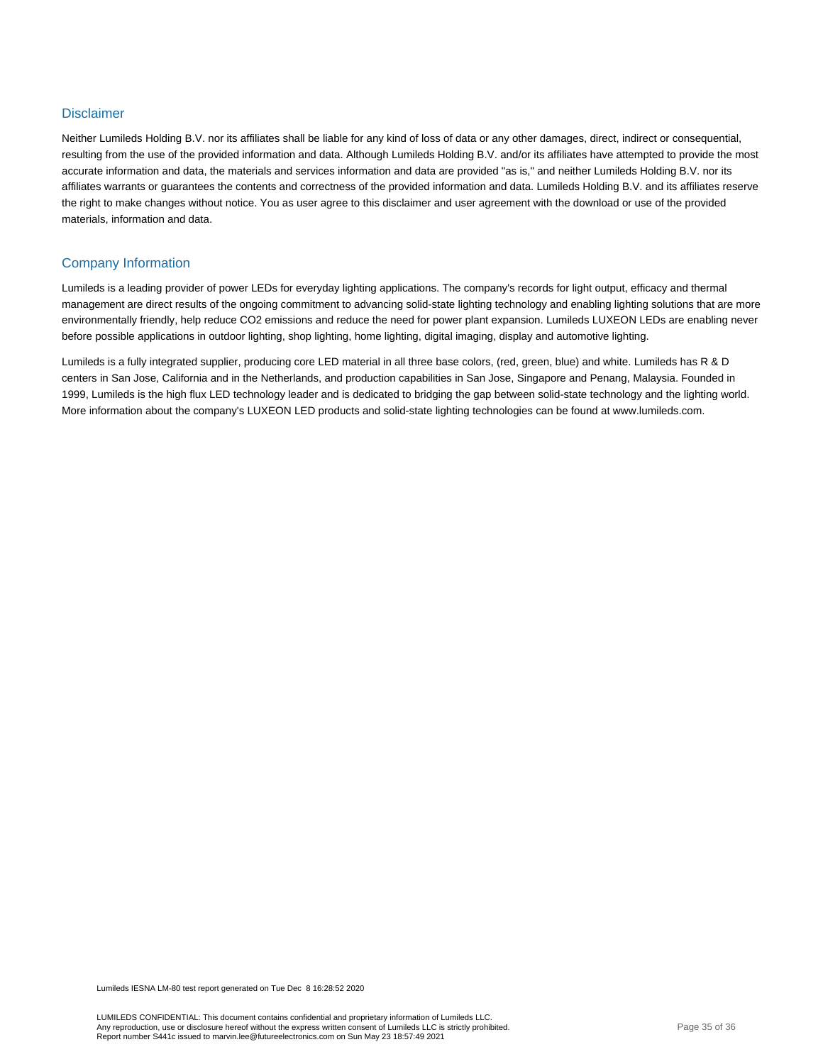## Disclaimer

Neither Lumileds Holding B.V. nor its affiliates shall be liable for any kind of loss of data or any other damages, direct, indirect or consequential, resulting from the use of the provided information and data. Although Lumileds Holding B.V. and/or its affiliates have attempted to provide the most accurate information and data, the materials and services information and data are provided "as is," and neither Lumileds Holding B.V. nor its affiliates warrants or guarantees the contents and correctness of the provided information and data. Lumileds Holding B.V. and its affiliates reserve the right to make changes without notice. You as user agree to this disclaimer and user agreement with the download or use of the provided materials, information and data.

## Company Information

Lumileds is a leading provider of power LEDs for everyday lighting applications. The company's records for light output, efficacy and thermal management are direct results of the ongoing commitment to advancing solid-state lighting technology and enabling lighting solutions that are more environmentally friendly, help reduce $CO_2$ emissions and reduce the need for power plant expansion. Lumileds LUXEON LEDs are enabling never before possible applications in outdoor lighting, shop lighting, home lighting, digital imaging, display and automotive lighting.

Lumileds is a fully integrated supplier, producing core LED material in all three base colors, (red, green, blue) and white. Lumileds has R & D centers in San Jose, California and in the Netherlands, and production capabilities in San Jose, Singapore and Penang, Malaysia. Founded in 1999, Lumileds is the high flux LED technology leader and is dedicated to bridging the gap between solid-state technology and the lighting world. More information about the company's LUXEON LED products and solid-state lighting technologies can be found at www.lumileds.com.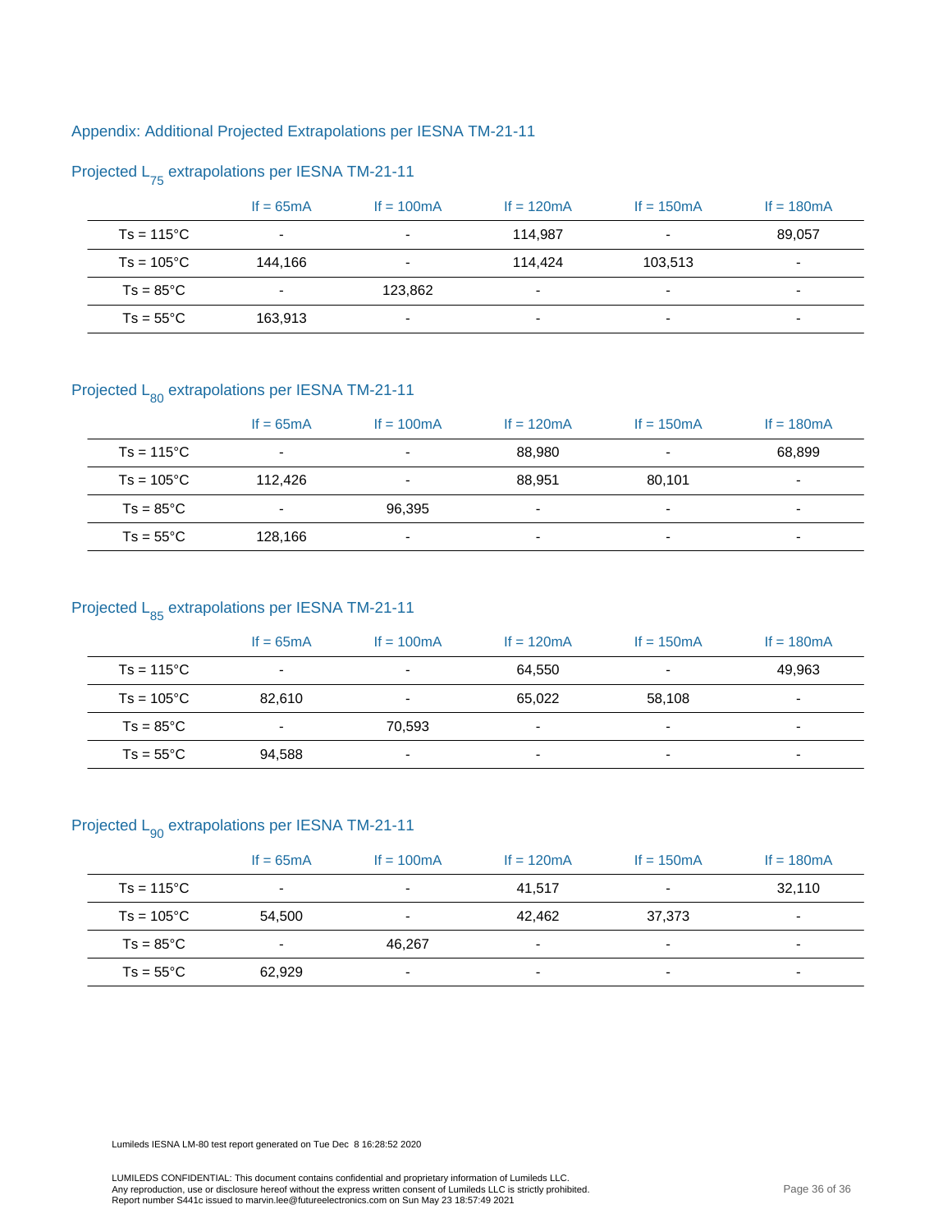## Appendix: Additional Projected Extrapolations per IESNA TM-21-11

### Projected $L_{75}$ extrapolations per IESNA TM-21-11

| | If = 65mA | If = 100mA | If = 120mA | If = 150mA | If = 180mA |
|---|---|---|---|---|---|
| Ts = 115°C | - | - | 114,987 | - | 89,057 |
| Ts = 105°C | 144,166 | - | 114,424 | 103,513 | - |
| Ts = 85°C | - | 123,862 | - | - | - |
| Ts = 55°C | 163,913 | - | - | - | - |

### Projected $L_{80}$ extrapolations per IESNA TM-21-11

| | If = 65mA | If = 100mA | If = 120mA | If = 150mA | If = 180mA |
|---|---|---|---|---|---|
| Ts = 115°C | - | - | 88,980 | - | 68,899 |
| Ts = 105°C | 112,426 | - | 88,951 | 80,101 | - |
| Ts = 85°C | - | 96,395 | - | - | - |
| Ts = 55°C | 128,166 | - | - | - | - |

### Projected $L_{85}$ extrapolations per IESNA TM-21-11

| | If = 65mA | If = 100mA | If = 120mA | If = 150mA | If = 180mA |
|---|---|---|---|---|---|
| Ts = 115°C | - | - | 64,550 | - | 49,963 |
| Ts = 105°C | 82,610 | - | 65,022 | 58,108 | - |
| Ts = 85°C | - | 70,593 | - | - | - |
| Ts = 55°C | 94,588 | - | - | - | - |

### Projected $L_{90}$ extrapolations per IESNA TM-21-11

| | If = 65mA | If = 100mA | If = 120mA | If = 150mA | If = 180mA |
|---|---|---|---|---|---|
| Ts = 115°C | - | - | 41,517 | - | 32,110 |
| Ts = 105°C | 54,500 | - | 42,462 | 37,373 | - |
| Ts = 85°C | - | 46,267 | - | - | - |
| Ts = 55°C | 62,929 | - | - | - | - |

Lumileds IESNA LM-80 test report generated on Tue Dec 8 16:28:52 2020

LUMILEDS CONFIDENTIAL: This document contains confidential and proprietary information of Lumileds LLC.
Any reproduction, use or disclosure hereof without the express written consent of Lumileds LLC is strictly prohibited.
Report number S441c issued to marvin.lee@futureelectronics.com on Sun May 23 18:57:49 2021